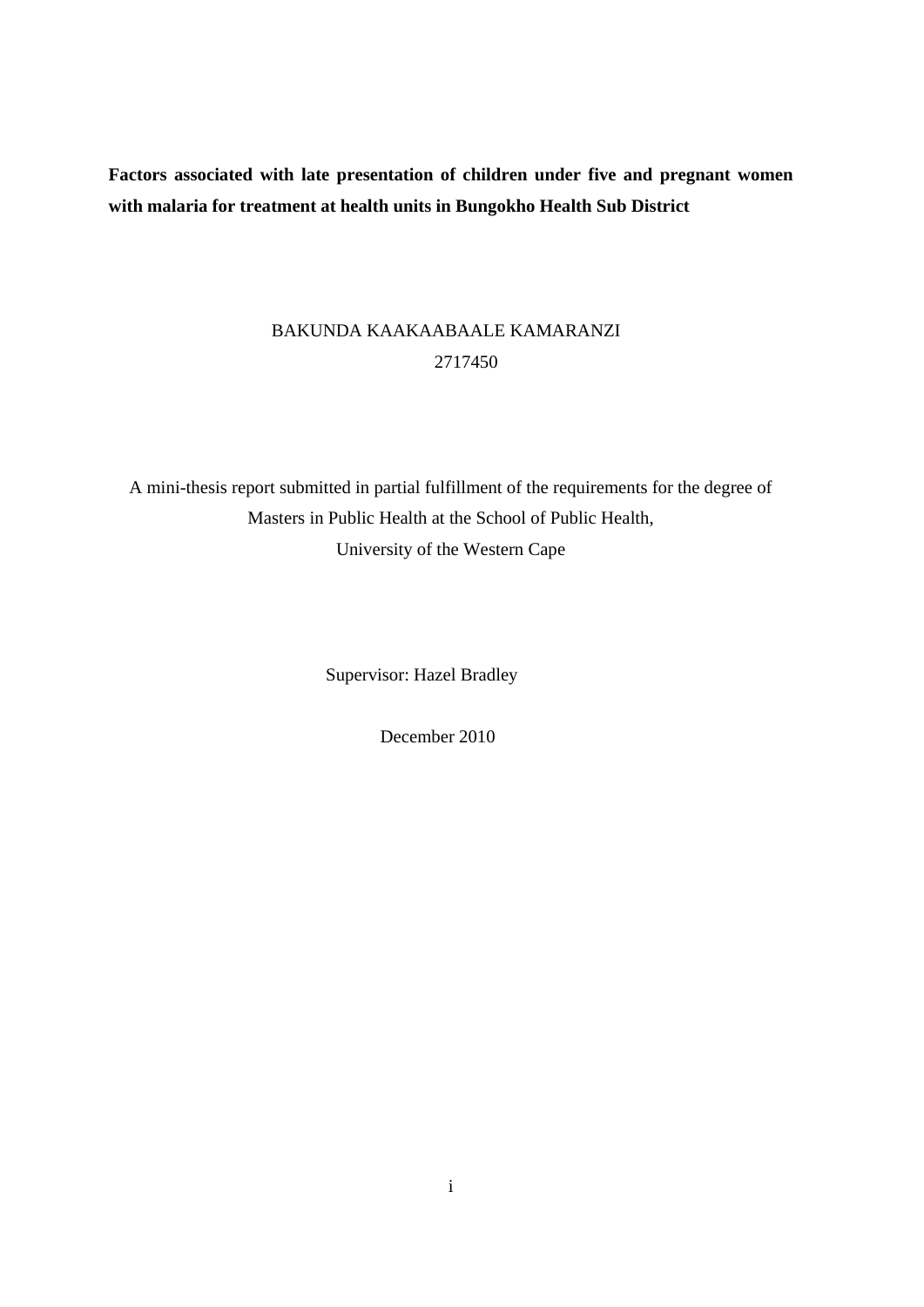**Factors associated with late presentation of children under five and pregnant women with malaria for treatment at health units in Bungokho Health Sub District**

BAKUNDA KAAKAABAALE KAMARANZI

2717450

A mini-thesis report submitted in partial fulfillment of the requirements for the degree of Masters in Public Health at the School of Public Health, University of the Western Cape

Supervisor: Hazel Bradley

December 2010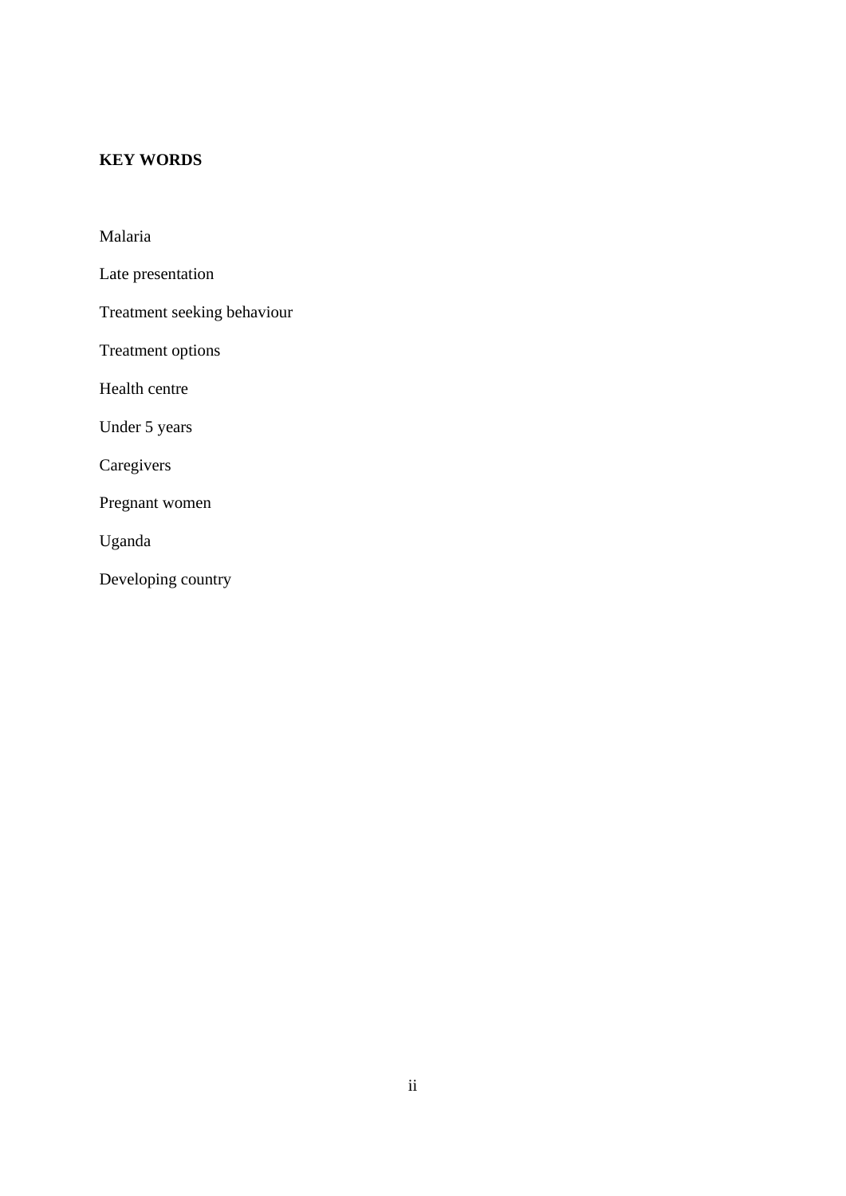**KEY WORDS**

Malaria

Late presentation

Treatment seeking behaviour

Treatment options

Health centre

Under 5 years

Caregivers

Pregnant women

Uganda

Developing country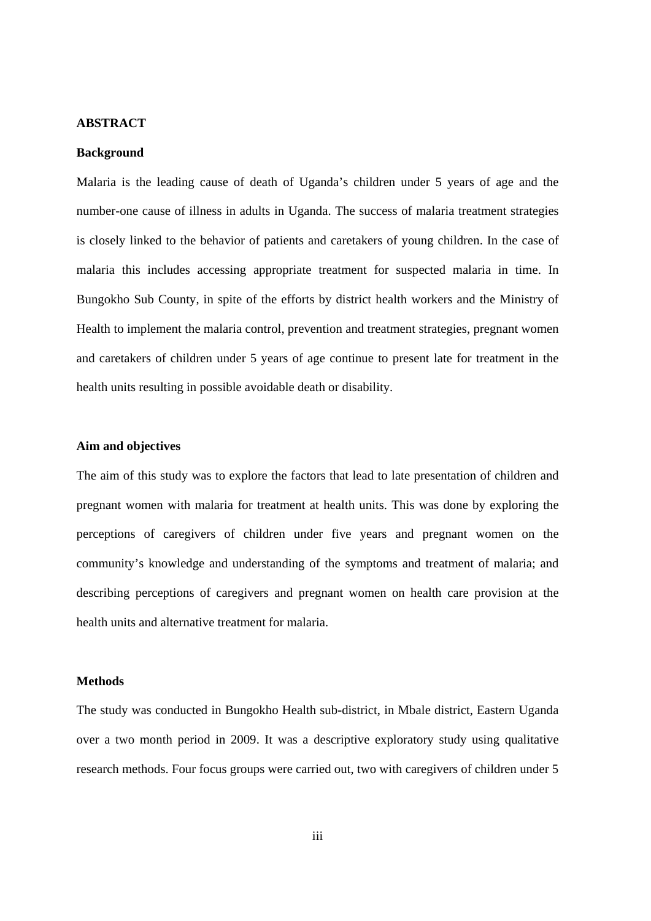## ABSTRACT

### Background

Malaria is the leading cause of death of Uganda's children under 5 years of age and the number-one cause of illness in adults in Uganda. The success of malaria treatment strategies is closely linked to the behavior of patients and caretakers of young children. In the case of malaria this includes accessing appropriate treatment for suspected malaria in time. In Bungokho Sub County, in spite of the efforts by district health workers and the Ministry of Health to implement the malaria control, prevention and treatment strategies, pregnant women and caretakers of children under 5 years of age continue to present late for treatment in the health units resulting in possible avoidable death or disability.

### Aim and objectives

The aim of this study was to explore the factors that lead to late presentation of children and pregnant women with malaria for treatment at health units. This was done by exploring the perceptions of caregivers of children under five years and pregnant women on the community's knowledge and understanding of the symptoms and treatment of malaria; and describing perceptions of caregivers and pregnant women on health care provision at the health units and alternative treatment for malaria.

### Methods

The study was conducted in Bungokho Health sub-district, in Mbale district, Eastern Uganda over a two month period in 2009. It was a descriptive exploratory study using qualitative research methods. Four focus groups were carried out, two with caregivers of children under 5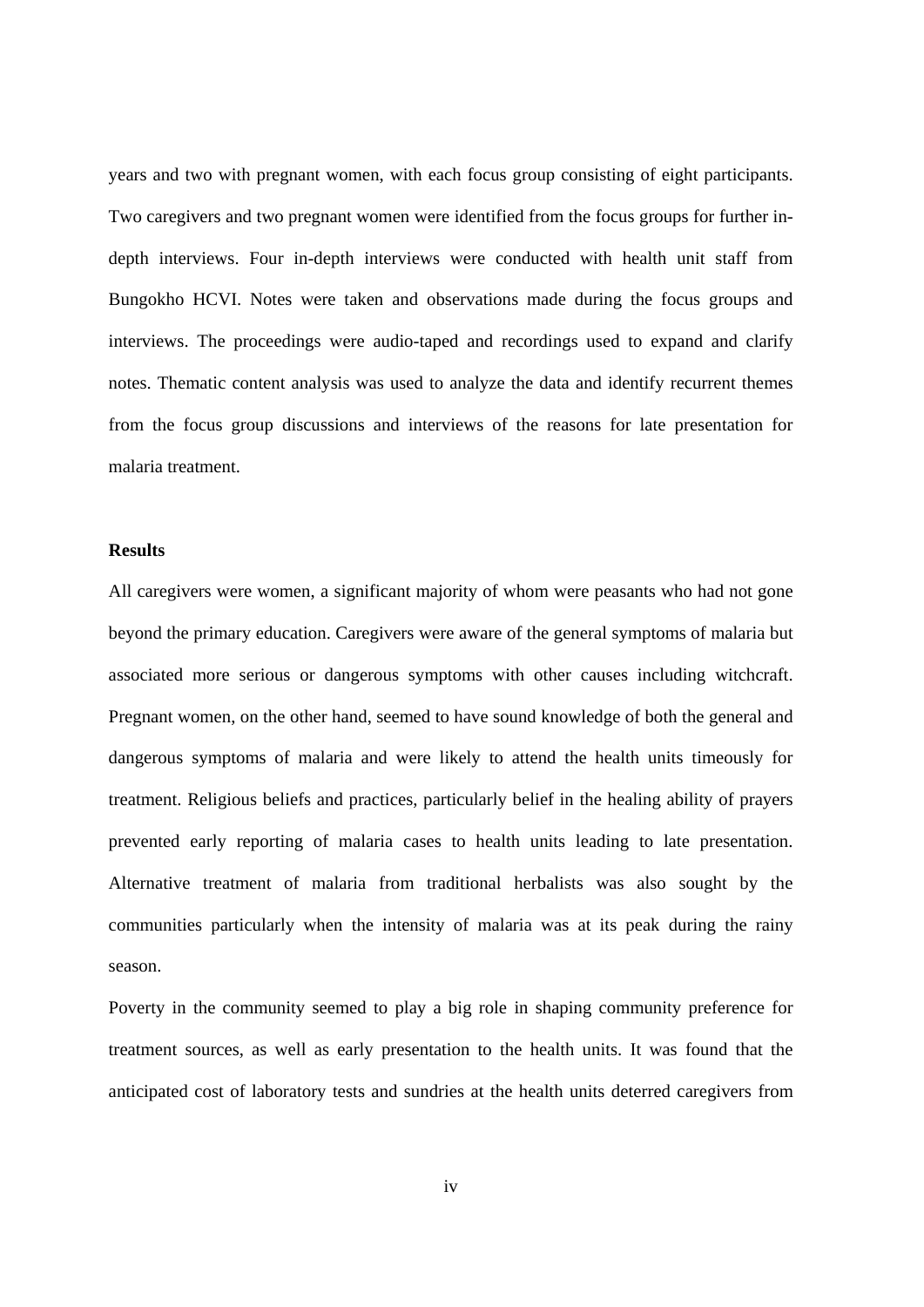years and two with pregnant women, with each focus group consisting of eight participants. Two caregivers and two pregnant women were identified from the focus groups for further in-depth interviews. Four in-depth interviews were conducted with health unit staff from Bungokho HCVI. Notes were taken and observations made during the focus groups and interviews. The proceedings were audio-taped and recordings used to expand and clarify notes. Thematic content analysis was used to analyze the data and identify recurrent themes from the focus group discussions and interviews of the reasons for late presentation for malaria treatment.

**Results**

All caregivers were women, a significant majority of whom were peasants who had not gone beyond the primary education. Caregivers were aware of the general symptoms of malaria but associated more serious or dangerous symptoms with other causes including witchcraft. Pregnant women, on the other hand, seemed to have sound knowledge of both the general and dangerous symptoms of malaria and were likely to attend the health units timeously for treatment. Religious beliefs and practices, particularly belief in the healing ability of prayers prevented early reporting of malaria cases to health units leading to late presentation. Alternative treatment of malaria from traditional herbalists was also sought by the communities particularly when the intensity of malaria was at its peak during the rainy season.

Poverty in the community seemed to play a big role in shaping community preference for treatment sources, as well as early presentation to the health units. It was found that the anticipated cost of laboratory tests and sundries at the health units deterred caregivers from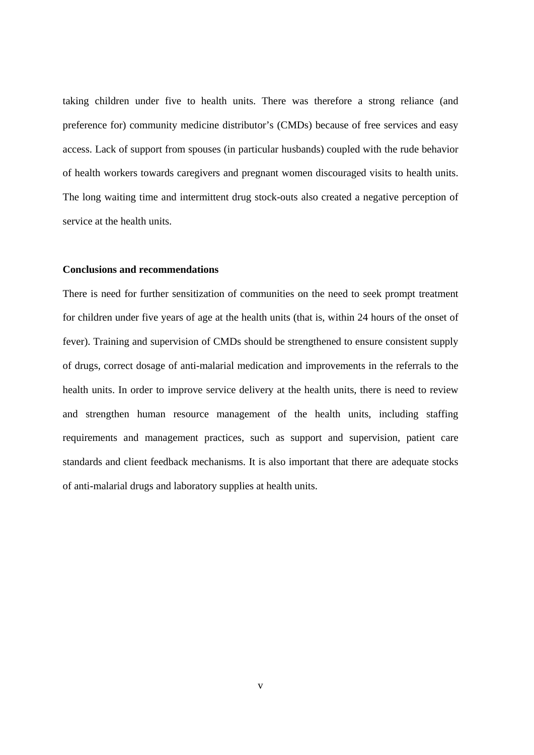taking children under five to health units. There was therefore a strong reliance (and preference for) community medicine distributor's (CMDs) because of free services and easy access. Lack of support from spouses (in particular husbands) coupled with the rude behavior of health workers towards caregivers and pregnant women discouraged visits to health units. The long waiting time and intermittent drug stock-outs also created a negative perception of service at the health units.

**Conclusions and recommendations**

There is need for further sensitization of communities on the need to seek prompt treatment for children under five years of age at the health units (that is, within 24 hours of the onset of fever). Training and supervision of CMDs should be strengthened to ensure consistent supply of drugs, correct dosage of anti-malarial medication and improvements in the referrals to the health units. In order to improve service delivery at the health units, there is need to review and strengthen human resource management of the health units, including staffing requirements and management practices, such as support and supervision, patient care standards and client feedback mechanisms. It is also important that there are adequate stocks of anti-malarial drugs and laboratory supplies at health units.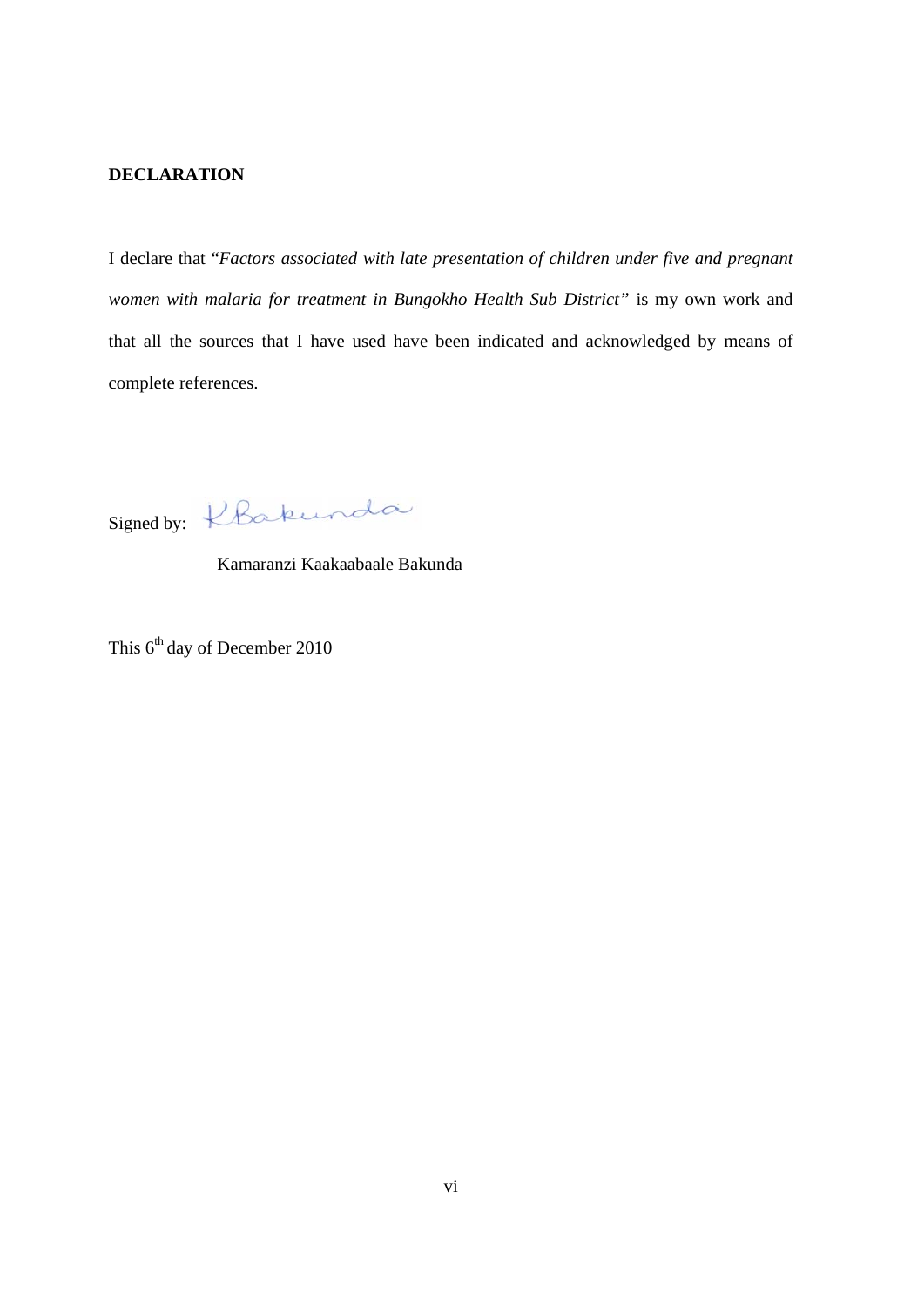## DECLARATION

I declare that "*Factors associated with late presentation of children under five and pregnant women with malaria for treatment in Bungokho Health Sub District*" is my own work and that all the sources that I have used have been indicated and acknowledged by means of complete references.

Signed by: KBakunda

Kamaranzi Kaakaabaale Bakunda

This 6th day of December 2010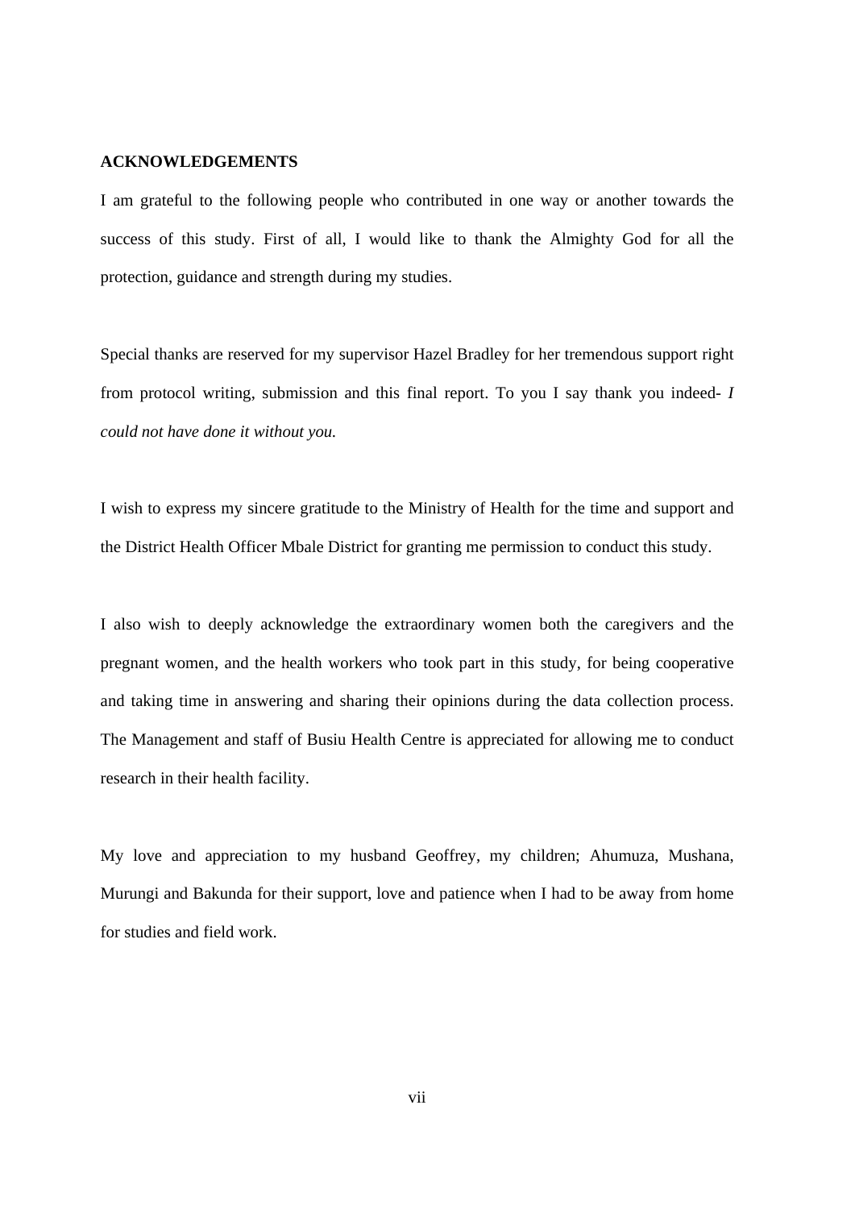## ACKNOWLEDGEMENTS

I am grateful to the following people who contributed in one way or another towards the success of this study. First of all, I would like to thank the Almighty God for all the protection, guidance and strength during my studies.

Special thanks are reserved for my supervisor Hazel Bradley for her tremendous support right from protocol writing, submission and this final report. To you I say thank you indeed- *I could not have done it without you.*

I wish to express my sincere gratitude to the Ministry of Health for the time and support and the District Health Officer Mbale District for granting me permission to conduct this study.

I also wish to deeply acknowledge the extraordinary women both the caregivers and the pregnant women, and the health workers who took part in this study, for being cooperative and taking time in answering and sharing their opinions during the data collection process. The Management and staff of Busiu Health Centre is appreciated for allowing me to conduct research in their health facility.

My love and appreciation to my husband Geoffrey, my children; Ahumuza, Mushana, Murungi and Bakunda for their support, love and patience when I had to be away from home for studies and field work.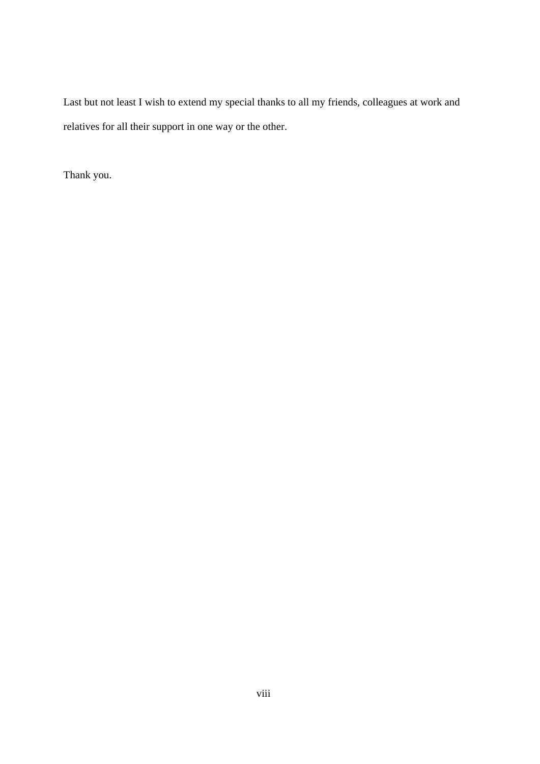Last but not least I wish to extend my special thanks to all my friends, colleagues at work and relatives for all their support in one way or the other.

Thank you.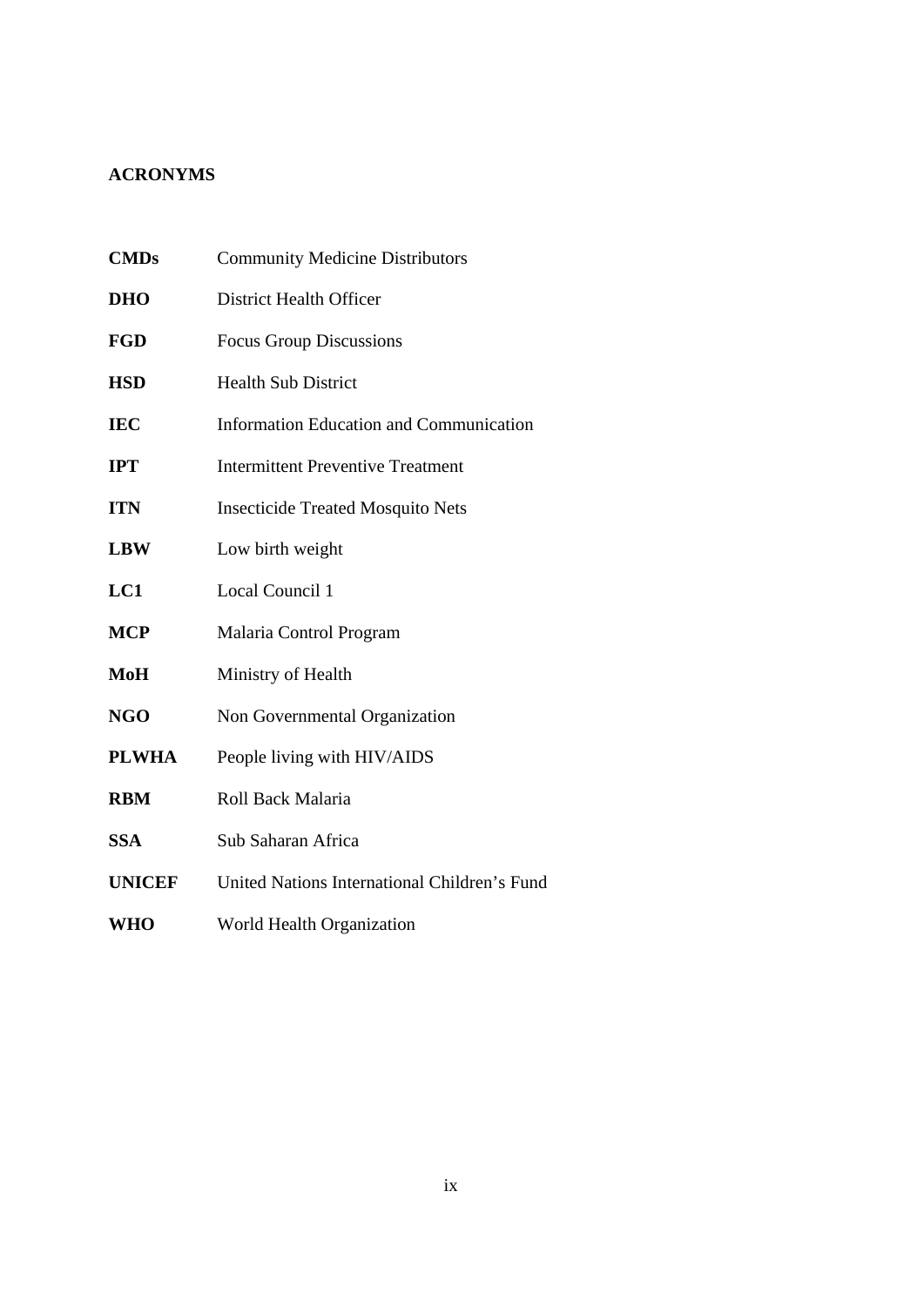# ACRONYMS

| | |
|---|---|
| **CMDs** | Community Medicine Distributors |
| **DHO** | District Health Officer |
| **FGD** | Focus Group Discussions |
| **HSD** | Health Sub District |
| **IEC** | Information Education and Communication |
| **IPT** | Intermittent Preventive Treatment |
| **ITN** | Insecticide Treated Mosquito Nets |
| **LBW** | Low birth weight |
| **LC1** | Local Council 1 |
| **MCP** | Malaria Control Program |
| **MoH** | Ministry of Health |
| **NGO** | Non Governmental Organization |
| **PLWHA** | People living with HIV/AIDS |
| **RBM** | Roll Back Malaria |
| **SSA** | Sub Saharan Africa |
| **UNICEF** | United Nations International Children's Fund |
| **WHO** | World Health Organization |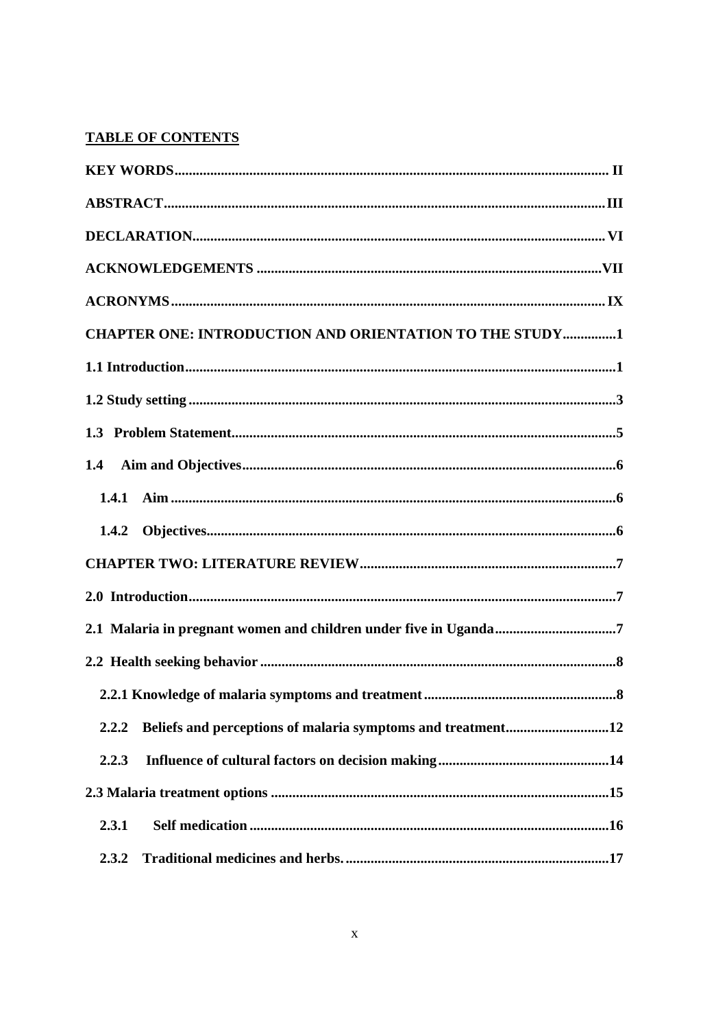**TABLE OF CONTENTS**

**KEY WORDS** .......... II

**ABSTRACT** .......... III

**DECLARATION** .......... VI

**ACKNOWLEDGEMENTS** .......... VII

**ACRONYMS** .......... IX

**CHAPTER ONE: INTRODUCTION AND ORIENTATION TO THE STUDY** .......... 1

**1.1 Introduction** .......... 1

**1.2 Study setting** .......... 3

**1.3 Problem Statement** .......... 5

**1.4 Aim and Objectives** .......... 6

- **1.4.1 Aim** .......... 6
- **1.4.2 Objectives** .......... 6

**CHAPTER TWO: LITERATURE REVIEW** .......... 7

**2.0 Introduction** .......... 7

**2.1 Malaria in pregnant women and children under five in Uganda** .......... 7

**2.2 Health seeking behavior** .......... 8

- **2.2.1 Knowledge of malaria symptoms and treatment** .......... 8
- **2.2.2 Beliefs and perceptions of malaria symptoms and treatment** .......... 12
- **2.2.3 Influence of cultural factors on decision making** .......... 14

**2.3 Malaria treatment options** .......... 15

- **2.3.1 Self medication** .......... 16
- **2.3.2 Traditional medicines and herbs.** .......... 17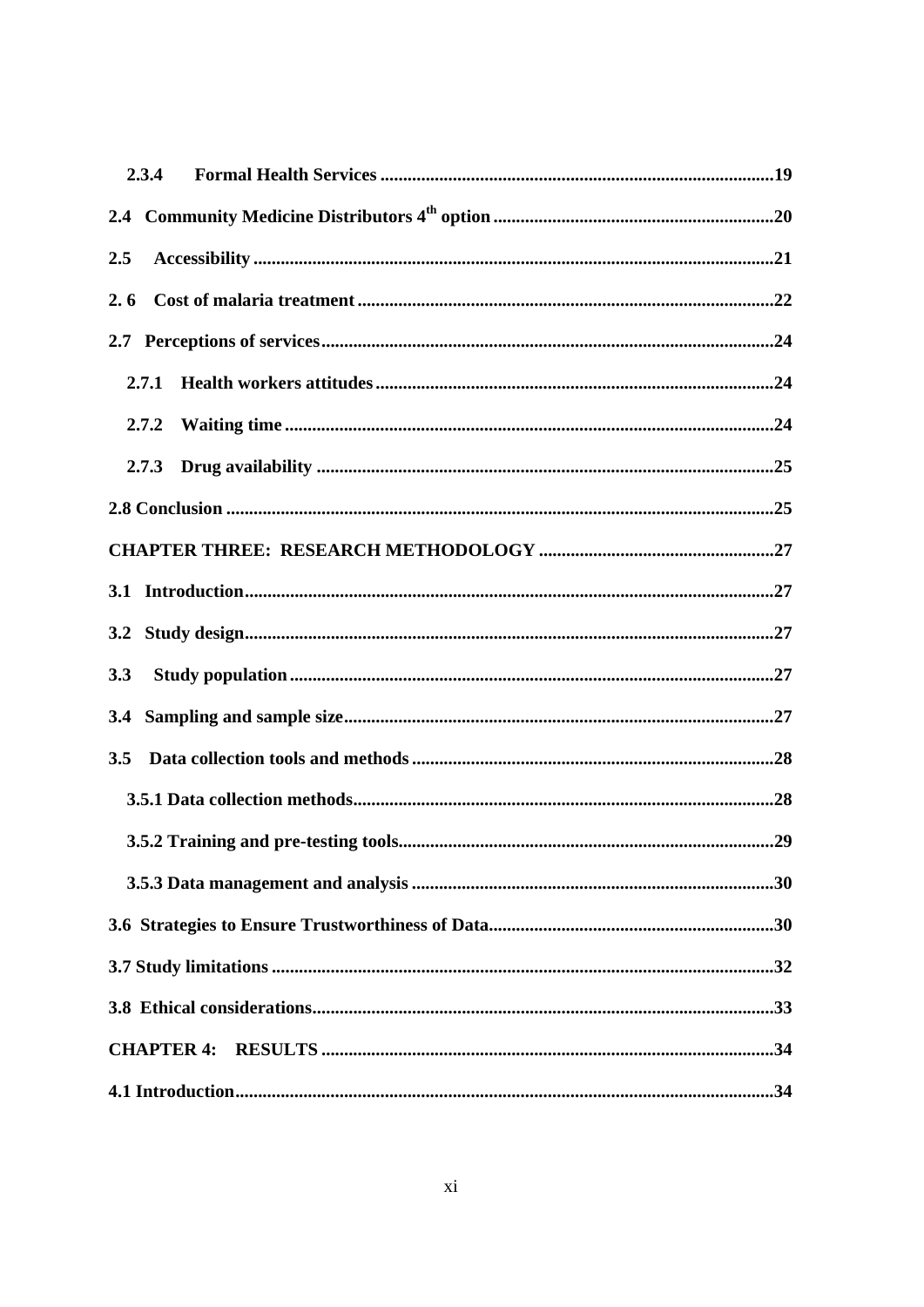2.3.4 Formal Health Services ....................................................................................19

2.4 Community Medicine Distributors 4th option ............................................................20

2.5 Accessibility ...............................................................................................................21

2. 6 Cost of malaria treatment ..........................................................................................22

2.7 Perceptions of services ...............................................................................................24

2.7.1 Health workers attitudes .......................................................................................24

2.7.2 Waiting time ..........................................................................................................24

2.7.3 Drug availability ...................................................................................................25

2.8 Conclusion ....................................................................................................................25

CHAPTER THREE: RESEARCH METHODOLOGY ...................................................27

3.1 Introduction ..................................................................................................................27

3.2 Study design ..................................................................................................................27

3.3 Study population ...........................................................................................................27

3.4 Sampling and sample size .............................................................................................27

3.5 Data collection tools and methods ...............................................................................28

3.5.1 Data collection methods ...........................................................................................28

3.5.2 Training and pre-testing tools ...................................................................................29

3.5.3 Data management and analysis ...............................................................................30

3.6 Strategies to Ensure Trustworthiness of Data ..............................................................30

3.7 Study limitations ...........................................................................................................32

3.8 Ethical considerations ...................................................................................................33

CHAPTER 4: RESULTS ..................................................................................................34

4.1 Introduction ....................................................................................................................34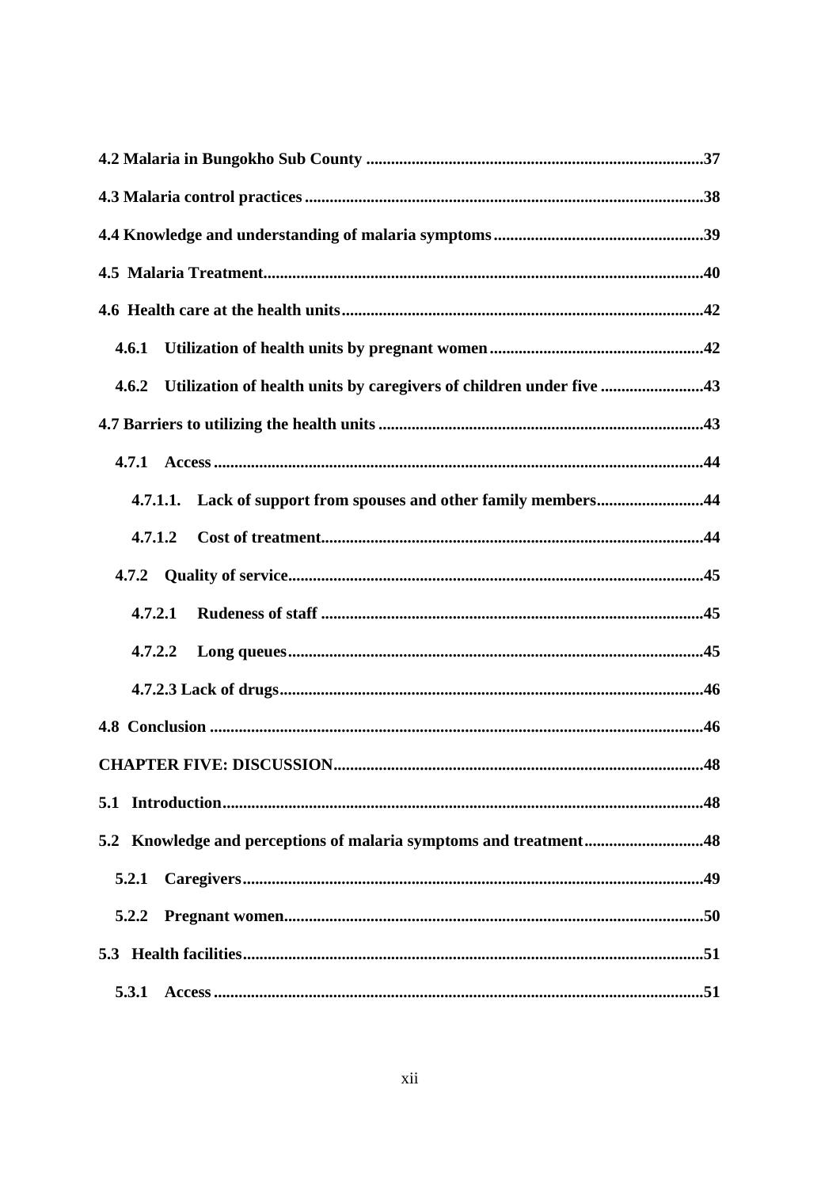**4.2 Malaria in Bungokho Sub County** .................................................................................37

**4.3 Malaria control practices** ...............................................................................................38

**4.4 Knowledge and understanding of malaria symptoms** ..................................................39

**4.5 Malaria Treatment** .........................................................................................................40

**4.6 Health care at the health units** ......................................................................................42

**4.6.1 Utilization of health units by pregnant women** ...................................................42

**4.6.2 Utilization of health units by caregivers of children under five** ........................43

**4.7 Barriers to utilizing the health units** .............................................................................43

**4.7.1 Access** ......................................................................................................................44

**4.7.1.1. Lack of support from spouses and other family members** ..........................44

**4.7.1.2 Cost of treatment** ...........................................................................................44

**4.7.2 Quality of service** ...................................................................................................45

**4.7.2.1 Rudeness of staff** ...........................................................................................45

**4.7.2.2 Long queues** ...................................................................................................45

**4.7.2.3 Lack of drugs** .....................................................................................................46

**4.8 Conclusion** ......................................................................................................................46

**CHAPTER FIVE: DISCUSSION** ........................................................................................48

**5.1 Introduction** ....................................................................................................................48

**5.2 Knowledge and perceptions of malaria symptoms and treatment** ...........................48

**5.2.1 Caregivers** ..............................................................................................................49

**5.2.2 Pregnant women** .....................................................................................................50

**5.3 Health facilities** ..............................................................................................................51

**5.3.1 Access** ......................................................................................................................51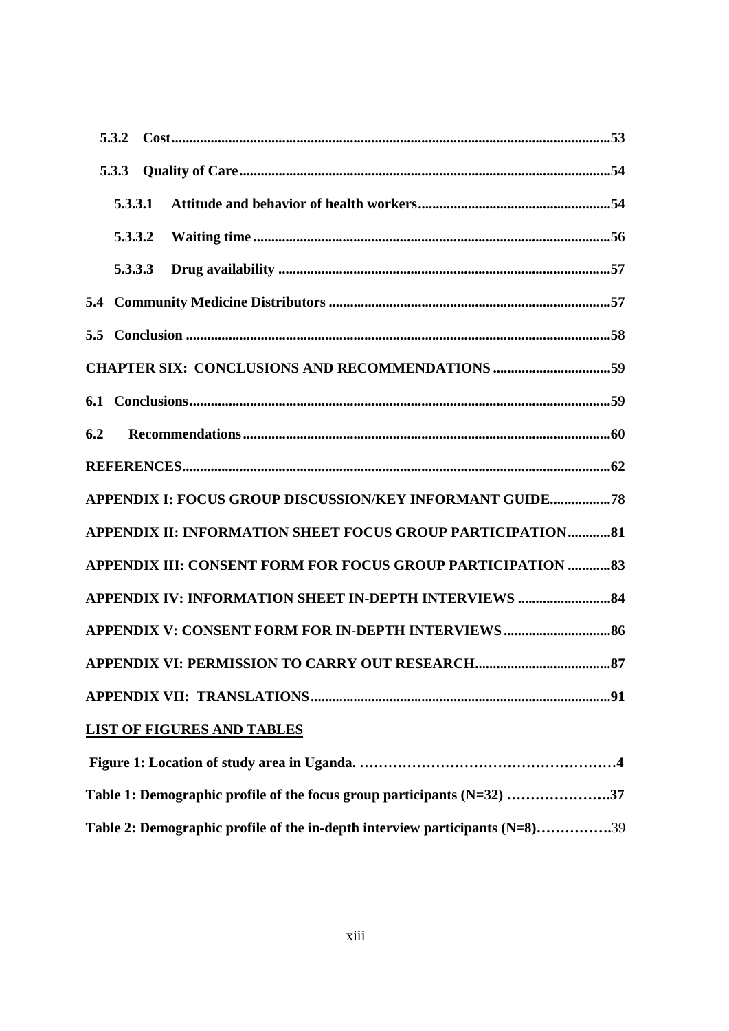**5.3.2 Cost**......................................................................................................................**53**

**5.3.3 Quality of Care**.......................................................................................................**54**

**5.3.3.1 Attitude and behavior of health workers**......................................................**54**

**5.3.3.2 Waiting time**...................................................................................................**56**

**5.3.3.3 Drug availability**............................................................................................**57**

**5.4 Community Medicine Distributors**..............................................................................**57**

**5.5 Conclusion**.....................................................................................................................**58**

**CHAPTER SIX: CONCLUSIONS AND RECOMMENDATIONS**.................................**59**

**6.1 Conclusions**....................................................................................................................**59**

**6.2 Recommendations**.........................................................................................................**60**

**REFERENCES**.....................................................................................................................**62**

**APPENDIX I: FOCUS GROUP DISCUSSION/KEY INFORMANT GUIDE**.................**78**

**APPENDIX II: INFORMATION SHEET FOCUS GROUP PARTICIPATION**............**81**

**APPENDIX III: CONSENT FORM FOR FOCUS GROUP PARTICIPATION**............**83**

**APPENDIX IV: INFORMATION SHEET IN-DEPTH INTERVIEWS**..........................**84**

**APPENDIX V: CONSENT FORM FOR IN-DEPTH INTERVIEWS**.............................**86**

**APPENDIX VI: PERMISSION TO CARRY OUT RESEARCH**......................................**87**

**APPENDIX VII: TRANSLATIONS**...................................................................................**91**

**LIST OF FIGURES AND TABLES**

**Figure 1: Location of study area in Uganda.** ………………………………………………**4**

**Table 1: Demographic profile of the focus group participants (N=32)** ………………….**37**

**Table 2: Demographic profile of the in-depth interview participants (N=8)**……………39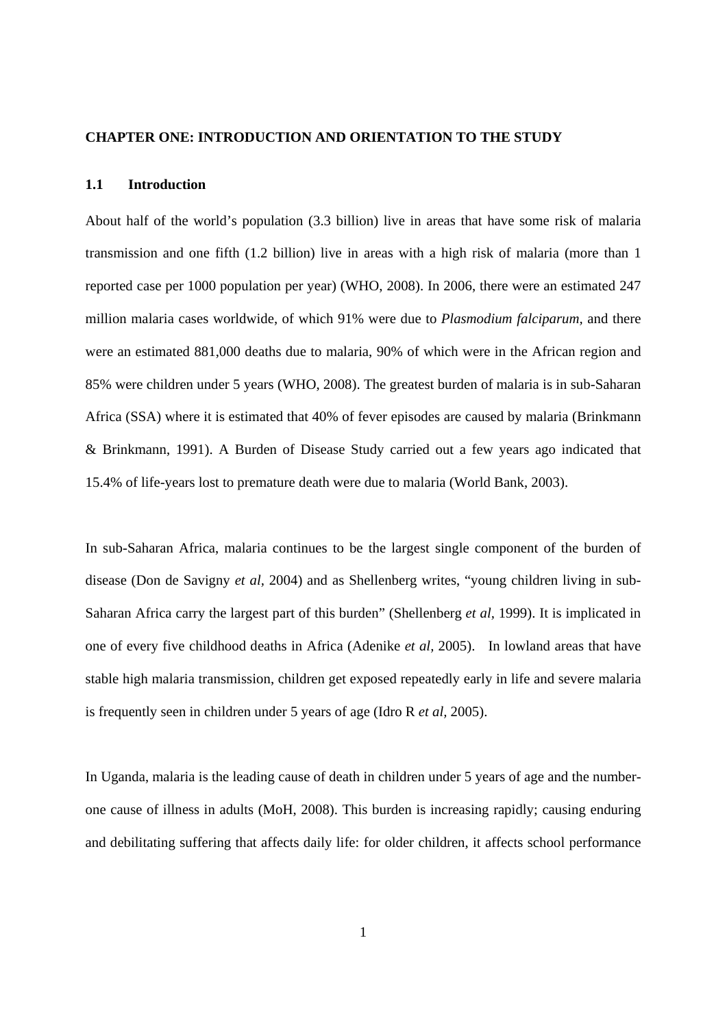## CHAPTER ONE: INTRODUCTION AND ORIENTATION TO THE STUDY

### 1.1 Introduction

About half of the world's population (3.3 billion) live in areas that have some risk of malaria transmission and one fifth (1.2 billion) live in areas with a high risk of malaria (more than 1 reported case per 1000 population per year) (WHO, 2008). In 2006, there were an estimated 247 million malaria cases worldwide, of which 91% were due to *Plasmodium falciparum*, and there were an estimated 881,000 deaths due to malaria, 90% of which were in the African region and 85% were children under 5 years (WHO, 2008). The greatest burden of malaria is in sub-Saharan Africa (SSA) where it is estimated that 40% of fever episodes are caused by malaria (Brinkmann & Brinkmann, 1991). A Burden of Disease Study carried out a few years ago indicated that 15.4% of life-years lost to premature death were due to malaria (World Bank, 2003).

In sub-Saharan Africa, malaria continues to be the largest single component of the burden of disease (Don de Savigny *et al*, 2004) and as Shellenberg writes, "young children living in sub-Saharan Africa carry the largest part of this burden" (Shellenberg *et al*, 1999). It is implicated in one of every five childhood deaths in Africa (Adenike *et al*, 2005). In lowland areas that have stable high malaria transmission, children get exposed repeatedly early in life and severe malaria is frequently seen in children under 5 years of age (Idro R *et al*, 2005).

In Uganda, malaria is the leading cause of death in children under 5 years of age and the number-one cause of illness in adults (MoH, 2008). This burden is increasing rapidly; causing enduring and debilitating suffering that affects daily life: for older children, it affects school performance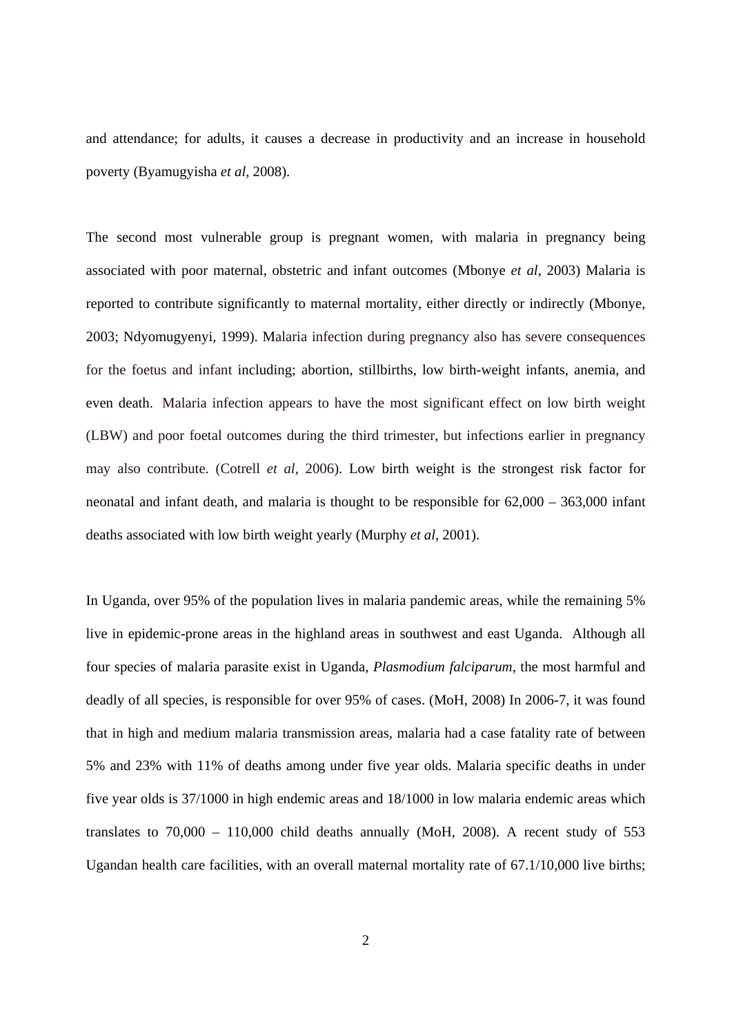and attendance; for adults, it causes a decrease in productivity and an increase in household poverty (Byamugyisha *et al,* 2008).

The second most vulnerable group is pregnant women, with malaria in pregnancy being associated with poor maternal, obstetric and infant outcomes (Mbonye *et al*, 2003) Malaria is reported to contribute significantly to maternal mortality, either directly or indirectly (Mbonye, 2003; Ndyomugyenyi, 1999). Malaria infection during pregnancy also has severe consequences for the foetus and infant including; abortion, stillbirths, low birth-weight infants, anemia, and even death. Malaria infection appears to have the most significant effect on low birth weight (LBW) and poor foetal outcomes during the third trimester, but infections earlier in pregnancy may also contribute. (Cotrell *et al*, 2006). Low birth weight is the strongest risk factor for neonatal and infant death, and malaria is thought to be responsible for 62,000 – 363,000 infant deaths associated with low birth weight yearly (Murphy *et al*, 2001).

In Uganda, over 95% of the population lives in malaria pandemic areas, while the remaining 5% live in epidemic-prone areas in the highland areas in southwest and east Uganda. Although all four species of malaria parasite exist in Uganda, *Plasmodium falciparum*, the most harmful and deadly of all species, is responsible for over 95% of cases. (MoH, 2008) In 2006-7, it was found that in high and medium malaria transmission areas, malaria had a case fatality rate of between 5% and 23% with 11% of deaths among under five year olds. Malaria specific deaths in under five year olds is 37/1000 in high endemic areas and 18/1000 in low malaria endemic areas which translates to 70,000 – 110,000 child deaths annually (MoH, 2008). A recent study of 553 Ugandan health care facilities, with an overall maternal mortality rate of 67.1/10,000 live births;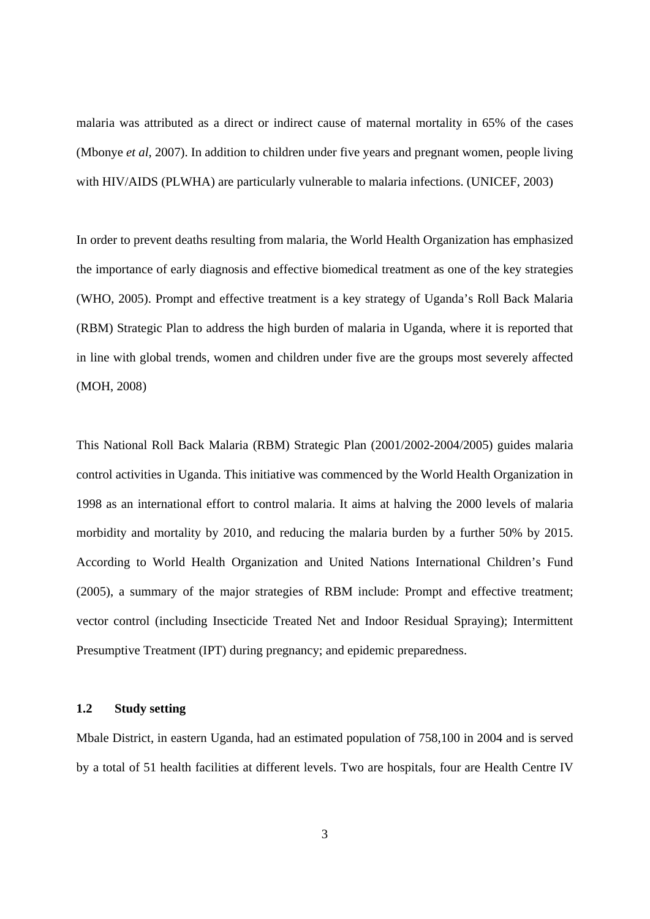malaria was attributed as a direct or indirect cause of maternal mortality in 65% of the cases (Mbonye *et al*, 2007). In addition to children under five years and pregnant women, people living with HIV/AIDS (PLWHA) are particularly vulnerable to malaria infections. (UNICEF, 2003)

In order to prevent deaths resulting from malaria, the World Health Organization has emphasized the importance of early diagnosis and effective biomedical treatment as one of the key strategies (WHO, 2005). Prompt and effective treatment is a key strategy of Uganda's Roll Back Malaria (RBM) Strategic Plan to address the high burden of malaria in Uganda, where it is reported that in line with global trends, women and children under five are the groups most severely affected (MOH, 2008)

This National Roll Back Malaria (RBM) Strategic Plan (2001/2002-2004/2005) guides malaria control activities in Uganda. This initiative was commenced by the World Health Organization in 1998 as an international effort to control malaria. It aims at halving the 2000 levels of malaria morbidity and mortality by 2010, and reducing the malaria burden by a further 50% by 2015. According to World Health Organization and United Nations International Children's Fund (2005), a summary of the major strategies of RBM include: Prompt and effective treatment; vector control (including Insecticide Treated Net and Indoor Residual Spraying); Intermittent Presumptive Treatment (IPT) during pregnancy; and epidemic preparedness.

### 1.2 Study setting

Mbale District, in eastern Uganda, had an estimated population of 758,100 in 2004 and is served by a total of 51 health facilities at different levels. Two are hospitals, four are Health Centre IV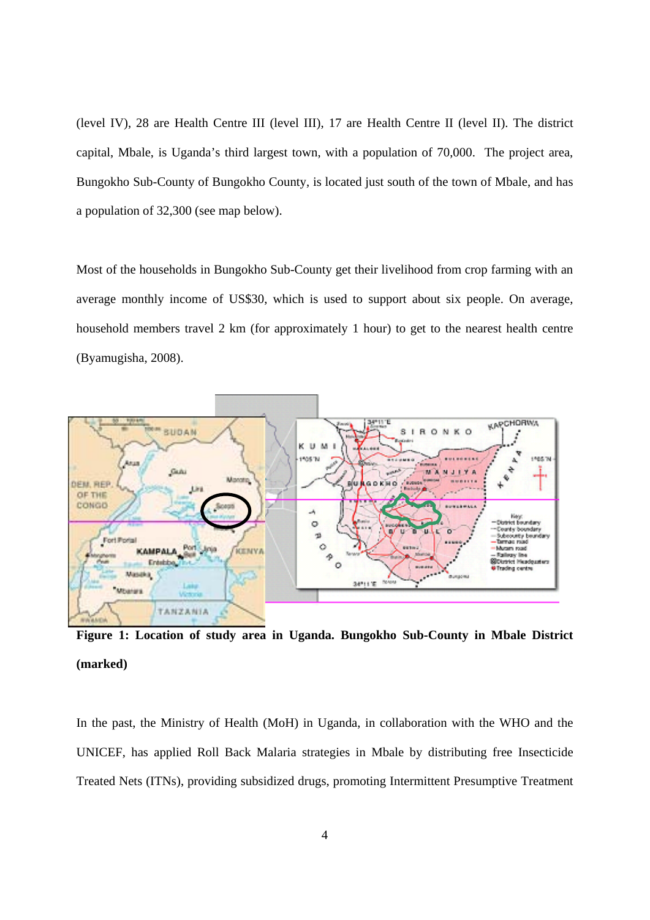(level IV), 28 are Health Centre III (level III), 17 are Health Centre II (level II). The district capital, Mbale, is Uganda's third largest town, with a population of 70,000. The project area, Bungokho Sub-County of Bungokho County, is located just south of the town of Mbale, and has a population of 32,300 (see map below).

Most of the households in Bungokho Sub-County get their livelihood from crop farming with an average monthly income of US$30, which is used to support about six people. On average, household members travel 2 km (for approximately 1 hour) to get to the nearest health centre (Byamugisha, 2008).

**Figure 1: Location of study area in Uganda. Bungokho Sub-County in Mbale District (marked)**

In the past, the Ministry of Health (MoH) in Uganda, in collaboration with the WHO and the UNICEF, has applied Roll Back Malaria strategies in Mbale by distributing free Insecticide Treated Nets (ITNs), providing subsidized drugs, promoting Intermittent Presumptive Treatment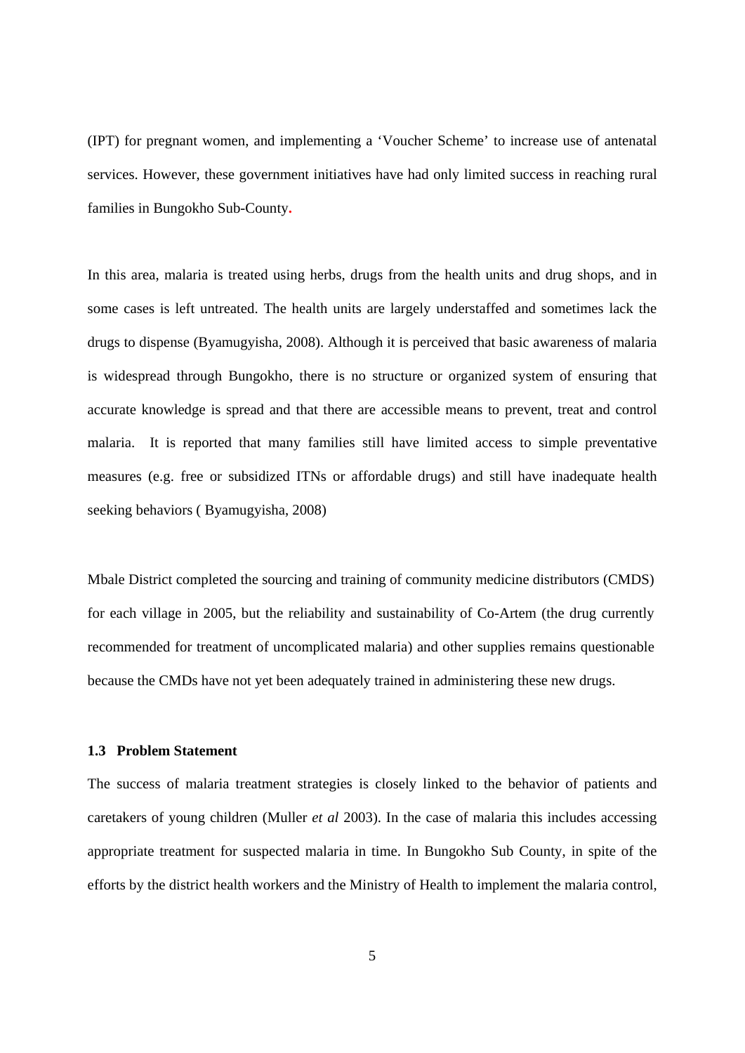(IPT) for pregnant women, and implementing a 'Voucher Scheme' to increase use of antenatal services. However, these government initiatives have had only limited success in reaching rural families in Bungokho Sub-County.

In this area, malaria is treated using herbs, drugs from the health units and drug shops, and in some cases is left untreated. The health units are largely understaffed and sometimes lack the drugs to dispense (Byamugyisha, 2008). Although it is perceived that basic awareness of malaria is widespread through Bungokho, there is no structure or organized system of ensuring that accurate knowledge is spread and that there are accessible means to prevent, treat and control malaria. It is reported that many families still have limited access to simple preventative measures (e.g. free or subsidized ITNs or affordable drugs) and still have inadequate health seeking behaviors ( Byamugyisha, 2008)

Mbale District completed the sourcing and training of community medicine distributors (CMDS) for each village in 2005, but the reliability and sustainability of Co-Artem (the drug currently recommended for treatment of uncomplicated malaria) and other supplies remains questionable because the CMDs have not yet been adequately trained in administering these new drugs.

### 1.3 Problem Statement

The success of malaria treatment strategies is closely linked to the behavior of patients and caretakers of young children (Muller *et al* 2003). In the case of malaria this includes accessing appropriate treatment for suspected malaria in time. In Bungokho Sub County, in spite of the efforts by the district health workers and the Ministry of Health to implement the malaria control,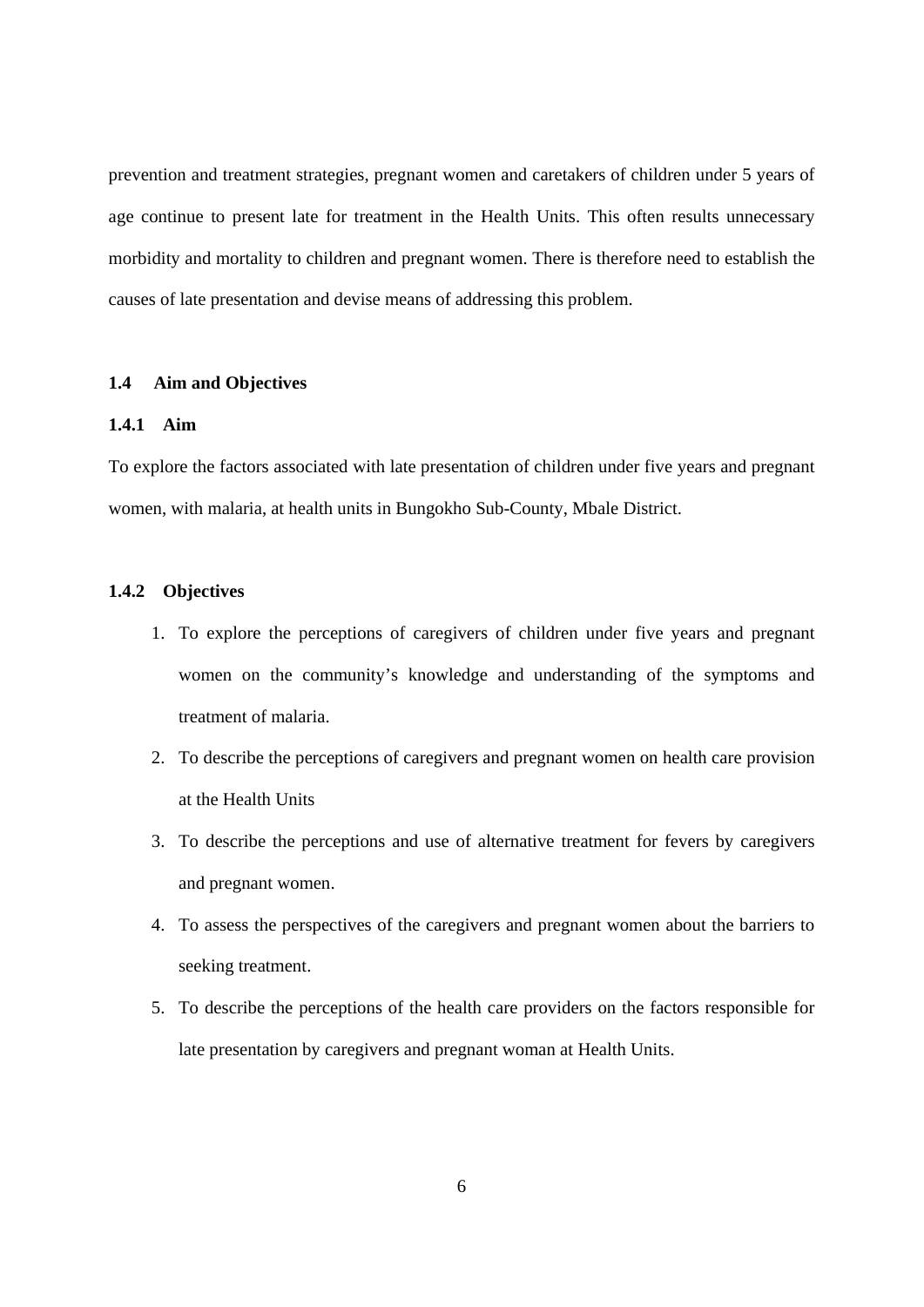prevention and treatment strategies, pregnant women and caretakers of children under 5 years of age continue to present late for treatment in the Health Units. This often results unnecessary morbidity and mortality to children and pregnant women. There is therefore need to establish the causes of late presentation and devise means of addressing this problem.

## 1.4 Aim and Objectives

### 1.4.1 Aim

To explore the factors associated with late presentation of children under five years and pregnant women, with malaria, at health units in Bungokho Sub-County, Mbale District.

### 1.4.2 Objectives

1. To explore the perceptions of caregivers of children under five years and pregnant women on the community's knowledge and understanding of the symptoms and treatment of malaria.
2. To describe the perceptions of caregivers and pregnant women on health care provision at the Health Units
3. To describe the perceptions and use of alternative treatment for fevers by caregivers and pregnant women.
4. To assess the perspectives of the caregivers and pregnant women about the barriers to seeking treatment.
5. To describe the perceptions of the health care providers on the factors responsible for late presentation by caregivers and pregnant woman at Health Units.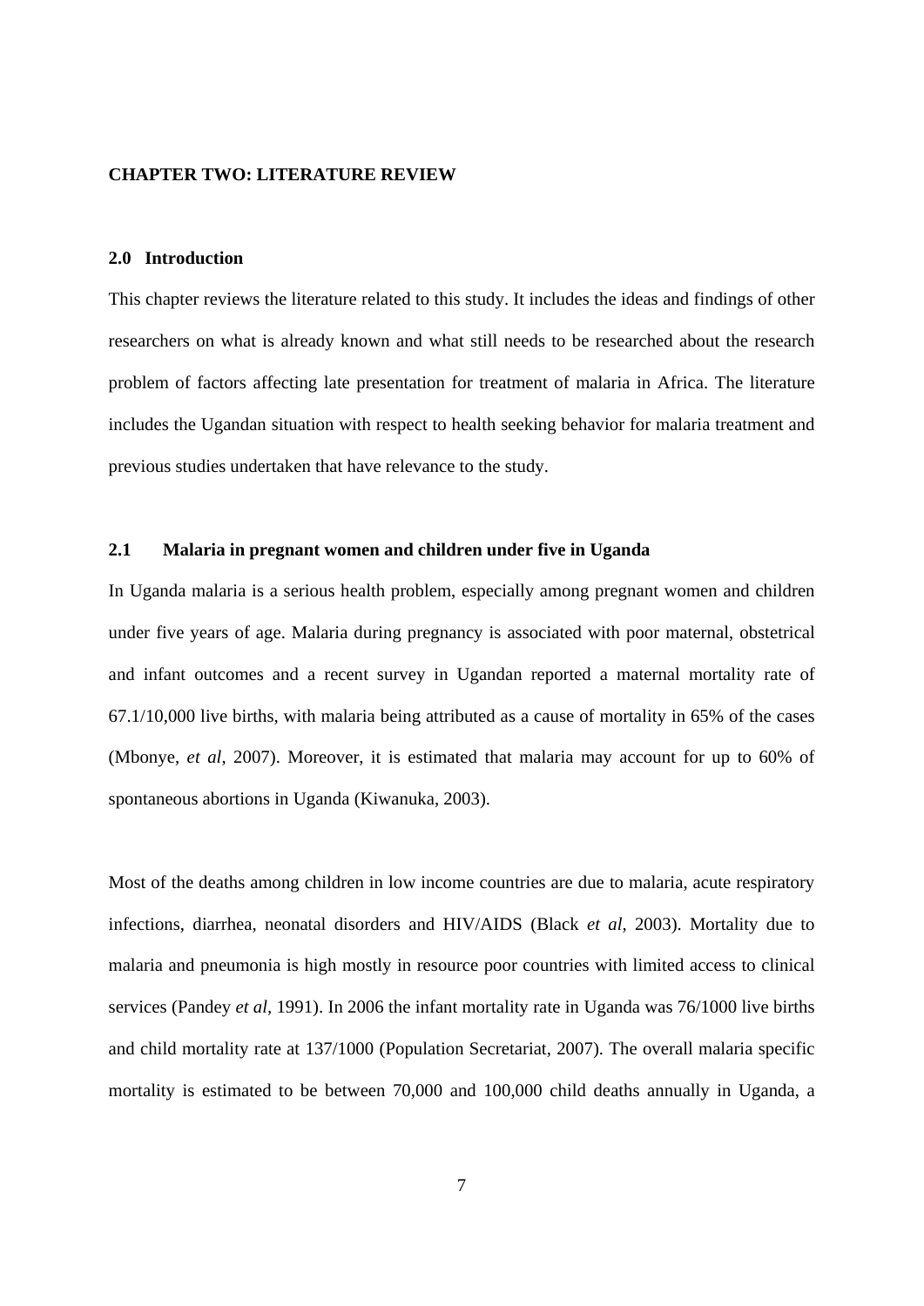# CHAPTER TWO: LITERATURE REVIEW

## 2.0 Introduction

This chapter reviews the literature related to this study. It includes the ideas and findings of other researchers on what is already known and what still needs to be researched about the research problem of factors affecting late presentation for treatment of malaria in Africa. The literature includes the Ugandan situation with respect to health seeking behavior for malaria treatment and previous studies undertaken that have relevance to the study.

## 2.1 Malaria in pregnant women and children under five in Uganda

In Uganda malaria is a serious health problem, especially among pregnant women and children under five years of age. Malaria during pregnancy is associated with poor maternal, obstetrical and infant outcomes and a recent survey in Ugandan reported a maternal mortality rate of 67.1/10,000 live births, with malaria being attributed as a cause of mortality in 65% of the cases (Mbonye, *et al*, 2007). Moreover, it is estimated that malaria may account for up to 60% of spontaneous abortions in Uganda (Kiwanuka, 2003).

Most of the deaths among children in low income countries are due to malaria, acute respiratory infections, diarrhea, neonatal disorders and HIV/AIDS (Black *et al*, 2003). Mortality due to malaria and pneumonia is high mostly in resource poor countries with limited access to clinical services (Pandey *et al*, 1991). In 2006 the infant mortality rate in Uganda was 76/1000 live births and child mortality rate at 137/1000 (Population Secretariat, 2007). The overall malaria specific mortality is estimated to be between 70,000 and 100,000 child deaths annually in Uganda, a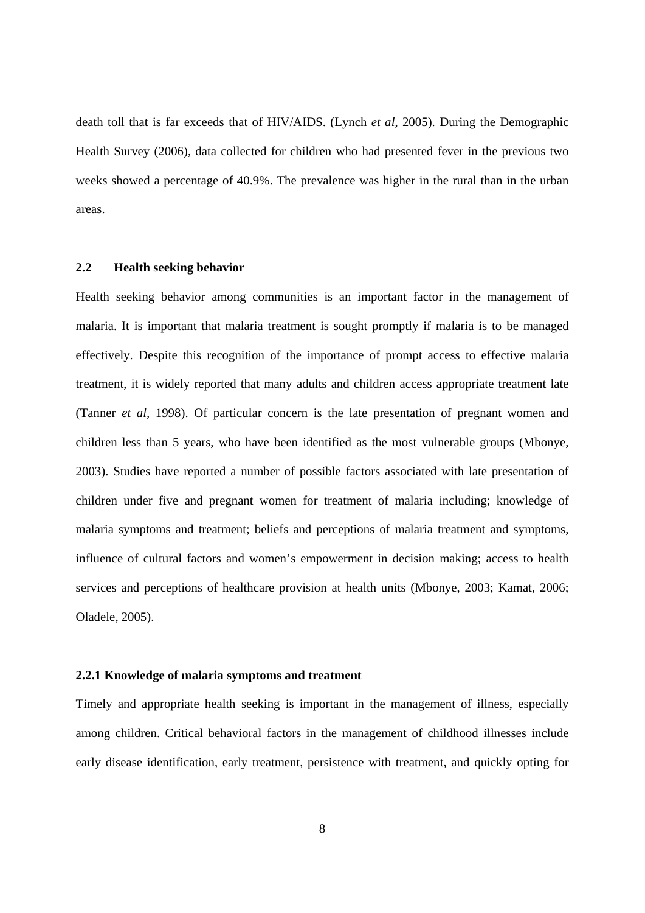death toll that is far exceeds that of HIV/AIDS. (Lynch *et al*, 2005). During the Demographic Health Survey (2006), data collected for children who had presented fever in the previous two weeks showed a percentage of 40.9%. The prevalence was higher in the rural than in the urban areas.

## 2.2 Health seeking behavior

Health seeking behavior among communities is an important factor in the management of malaria. It is important that malaria treatment is sought promptly if malaria is to be managed effectively. Despite this recognition of the importance of prompt access to effective malaria treatment, it is widely reported that many adults and children access appropriate treatment late (Tanner *et al*, 1998). Of particular concern is the late presentation of pregnant women and children less than 5 years, who have been identified as the most vulnerable groups (Mbonye, 2003). Studies have reported a number of possible factors associated with late presentation of children under five and pregnant women for treatment of malaria including; knowledge of malaria symptoms and treatment; beliefs and perceptions of malaria treatment and symptoms, influence of cultural factors and women's empowerment in decision making; access to health services and perceptions of healthcare provision at health units (Mbonye, 2003; Kamat, 2006; Oladele, 2005).

### 2.2.1 Knowledge of malaria symptoms and treatment

Timely and appropriate health seeking is important in the management of illness, especially among children. Critical behavioral factors in the management of childhood illnesses include early disease identification, early treatment, persistence with treatment, and quickly opting for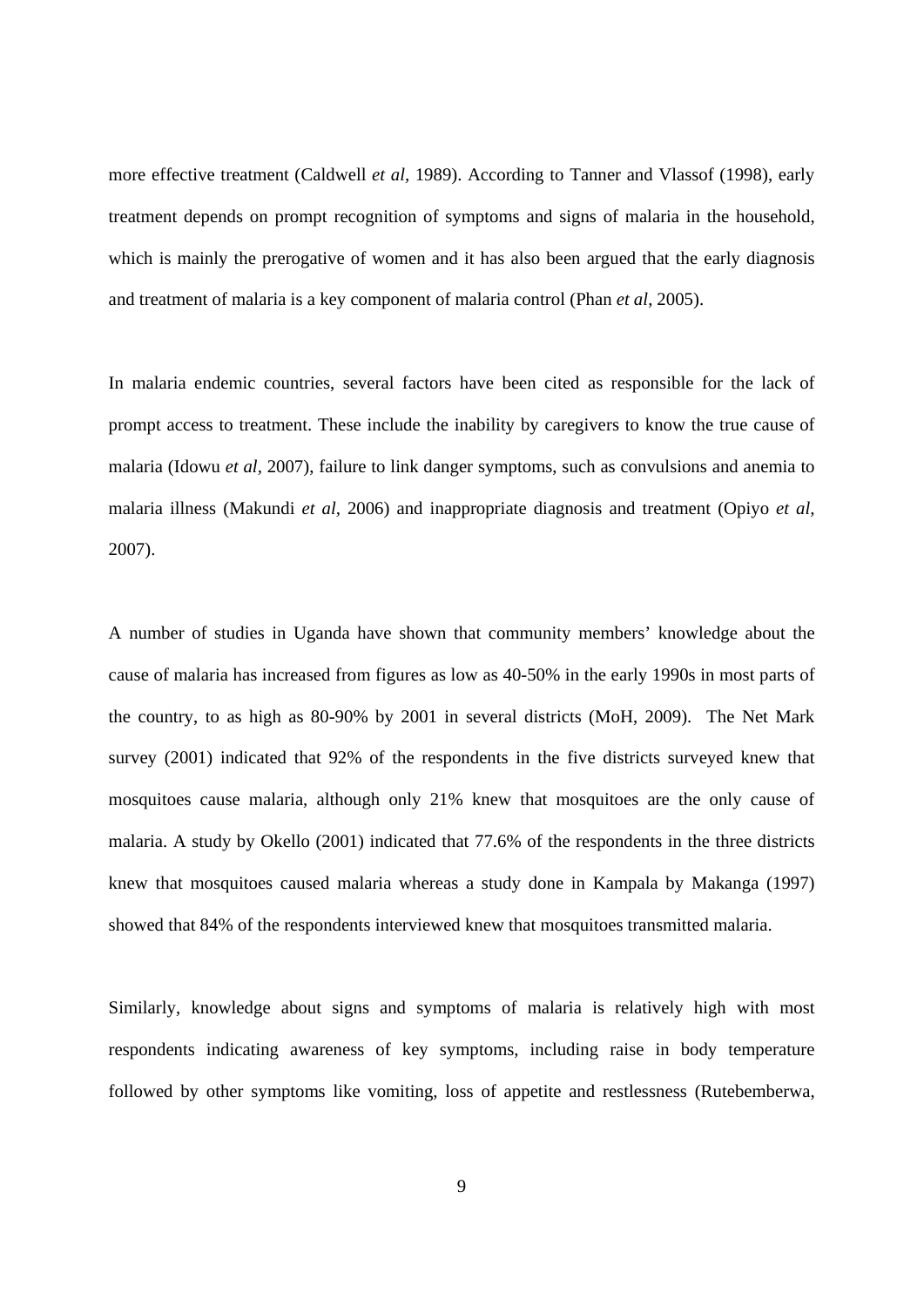more effective treatment (Caldwell *et al,* 1989). According to Tanner and Vlassof (1998), early treatment depends on prompt recognition of symptoms and signs of malaria in the household, which is mainly the prerogative of women and it has also been argued that the early diagnosis and treatment of malaria is a key component of malaria control (Phan *et al*, 2005).

In malaria endemic countries, several factors have been cited as responsible for the lack of prompt access to treatment. These include the inability by caregivers to know the true cause of malaria (Idowu *et al*, 2007), failure to link danger symptoms, such as convulsions and anemia to malaria illness (Makundi *et al,* 2006) and inappropriate diagnosis and treatment (Opiyo *et al,* 2007).

A number of studies in Uganda have shown that community members' knowledge about the cause of malaria has increased from figures as low as 40-50% in the early 1990s in most parts of the country, to as high as 80-90% by 2001 in several districts (MoH, 2009). The Net Mark survey (2001) indicated that 92% of the respondents in the five districts surveyed knew that mosquitoes cause malaria, although only 21% knew that mosquitoes are the only cause of malaria. A study by Okello (2001) indicated that 77.6% of the respondents in the three districts knew that mosquitoes caused malaria whereas a study done in Kampala by Makanga (1997) showed that 84% of the respondents interviewed knew that mosquitoes transmitted malaria.

Similarly, knowledge about signs and symptoms of malaria is relatively high with most respondents indicating awareness of key symptoms, including raise in body temperature followed by other symptoms like vomiting, loss of appetite and restlessness (Rutebemberwa,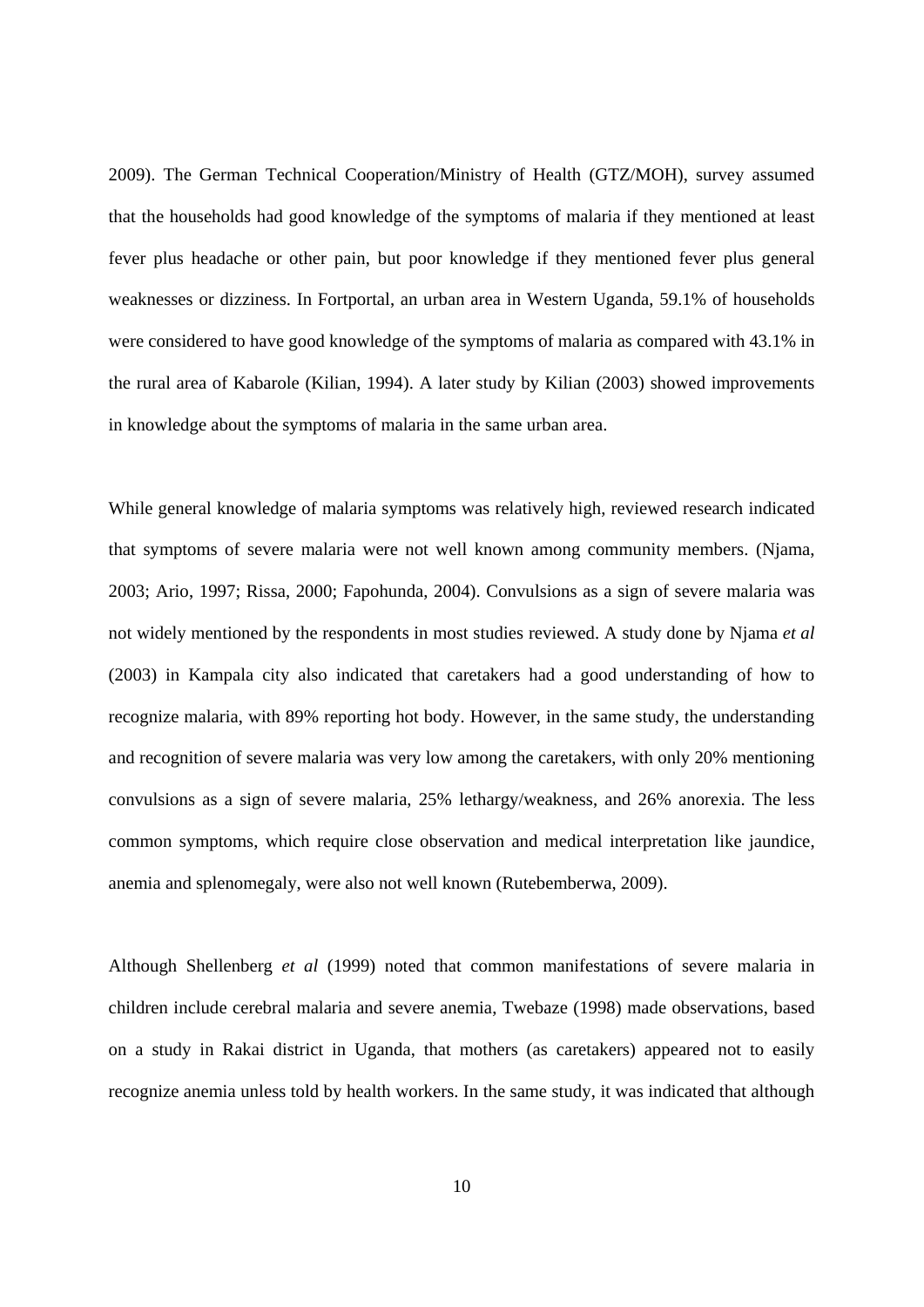2009). The German Technical Cooperation/Ministry of Health (GTZ/MOH), survey assumed that the households had good knowledge of the symptoms of malaria if they mentioned at least fever plus headache or other pain, but poor knowledge if they mentioned fever plus general weaknesses or dizziness. In Fortportal, an urban area in Western Uganda, 59.1% of households were considered to have good knowledge of the symptoms of malaria as compared with 43.1% in the rural area of Kabarole (Kilian, 1994). A later study by Kilian (2003) showed improvements in knowledge about the symptoms of malaria in the same urban area.

While general knowledge of malaria symptoms was relatively high, reviewed research indicated that symptoms of severe malaria were not well known among community members. (Njama, 2003; Ario, 1997; Rissa, 2000; Fapohunda, 2004). Convulsions as a sign of severe malaria was not widely mentioned by the respondents in most studies reviewed. A study done by Njama *et al* (2003) in Kampala city also indicated that caretakers had a good understanding of how to recognize malaria, with 89% reporting hot body. However, in the same study, the understanding and recognition of severe malaria was very low among the caretakers, with only 20% mentioning convulsions as a sign of severe malaria, 25% lethargy/weakness, and 26% anorexia. The less common symptoms, which require close observation and medical interpretation like jaundice, anemia and splenomegaly, were also not well known (Rutebemberwa, 2009).

Although Shellenberg *et al* (1999) noted that common manifestations of severe malaria in children include cerebral malaria and severe anemia, Twebaze (1998) made observations, based on a study in Rakai district in Uganda, that mothers (as caretakers) appeared not to easily recognize anemia unless told by health workers. In the same study, it was indicated that although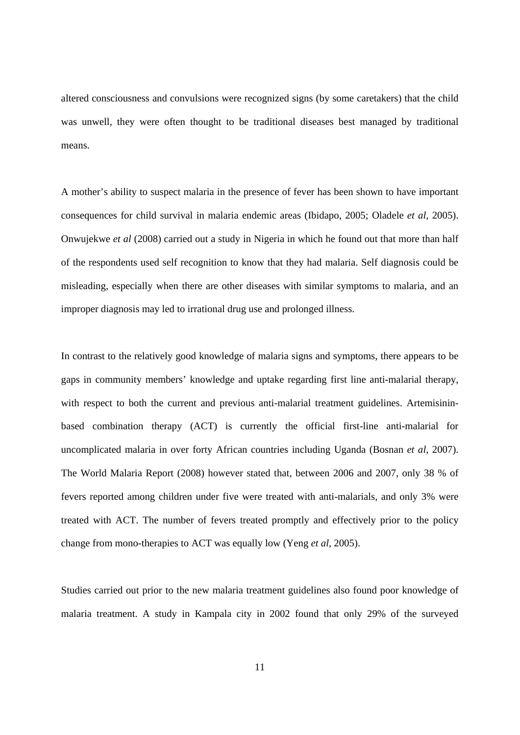altered consciousness and convulsions were recognized signs (by some caretakers) that the child was unwell, they were often thought to be traditional diseases best managed by traditional means.

A mother's ability to suspect malaria in the presence of fever has been shown to have important consequences for child survival in malaria endemic areas (Ibidapo, 2005; Oladele *et al*, 2005). Onwujekwe *et al* (2008) carried out a study in Nigeria in which he found out that more than half of the respondents used self recognition to know that they had malaria. Self diagnosis could be misleading, especially when there are other diseases with similar symptoms to malaria, and an improper diagnosis may led to irrational drug use and prolonged illness.

In contrast to the relatively good knowledge of malaria signs and symptoms, there appears to be gaps in community members' knowledge and uptake regarding first line anti-malarial therapy, with respect to both the current and previous anti-malarial treatment guidelines. Artemisinin-based combination therapy (ACT) is currently the official first-line anti-malarial for uncomplicated malaria in over forty African countries including Uganda (Bosnan *et al,* 2007). The World Malaria Report (2008) however stated that, between 2006 and 2007, only 38 % of fevers reported among children under five were treated with anti-malarials, and only 3% were treated with ACT. The number of fevers treated promptly and effectively prior to the policy change from mono-therapies to ACT was equally low (Yeng *et al*, 2005).

Studies carried out prior to the new malaria treatment guidelines also found poor knowledge of malaria treatment. A study in Kampala city in 2002 found that only 29% of the surveyed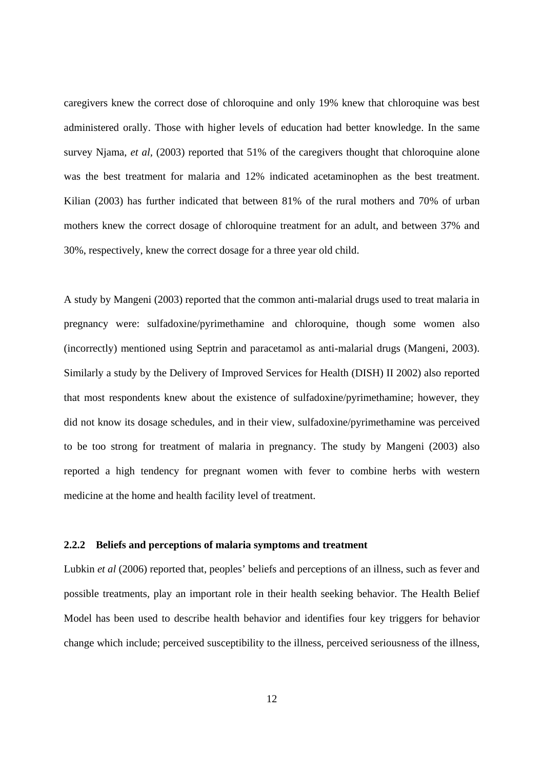caregivers knew the correct dose of chloroquine and only 19% knew that chloroquine was best administered orally. Those with higher levels of education had better knowledge. In the same survey Njama, *et al*, (2003) reported that 51% of the caregivers thought that chloroquine alone was the best treatment for malaria and 12% indicated acetaminophen as the best treatment. Kilian (2003) has further indicated that between 81% of the rural mothers and 70% of urban mothers knew the correct dosage of chloroquine treatment for an adult, and between 37% and 30%, respectively, knew the correct dosage for a three year old child.

A study by Mangeni (2003) reported that the common anti-malarial drugs used to treat malaria in pregnancy were: sulfadoxine/pyrimethamine and chloroquine, though some women also (incorrectly) mentioned using Septrin and paracetamol as anti-malarial drugs (Mangeni, 2003). Similarly a study by the Delivery of Improved Services for Health (DISH) II 2002) also reported that most respondents knew about the existence of sulfadoxine/pyrimethamine; however, they did not know its dosage schedules, and in their view, sulfadoxine/pyrimethamine was perceived to be too strong for treatment of malaria in pregnancy. The study by Mangeni (2003) also reported a high tendency for pregnant women with fever to combine herbs with western medicine at the home and health facility level of treatment.

### 2.2.2 Beliefs and perceptions of malaria symptoms and treatment

Lubkin *et al* (2006) reported that, peoples' beliefs and perceptions of an illness, such as fever and possible treatments, play an important role in their health seeking behavior. The Health Belief Model has been used to describe health behavior and identifies four key triggers for behavior change which include; perceived susceptibility to the illness, perceived seriousness of the illness,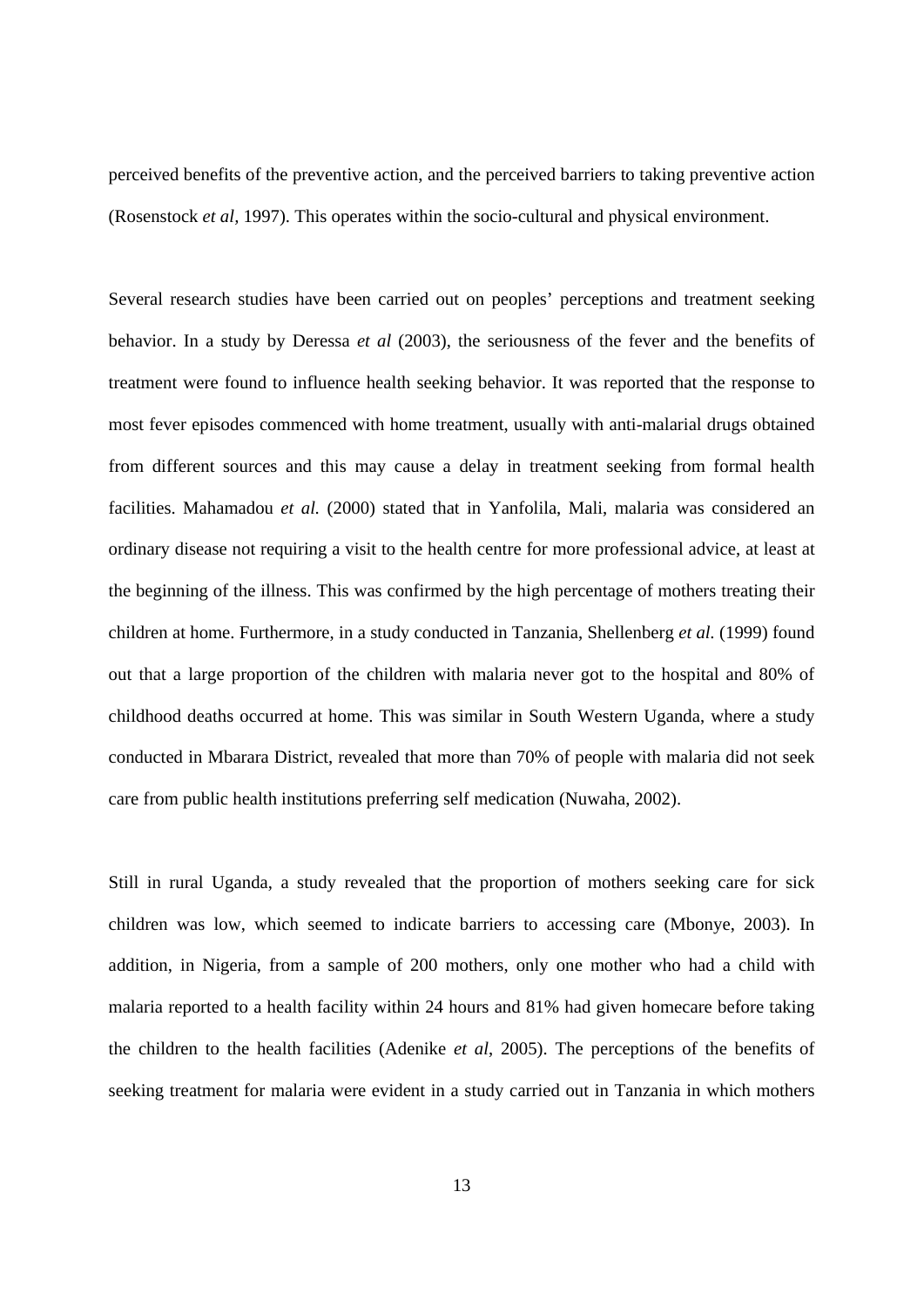perceived benefits of the preventive action, and the perceived barriers to taking preventive action (Rosenstock *et al*, 1997). This operates within the socio-cultural and physical environment.

Several research studies have been carried out on peoples' perceptions and treatment seeking behavior. In a study by Deressa *et al* (2003), the seriousness of the fever and the benefits of treatment were found to influence health seeking behavior. It was reported that the response to most fever episodes commenced with home treatment, usually with anti-malarial drugs obtained from different sources and this may cause a delay in treatment seeking from formal health facilities. Mahamadou *et al.* (2000) stated that in Yanfolila, Mali, malaria was considered an ordinary disease not requiring a visit to the health centre for more professional advice, at least at the beginning of the illness. This was confirmed by the high percentage of mothers treating their children at home. Furthermore, in a study conducted in Tanzania, Shellenberg *et al.* (1999) found out that a large proportion of the children with malaria never got to the hospital and 80% of childhood deaths occurred at home. This was similar in South Western Uganda, where a study conducted in Mbarara District, revealed that more than 70% of people with malaria did not seek care from public health institutions preferring self medication (Nuwaha, 2002).

Still in rural Uganda, a study revealed that the proportion of mothers seeking care for sick children was low, which seemed to indicate barriers to accessing care (Mbonye, 2003). In addition, in Nigeria, from a sample of 200 mothers, only one mother who had a child with malaria reported to a health facility within 24 hours and 81% had given homecare before taking the children to the health facilities (Adenike *et al*, 2005). The perceptions of the benefits of seeking treatment for malaria were evident in a study carried out in Tanzania in which mothers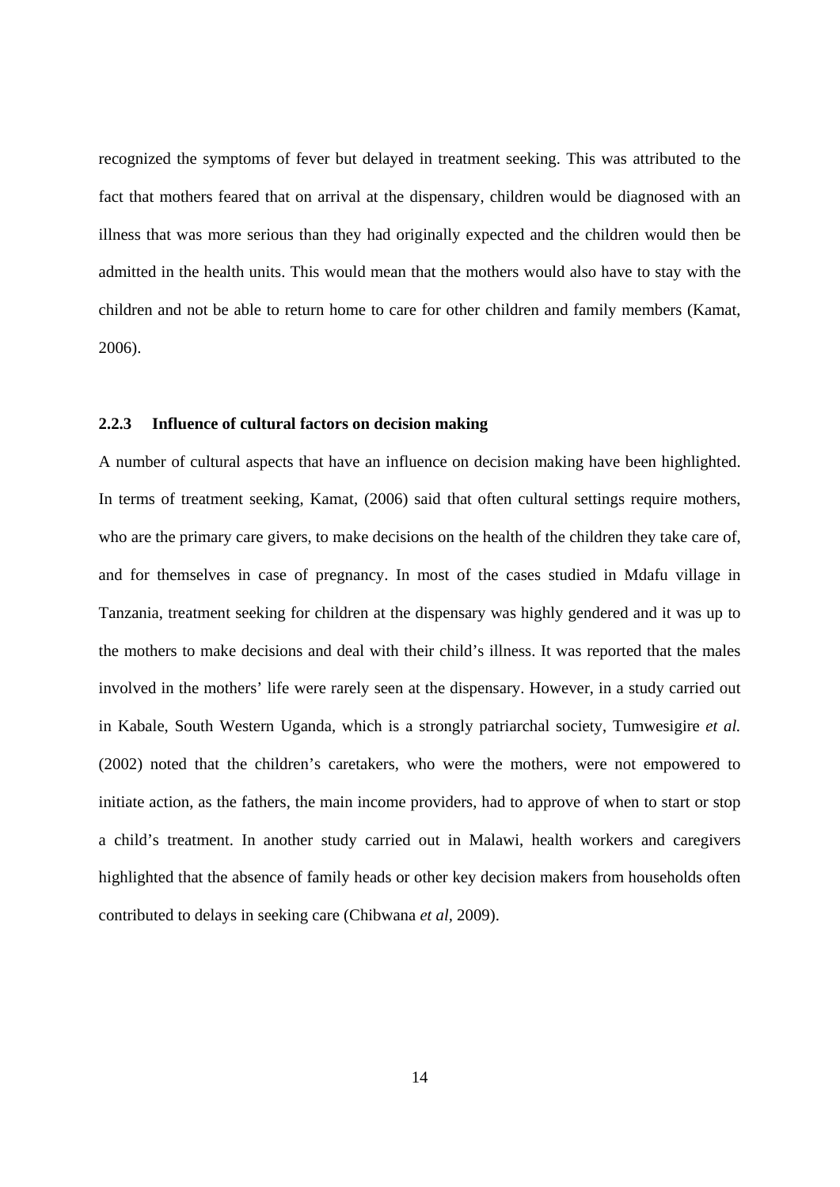recognized the symptoms of fever but delayed in treatment seeking. This was attributed to the fact that mothers feared that on arrival at the dispensary, children would be diagnosed with an illness that was more serious than they had originally expected and the children would then be admitted in the health units. This would mean that the mothers would also have to stay with the children and not be able to return home to care for other children and family members (Kamat, 2006).

### 2.2.3 Influence of cultural factors on decision making

A number of cultural aspects that have an influence on decision making have been highlighted. In terms of treatment seeking, Kamat, (2006) said that often cultural settings require mothers, who are the primary care givers, to make decisions on the health of the children they take care of, and for themselves in case of pregnancy. In most of the cases studied in Mdafu village in Tanzania, treatment seeking for children at the dispensary was highly gendered and it was up to the mothers to make decisions and deal with their child's illness. It was reported that the males involved in the mothers' life were rarely seen at the dispensary. However, in a study carried out in Kabale, South Western Uganda, which is a strongly patriarchal society, Tumwesigire *et al.* (2002) noted that the children's caretakers, who were the mothers, were not empowered to initiate action, as the fathers, the main income providers, had to approve of when to start or stop a child's treatment. In another study carried out in Malawi, health workers and caregivers highlighted that the absence of family heads or other key decision makers from households often contributed to delays in seeking care (Chibwana *et al*, 2009).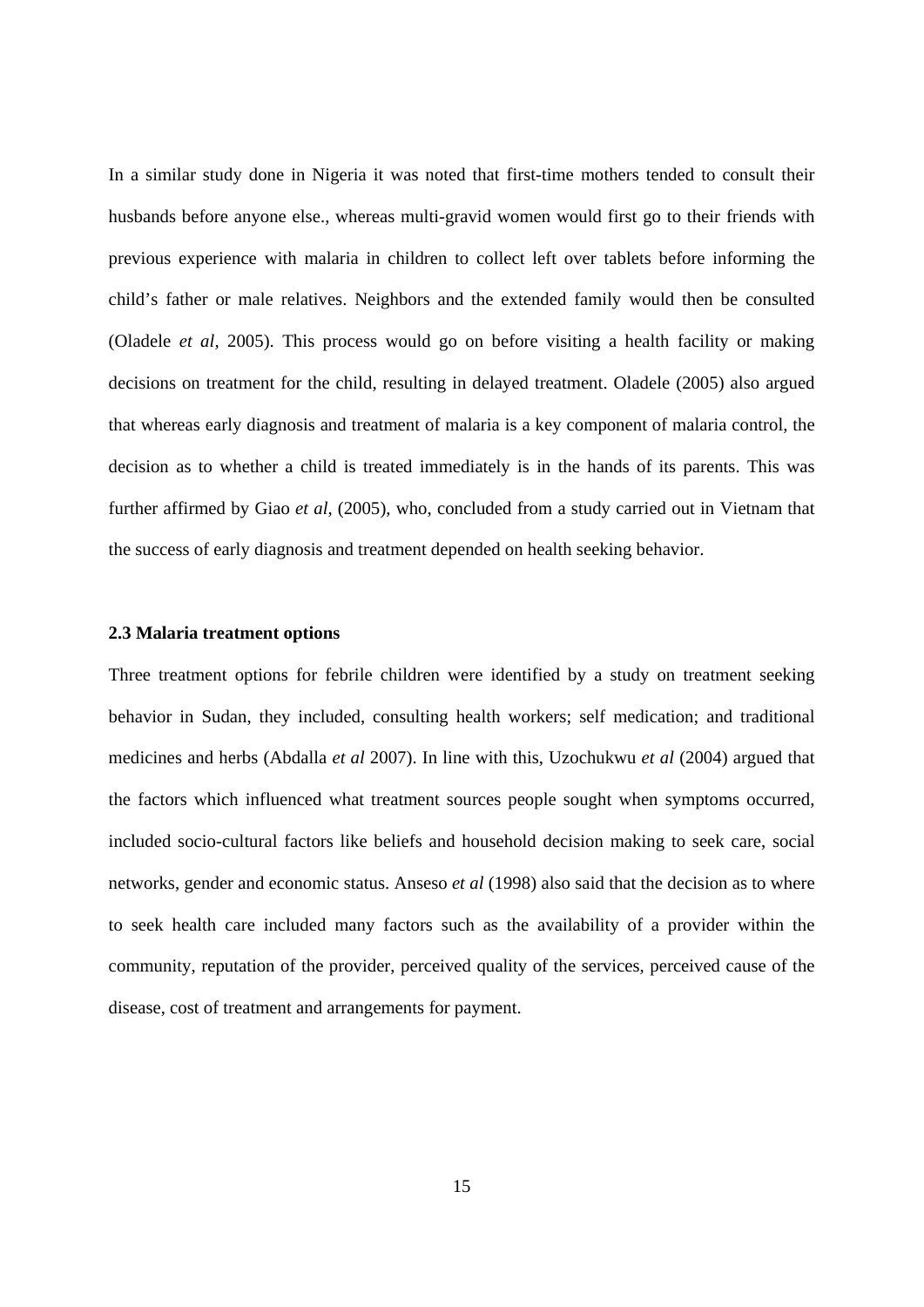In a similar study done in Nigeria it was noted that first-time mothers tended to consult their husbands before anyone else., whereas multi-gravid women would first go to their friends with previous experience with malaria in children to collect left over tablets before informing the child's father or male relatives. Neighbors and the extended family would then be consulted (Oladele *et al*, 2005). This process would go on before visiting a health facility or making decisions on treatment for the child, resulting in delayed treatment. Oladele (2005) also argued that whereas early diagnosis and treatment of malaria is a key component of malaria control, the decision as to whether a child is treated immediately is in the hands of its parents. This was further affirmed by Giao *et al*, (2005), who, concluded from a study carried out in Vietnam that the success of early diagnosis and treatment depended on health seeking behavior.

### 2.3 Malaria treatment options

Three treatment options for febrile children were identified by a study on treatment seeking behavior in Sudan, they included, consulting health workers; self medication; and traditional medicines and herbs (Abdalla *et al* 2007). In line with this, Uzochukwu *et al* (2004) argued that the factors which influenced what treatment sources people sought when symptoms occurred, included socio-cultural factors like beliefs and household decision making to seek care, social networks, gender and economic status. Anseso *et al* (1998) also said that the decision as to where to seek health care included many factors such as the availability of a provider within the community, reputation of the provider, perceived quality of the services, perceived cause of the disease, cost of treatment and arrangements for payment.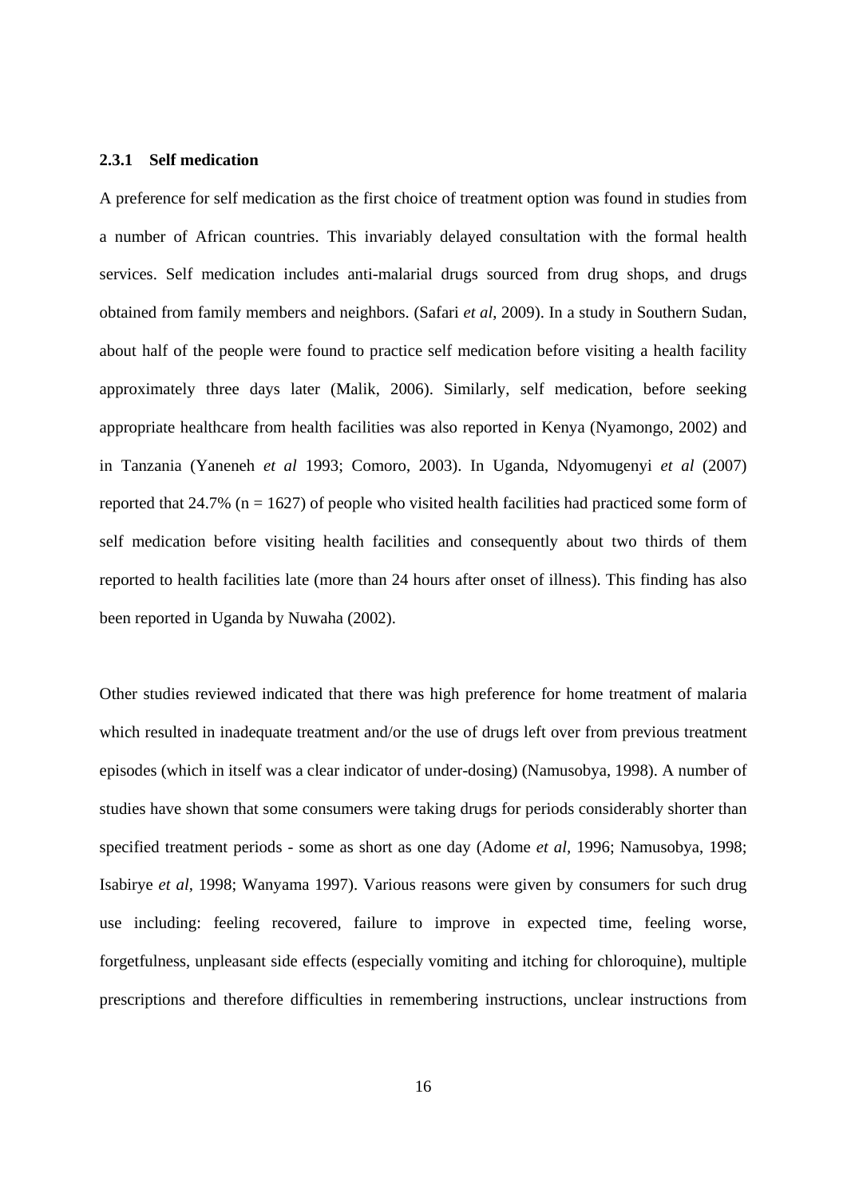### 2.3.1 Self medication

A preference for self medication as the first choice of treatment option was found in studies from a number of African countries. This invariably delayed consultation with the formal health services. Self medication includes anti-malarial drugs sourced from drug shops, and drugs obtained from family members and neighbors. (Safari *et al*, 2009). In a study in Southern Sudan, about half of the people were found to practice self medication before visiting a health facility approximately three days later (Malik, 2006). Similarly, self medication, before seeking appropriate healthcare from health facilities was also reported in Kenya (Nyamongo, 2002) and in Tanzania (Yaneneh *et al* 1993; Comoro, 2003). In Uganda, Ndyomugenyi *et al* (2007) reported that 24.7% (n = 1627) of people who visited health facilities had practiced some form of self medication before visiting health facilities and consequently about two thirds of them reported to health facilities late (more than 24 hours after onset of illness). This finding has also been reported in Uganda by Nuwaha (2002).

Other studies reviewed indicated that there was high preference for home treatment of malaria which resulted in inadequate treatment and/or the use of drugs left over from previous treatment episodes (which in itself was a clear indicator of under-dosing) (Namusobya, 1998). A number of studies have shown that some consumers were taking drugs for periods considerably shorter than specified treatment periods - some as short as one day (Adome *et al*, 1996; Namusobya, 1998; Isabirye *et al*, 1998; Wanyama 1997). Various reasons were given by consumers for such drug use including: feeling recovered, failure to improve in expected time, feeling worse, forgetfulness, unpleasant side effects (especially vomiting and itching for chloroquine), multiple prescriptions and therefore difficulties in remembering instructions, unclear instructions from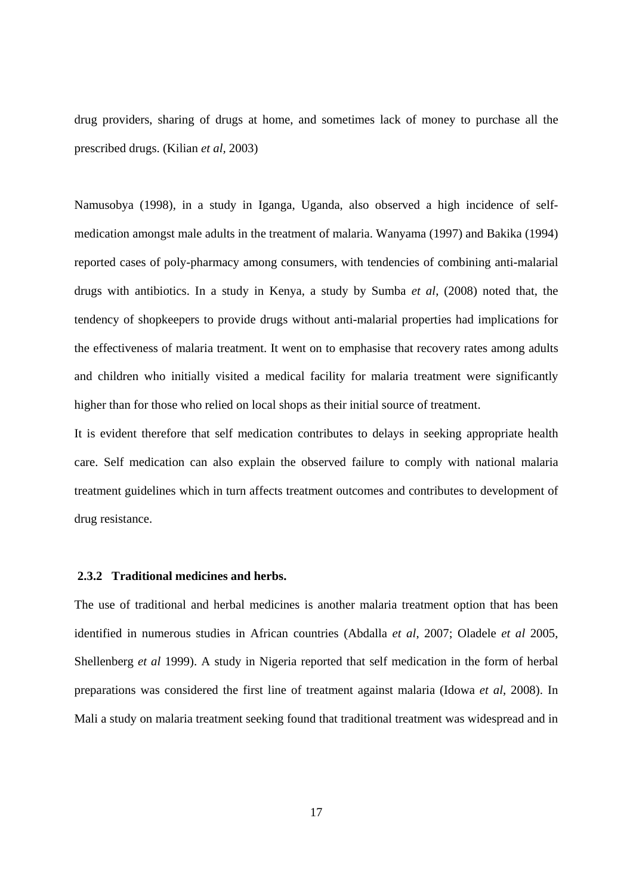drug providers, sharing of drugs at home, and sometimes lack of money to purchase all the prescribed drugs. (Kilian *et al*, 2003)

Namusobya (1998), in a study in Iganga, Uganda, also observed a high incidence of self-medication amongst male adults in the treatment of malaria. Wanyama (1997) and Bakika (1994) reported cases of poly-pharmacy among consumers, with tendencies of combining anti-malarial drugs with antibiotics. In a study in Kenya, a study by Sumba *et al*, (2008) noted that, the tendency of shopkeepers to provide drugs without anti-malarial properties had implications for the effectiveness of malaria treatment. It went on to emphasise that recovery rates among adults and children who initially visited a medical facility for malaria treatment were significantly higher than for those who relied on local shops as their initial source of treatment.

It is evident therefore that self medication contributes to delays in seeking appropriate health care. Self medication can also explain the observed failure to comply with national malaria treatment guidelines which in turn affects treatment outcomes and contributes to development of drug resistance.

### 2.3.2 Traditional medicines and herbs.

The use of traditional and herbal medicines is another malaria treatment option that has been identified in numerous studies in African countries (Abdalla *et al*, 2007; Oladele *et al* 2005, Shellenberg *et al* 1999). A study in Nigeria reported that self medication in the form of herbal preparations was considered the first line of treatment against malaria (Idowa *et al*, 2008). In Mali a study on malaria treatment seeking found that traditional treatment was widespread and in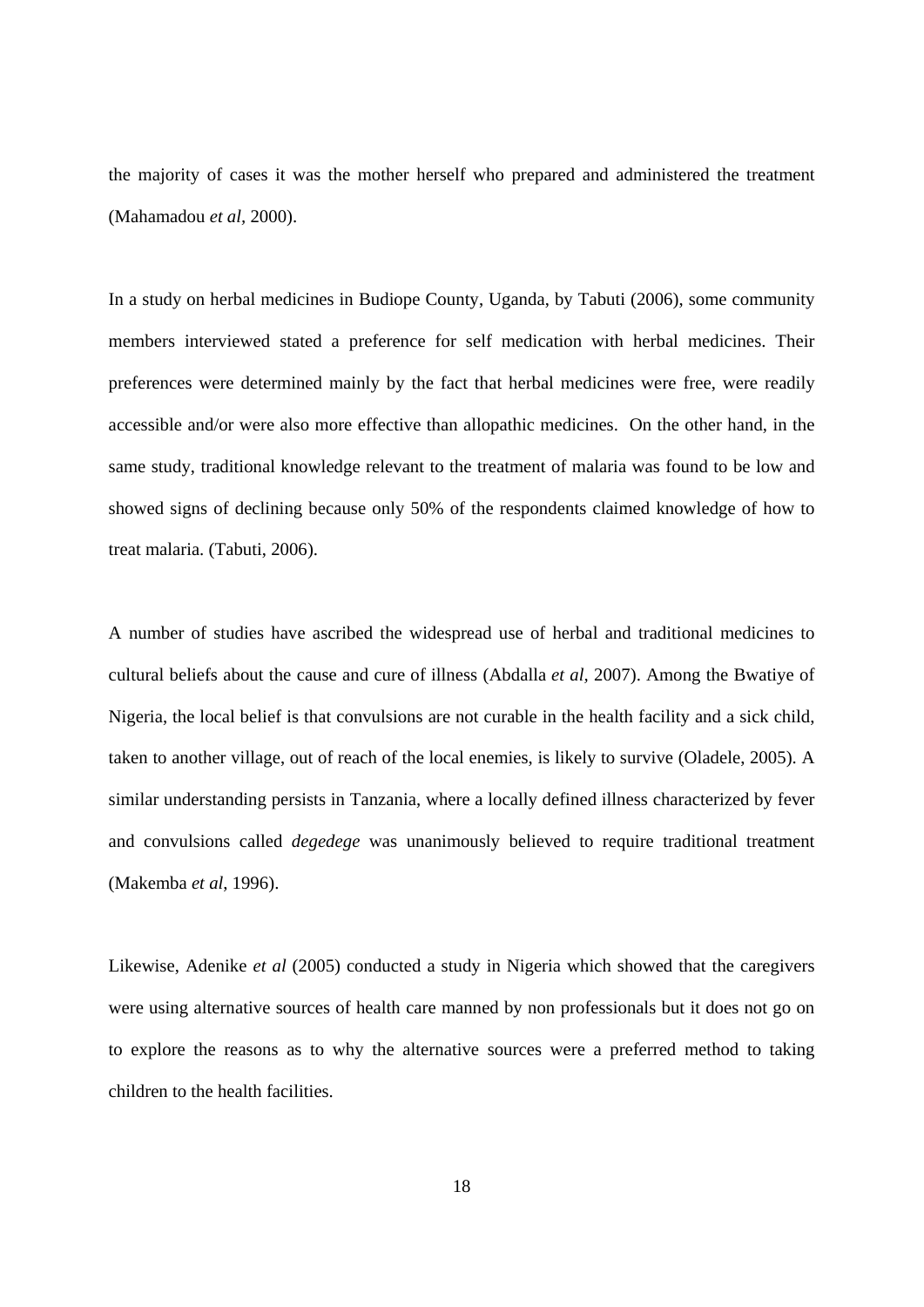the majority of cases it was the mother herself who prepared and administered the treatment (Mahamadou *et al*, 2000).

In a study on herbal medicines in Budiope County, Uganda, by Tabuti (2006), some community members interviewed stated a preference for self medication with herbal medicines. Their preferences were determined mainly by the fact that herbal medicines were free, were readily accessible and/or were also more effective than allopathic medicines. On the other hand, in the same study, traditional knowledge relevant to the treatment of malaria was found to be low and showed signs of declining because only 50% of the respondents claimed knowledge of how to treat malaria. (Tabuti, 2006).

A number of studies have ascribed the widespread use of herbal and traditional medicines to cultural beliefs about the cause and cure of illness (Abdalla *et al*, 2007). Among the Bwatiye of Nigeria, the local belief is that convulsions are not curable in the health facility and a sick child, taken to another village, out of reach of the local enemies, is likely to survive (Oladele, 2005). A similar understanding persists in Tanzania, where a locally defined illness characterized by fever and convulsions called *degedege* was unanimously believed to require traditional treatment (Makemba *et al*, 1996).

Likewise, Adenike *et al* (2005) conducted a study in Nigeria which showed that the caregivers were using alternative sources of health care manned by non professionals but it does not go on to explore the reasons as to why the alternative sources were a preferred method to taking children to the health facilities.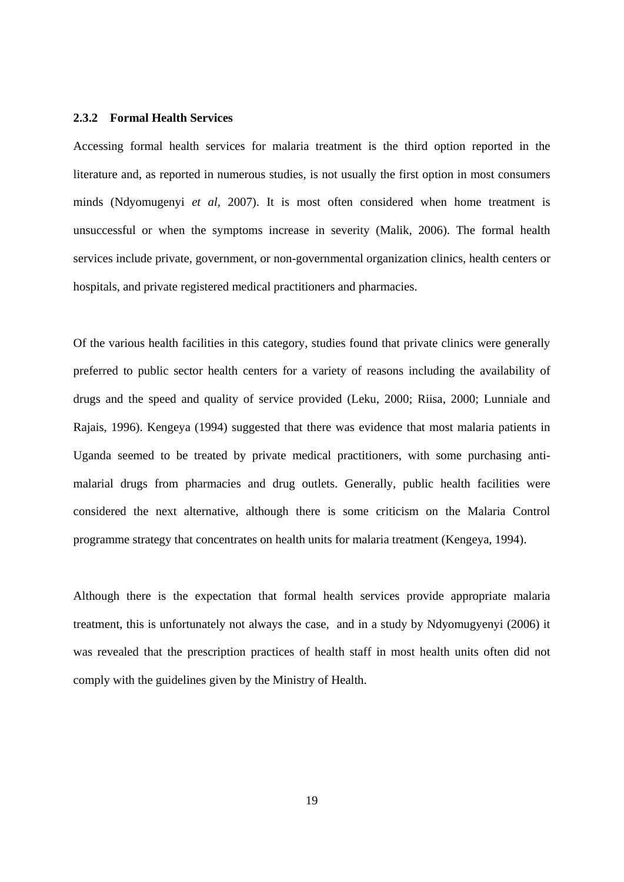### 2.3.2 Formal Health Services

Accessing formal health services for malaria treatment is the third option reported in the literature and, as reported in numerous studies, is not usually the first option in most consumers minds (Ndyomugenyi *et al,* 2007). It is most often considered when home treatment is unsuccessful or when the symptoms increase in severity (Malik, 2006). The formal health services include private, government, or non-governmental organization clinics, health centers or hospitals, and private registered medical practitioners and pharmacies.

Of the various health facilities in this category, studies found that private clinics were generally preferred to public sector health centers for a variety of reasons including the availability of drugs and the speed and quality of service provided (Leku, 2000; Riisa, 2000; Lunniale and Rajais, 1996). Kengeya (1994) suggested that there was evidence that most malaria patients in Uganda seemed to be treated by private medical practitioners, with some purchasing anti-malarial drugs from pharmacies and drug outlets. Generally, public health facilities were considered the next alternative, although there is some criticism on the Malaria Control programme strategy that concentrates on health units for malaria treatment (Kengeya, 1994).

Although there is the expectation that formal health services provide appropriate malaria treatment, this is unfortunately not always the case, and in a study by Ndyomugyenyi (2006) it was revealed that the prescription practices of health staff in most health units often did not comply with the guidelines given by the Ministry of Health.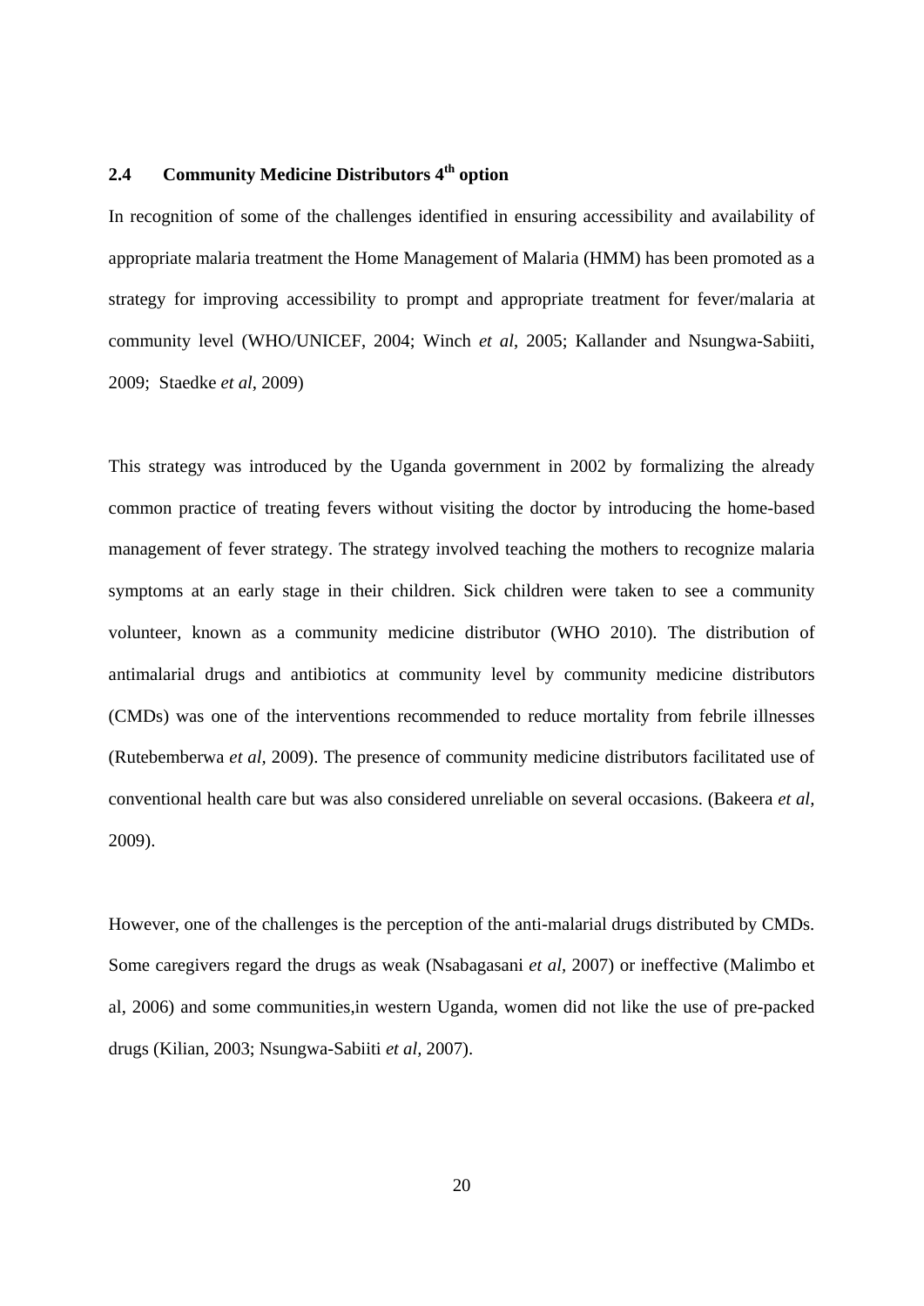## 2.4 Community Medicine Distributors 4th option

In recognition of some of the challenges identified in ensuring accessibility and availability of appropriate malaria treatment the Home Management of Malaria (HMM) has been promoted as a strategy for improving accessibility to prompt and appropriate treatment for fever/malaria at community level (WHO/UNICEF, 2004; Winch *et al*, 2005; Kallander and Nsungwa-Sabiiti, 2009; Staedke *et al*, 2009)

This strategy was introduced by the Uganda government in 2002 by formalizing the already common practice of treating fevers without visiting the doctor by introducing the home-based management of fever strategy. The strategy involved teaching the mothers to recognize malaria symptoms at an early stage in their children. Sick children were taken to see a community volunteer, known as a community medicine distributor (WHO 2010). The distribution of antimalarial drugs and antibiotics at community level by community medicine distributors (CMDs) was one of the interventions recommended to reduce mortality from febrile illnesses (Rutebemberwa *et al,* 2009). The presence of community medicine distributors facilitated use of conventional health care but was also considered unreliable on several occasions. (Bakeera *et al,* 2009).

However, one of the challenges is the perception of the anti-malarial drugs distributed by CMDs. Some caregivers regard the drugs as weak (Nsabagasani *et al,* 2007) or ineffective (Malimbo et al, 2006) and some communities,in western Uganda, women did not like the use of pre-packed drugs (Kilian, 2003; Nsungwa-Sabiiti *et al,* 2007).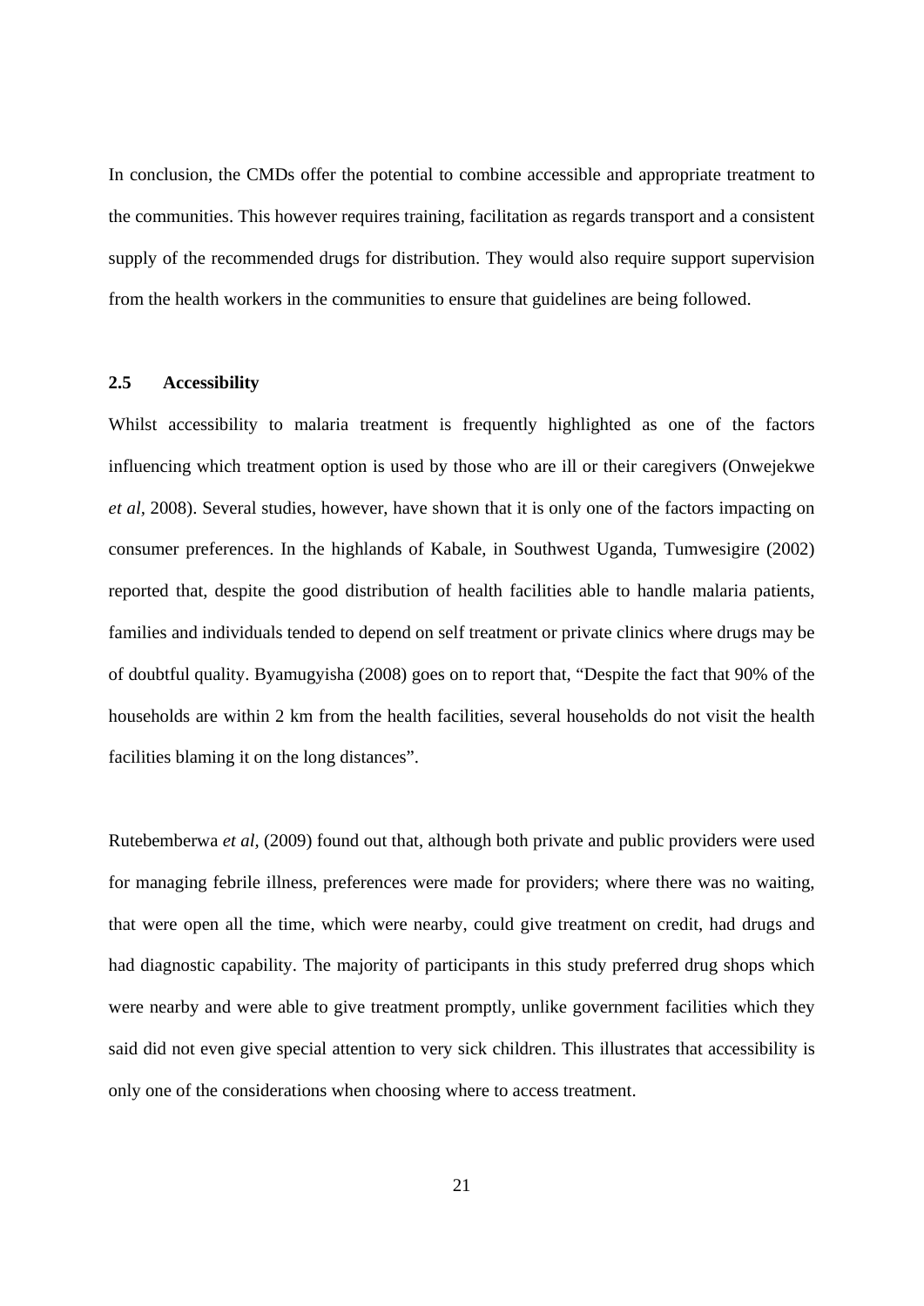In conclusion, the CMDs offer the potential to combine accessible and appropriate treatment to the communities. This however requires training, facilitation as regards transport and a consistent supply of the recommended drugs for distribution. They would also require support supervision from the health workers in the communities to ensure that guidelines are being followed.

### 2.5 Accessibility

Whilst accessibility to malaria treatment is frequently highlighted as one of the factors influencing which treatment option is used by those who are ill or their caregivers (Onwejekwe *et al*, 2008). Several studies, however, have shown that it is only one of the factors impacting on consumer preferences. In the highlands of Kabale, in Southwest Uganda, Tumwesigire (2002) reported that, despite the good distribution of health facilities able to handle malaria patients, families and individuals tended to depend on self treatment or private clinics where drugs may be of doubtful quality. Byamugyisha (2008) goes on to report that, "Despite the fact that 90% of the households are within 2 km from the health facilities, several households do not visit the health facilities blaming it on the long distances".

Rutebemberwa *et al*, (2009) found out that, although both private and public providers were used for managing febrile illness, preferences were made for providers; where there was no waiting, that were open all the time, which were nearby, could give treatment on credit, had drugs and had diagnostic capability. The majority of participants in this study preferred drug shops which were nearby and were able to give treatment promptly, unlike government facilities which they said did not even give special attention to very sick children. This illustrates that accessibility is only one of the considerations when choosing where to access treatment.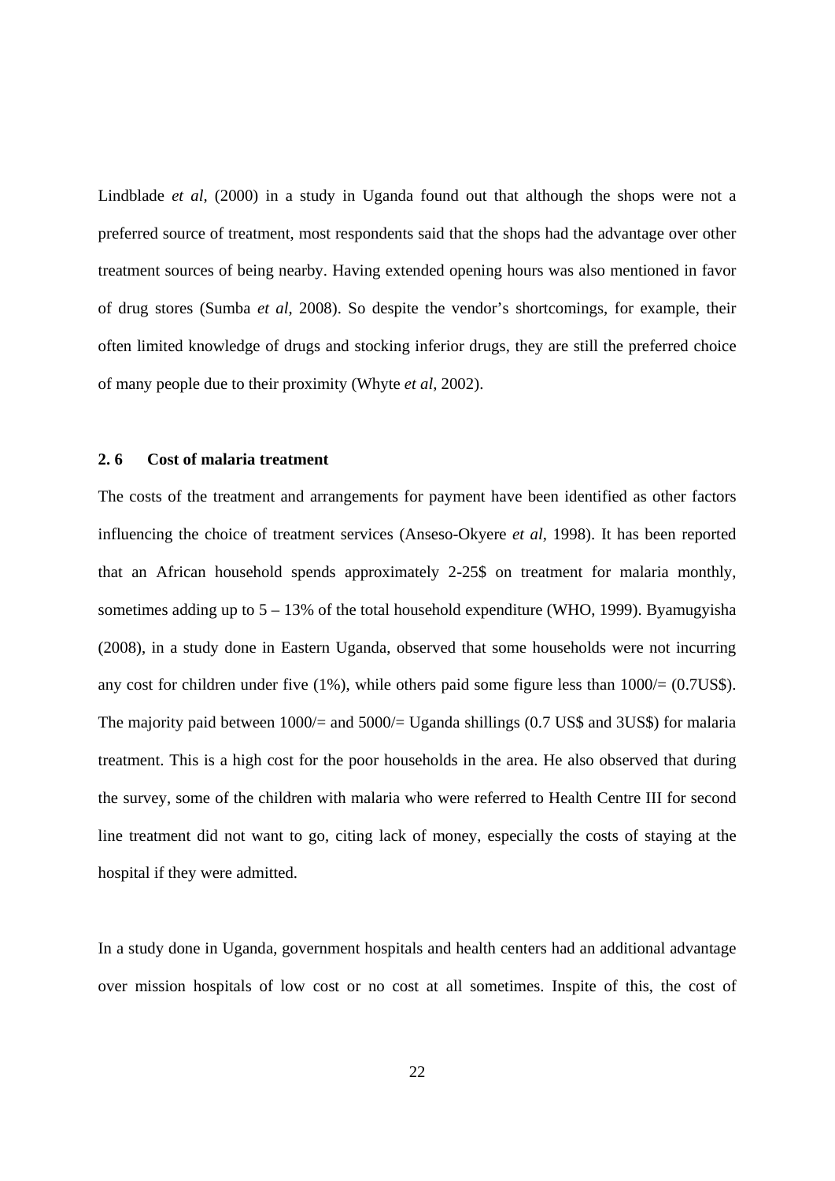Lindblade *et al,* (2000) in a study in Uganda found out that although the shops were not a preferred source of treatment, most respondents said that the shops had the advantage over other treatment sources of being nearby. Having extended opening hours was also mentioned in favor of drug stores (Sumba *et al*, 2008). So despite the vendor's shortcomings, for example, their often limited knowledge of drugs and stocking inferior drugs, they are still the preferred choice of many people due to their proximity (Whyte *et al,* 2002).

### 2. 6 Cost of malaria treatment

The costs of the treatment and arrangements for payment have been identified as other factors influencing the choice of treatment services (Anseso-Okyere *et al*, 1998). It has been reported that an African household spends approximately 2-25$ on treatment for malaria monthly, sometimes adding up to 5 – 13% of the total household expenditure (WHO, 1999). Byamugyisha (2008), in a study done in Eastern Uganda, observed that some households were not incurring any cost for children under five (1%), while others paid some figure less than 1000/= (0.7US$). The majority paid between 1000/= and 5000/= Uganda shillings (0.7 US$ and 3US$) for malaria treatment. This is a high cost for the poor households in the area. He also observed that during the survey, some of the children with malaria who were referred to Health Centre III for second line treatment did not want to go, citing lack of money, especially the costs of staying at the hospital if they were admitted.

In a study done in Uganda, government hospitals and health centers had an additional advantage over mission hospitals of low cost or no cost at all sometimes. Inspite of this, the cost of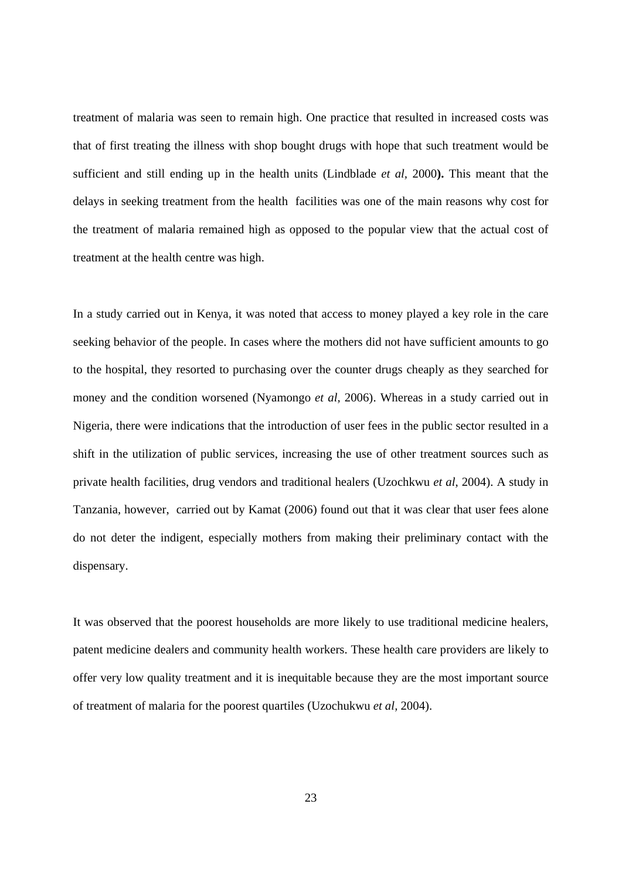treatment of malaria was seen to remain high. One practice that resulted in increased costs was that of first treating the illness with shop bought drugs with hope that such treatment would be sufficient and still ending up in the health units (Lindblade *et al,* 2000**).** This meant that the delays in seeking treatment from the health facilities was one of the main reasons why cost for the treatment of malaria remained high as opposed to the popular view that the actual cost of treatment at the health centre was high.

In a study carried out in Kenya, it was noted that access to money played a key role in the care seeking behavior of the people. In cases where the mothers did not have sufficient amounts to go to the hospital, they resorted to purchasing over the counter drugs cheaply as they searched for money and the condition worsened (Nyamongo *et al,* 2006). Whereas in a study carried out in Nigeria, there were indications that the introduction of user fees in the public sector resulted in a shift in the utilization of public services, increasing the use of other treatment sources such as private health facilities, drug vendors and traditional healers (Uzochkwu *et al*, 2004). A study in Tanzania, however, carried out by Kamat (2006) found out that it was clear that user fees alone do not deter the indigent, especially mothers from making their preliminary contact with the dispensary.

It was observed that the poorest households are more likely to use traditional medicine healers, patent medicine dealers and community health workers. These health care providers are likely to offer very low quality treatment and it is inequitable because they are the most important source of treatment of malaria for the poorest quartiles (Uzochukwu *et al,* 2004).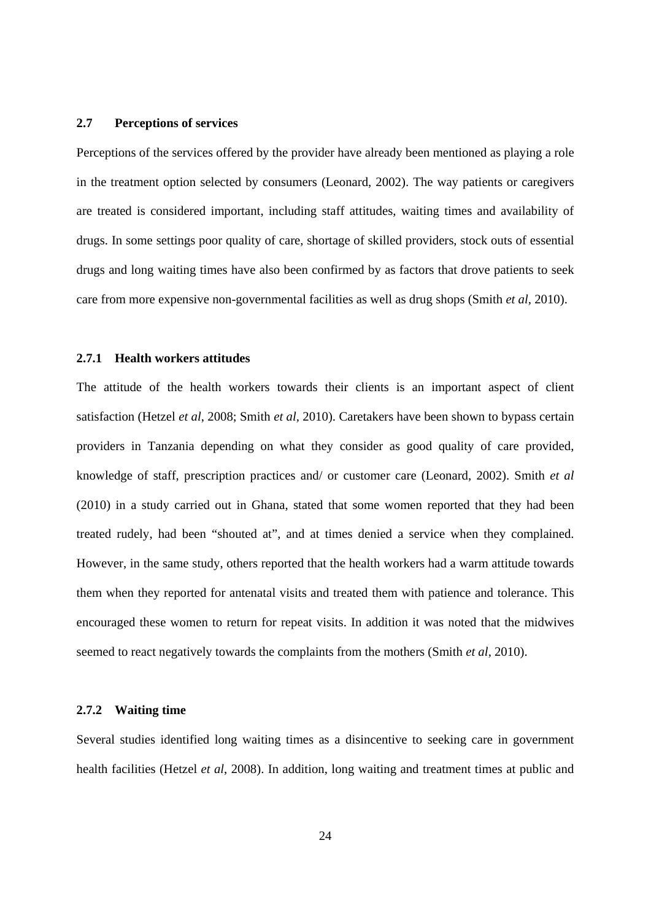## 2.7 Perceptions of services

Perceptions of the services offered by the provider have already been mentioned as playing a role in the treatment option selected by consumers (Leonard, 2002). The way patients or caregivers are treated is considered important, including staff attitudes, waiting times and availability of drugs. In some settings poor quality of care, shortage of skilled providers, stock outs of essential drugs and long waiting times have also been confirmed by as factors that drove patients to seek care from more expensive non-governmental facilities as well as drug shops (Smith *et al*, 2010).

### 2.7.1 Health workers attitudes

The attitude of the health workers towards their clients is an important aspect of client satisfaction (Hetzel *et al*, 2008; Smith *et al*, 2010). Caretakers have been shown to bypass certain providers in Tanzania depending on what they consider as good quality of care provided, knowledge of staff, prescription practices and/ or customer care (Leonard, 2002). Smith *et al* (2010) in a study carried out in Ghana, stated that some women reported that they had been treated rudely, had been "shouted at", and at times denied a service when they complained. However, in the same study, others reported that the health workers had a warm attitude towards them when they reported for antenatal visits and treated them with patience and tolerance. This encouraged these women to return for repeat visits. In addition it was noted that the midwives seemed to react negatively towards the complaints from the mothers (Smith *et al*, 2010).

### 2.7.2 Waiting time

Several studies identified long waiting times as a disincentive to seeking care in government health facilities (Hetzel *et al*, 2008). In addition, long waiting and treatment times at public and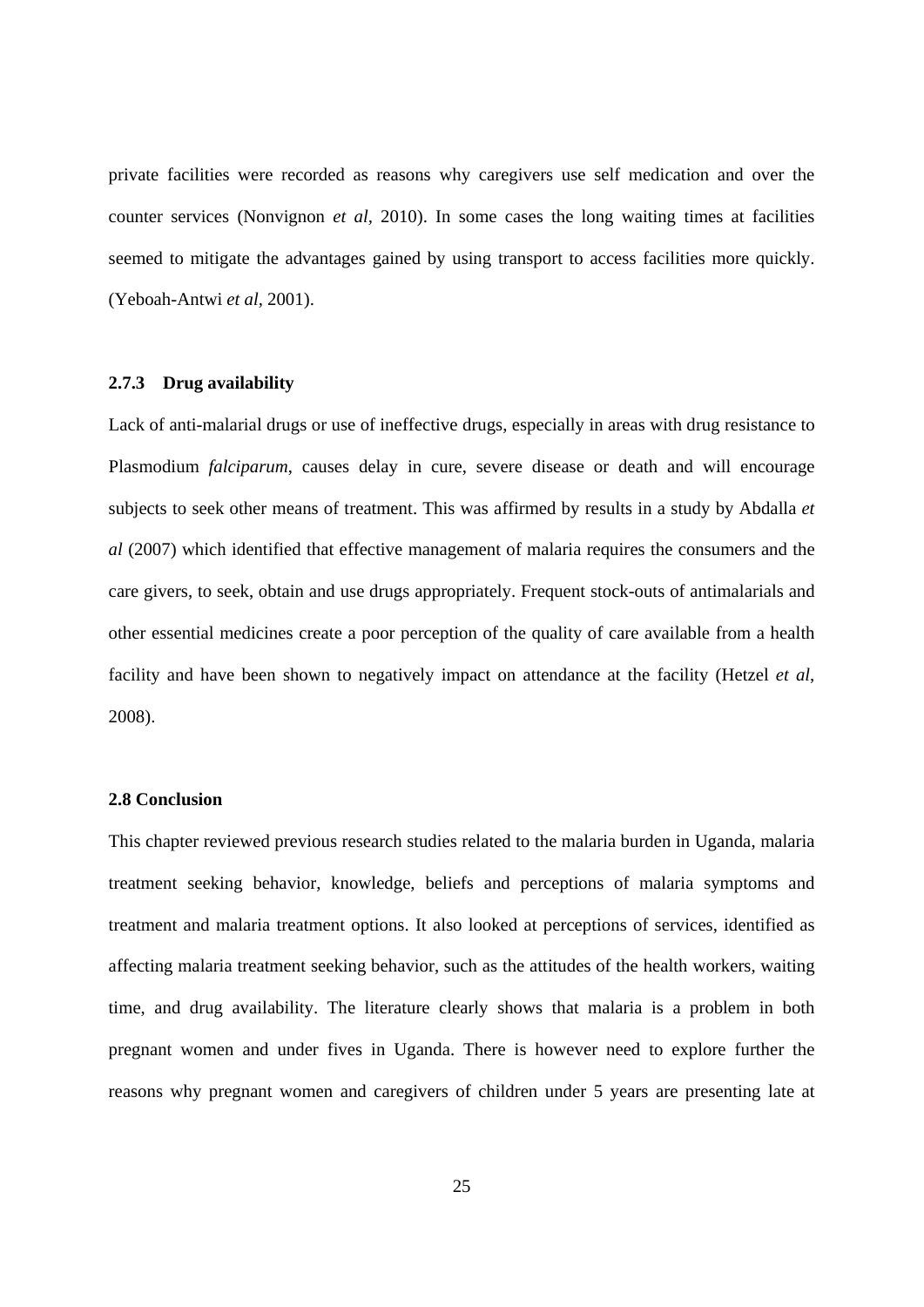private facilities were recorded as reasons why caregivers use self medication and over the counter services (Nonvignon *et al*, 2010). In some cases the long waiting times at facilities seemed to mitigate the advantages gained by using transport to access facilities more quickly. (Yeboah-Antwi *et al*, 2001).

### 2.7.3 Drug availability

Lack of anti-malarial drugs or use of ineffective drugs, especially in areas with drug resistance to Plasmodium *falciparum*, causes delay in cure, severe disease or death and will encourage subjects to seek other means of treatment. This was affirmed by results in a study by Abdalla *et al* (2007) which identified that effective management of malaria requires the consumers and the care givers, to seek, obtain and use drugs appropriately. Frequent stock-outs of antimalarials and other essential medicines create a poor perception of the quality of care available from a health facility and have been shown to negatively impact on attendance at the facility (Hetzel *et al*, 2008).

## 2.8 Conclusion

This chapter reviewed previous research studies related to the malaria burden in Uganda, malaria treatment seeking behavior, knowledge, beliefs and perceptions of malaria symptoms and treatment and malaria treatment options. It also looked at perceptions of services, identified as affecting malaria treatment seeking behavior, such as the attitudes of the health workers, waiting time, and drug availability. The literature clearly shows that malaria is a problem in both pregnant women and under fives in Uganda. There is however need to explore further the reasons why pregnant women and caregivers of children under 5 years are presenting late at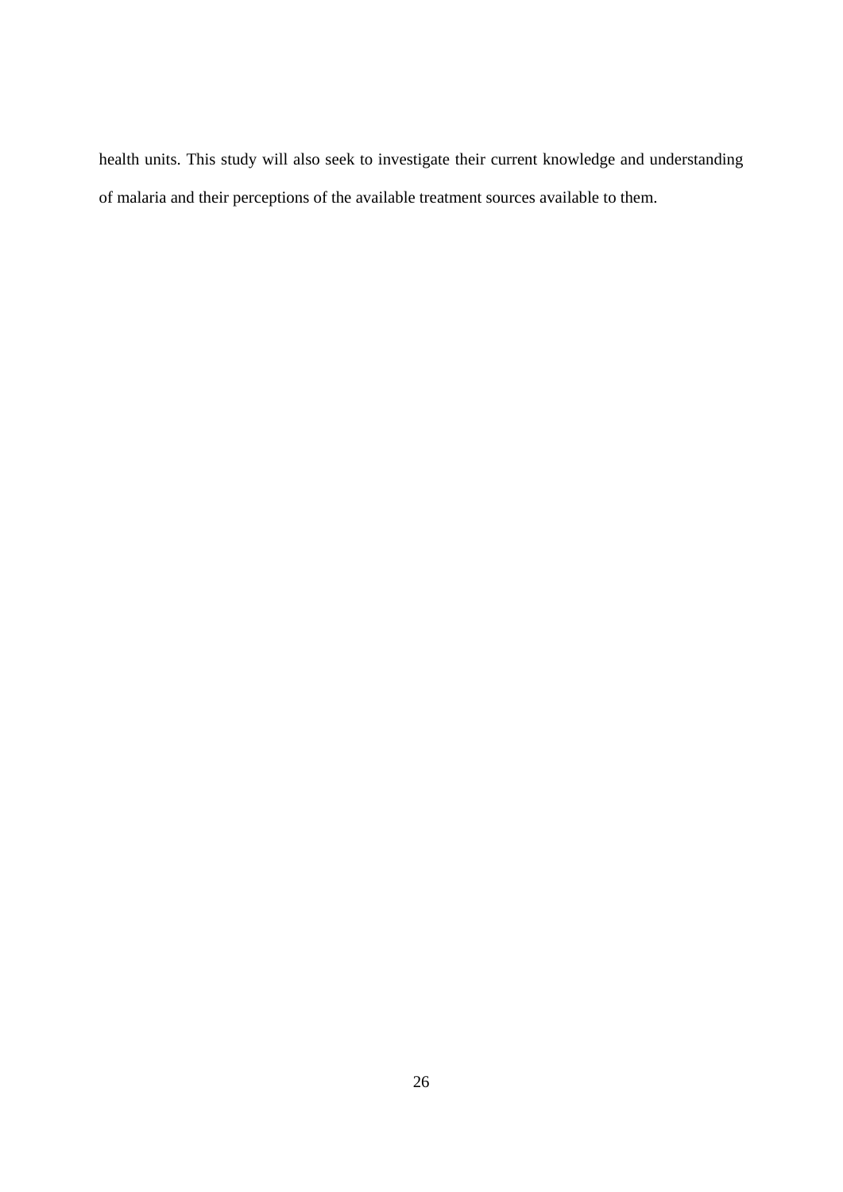health units. This study will also seek to investigate their current knowledge and understanding of malaria and their perceptions of the available treatment sources available to them.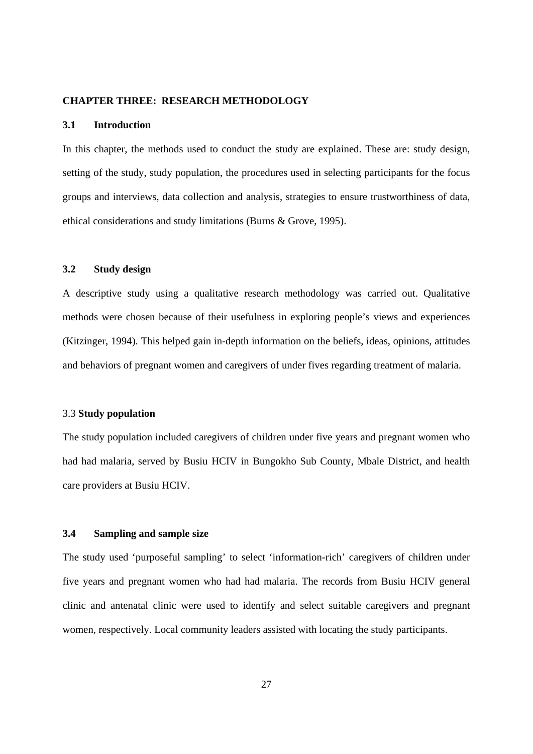# CHAPTER THREE: RESEARCH METHODOLOGY

## 3.1 Introduction

In this chapter, the methods used to conduct the study are explained. These are: study design, setting of the study, study population, the procedures used in selecting participants for the focus groups and interviews, data collection and analysis, strategies to ensure trustworthiness of data, ethical considerations and study limitations (Burns & Grove, 1995).

## 3.2 Study design

A descriptive study using a qualitative research methodology was carried out. Qualitative methods were chosen because of their usefulness in exploring people's views and experiences (Kitzinger, 1994). This helped gain in-depth information on the beliefs, ideas, opinions, attitudes and behaviors of pregnant women and caregivers of under fives regarding treatment of malaria.

## 3.3 Study population

The study population included caregivers of children under five years and pregnant women who had had malaria, served by Busiu HCIV in Bungokho Sub County, Mbale District, and health care providers at Busiu HCIV.

## 3.4 Sampling and sample size

The study used 'purposeful sampling' to select 'information-rich' caregivers of children under five years and pregnant women who had had malaria. The records from Busiu HCIV general clinic and antenatal clinic were used to identify and select suitable caregivers and pregnant women, respectively. Local community leaders assisted with locating the study participants.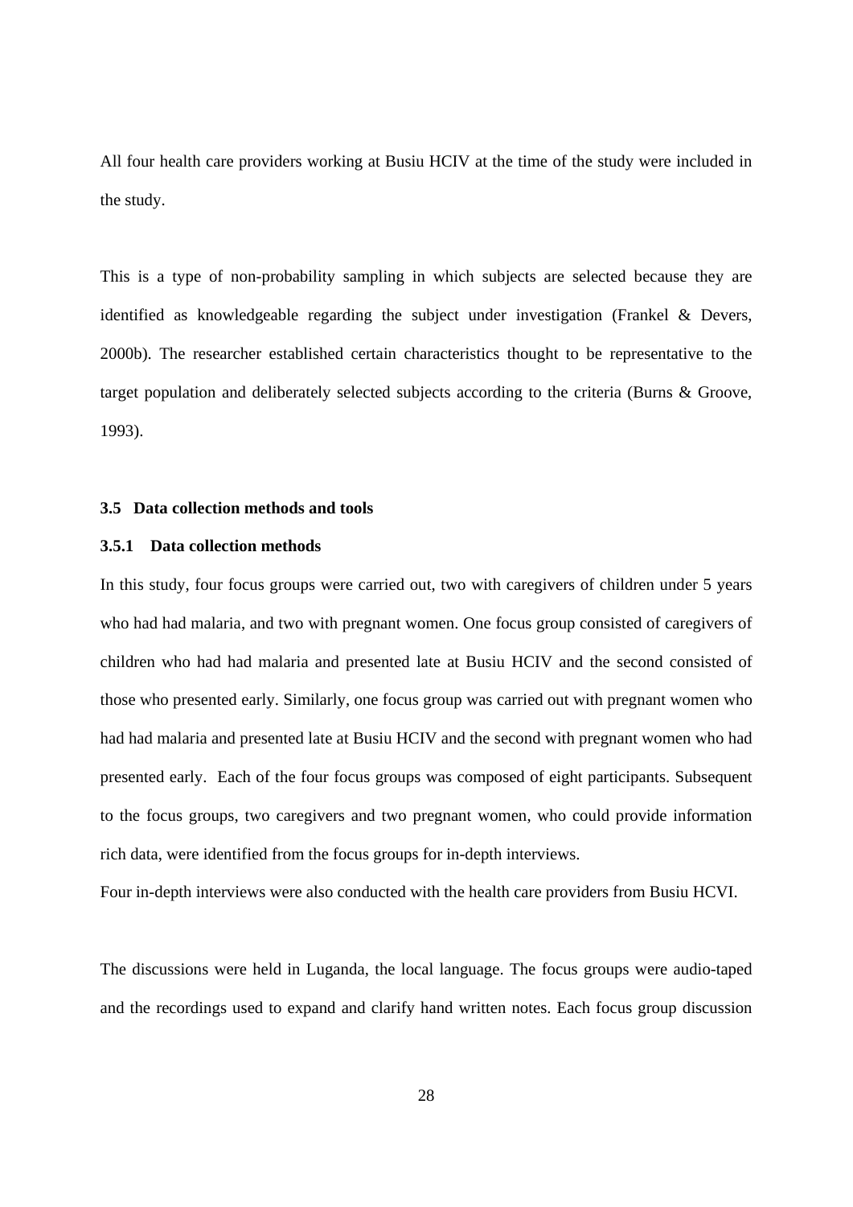All four health care providers working at Busiu HCIV at the time of the study were included in the study.

This is a type of non-probability sampling in which subjects are selected because they are identified as knowledgeable regarding the subject under investigation (Frankel & Devers, 2000b). The researcher established certain characteristics thought to be representative to the target population and deliberately selected subjects according to the criteria (Burns & Groove, 1993).

### 3.5 Data collection methods and tools

#### 3.5.1 Data collection methods

In this study, four focus groups were carried out, two with caregivers of children under 5 years who had had malaria, and two with pregnant women. One focus group consisted of caregivers of children who had had malaria and presented late at Busiu HCIV and the second consisted of those who presented early. Similarly, one focus group was carried out with pregnant women who had had malaria and presented late at Busiu HCIV and the second with pregnant women who had presented early. Each of the four focus groups was composed of eight participants. Subsequent to the focus groups, two caregivers and two pregnant women, who could provide information rich data, were identified from the focus groups for in-depth interviews.

Four in-depth interviews were also conducted with the health care providers from Busiu HCVI.

The discussions were held in Luganda, the local language. The focus groups were audio-taped and the recordings used to expand and clarify hand written notes. Each focus group discussion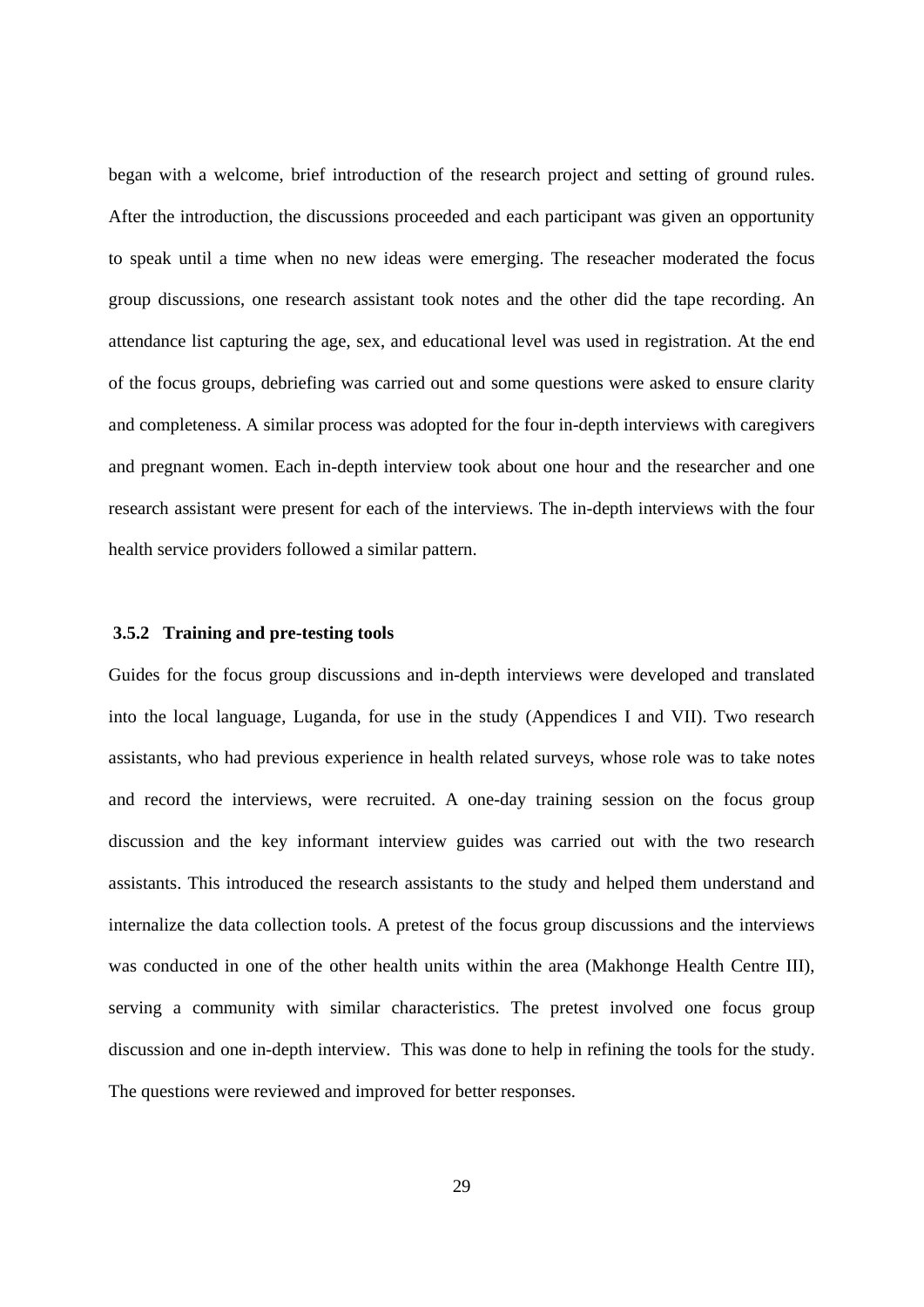began with a welcome, brief introduction of the research project and setting of ground rules. After the introduction, the discussions proceeded and each participant was given an opportunity to speak until a time when no new ideas were emerging. The reseacher moderated the focus group discussions, one research assistant took notes and the other did the tape recording. An attendance list capturing the age, sex, and educational level was used in registration. At the end of the focus groups, debriefing was carried out and some questions were asked to ensure clarity and completeness. A similar process was adopted for the four in-depth interviews with caregivers and pregnant women. Each in-depth interview took about one hour and the researcher and one research assistant were present for each of the interviews. The in-depth interviews with the four health service providers followed a similar pattern.

### 3.5.2 Training and pre-testing tools

Guides for the focus group discussions and in-depth interviews were developed and translated into the local language, Luganda, for use in the study (Appendices I and VII). Two research assistants, who had previous experience in health related surveys, whose role was to take notes and record the interviews, were recruited. A one-day training session on the focus group discussion and the key informant interview guides was carried out with the two research assistants. This introduced the research assistants to the study and helped them understand and internalize the data collection tools. A pretest of the focus group discussions and the interviews was conducted in one of the other health units within the area (Makhonge Health Centre III), serving a community with similar characteristics. The pretest involved one focus group discussion and one in-depth interview. This was done to help in refining the tools for the study. The questions were reviewed and improved for better responses.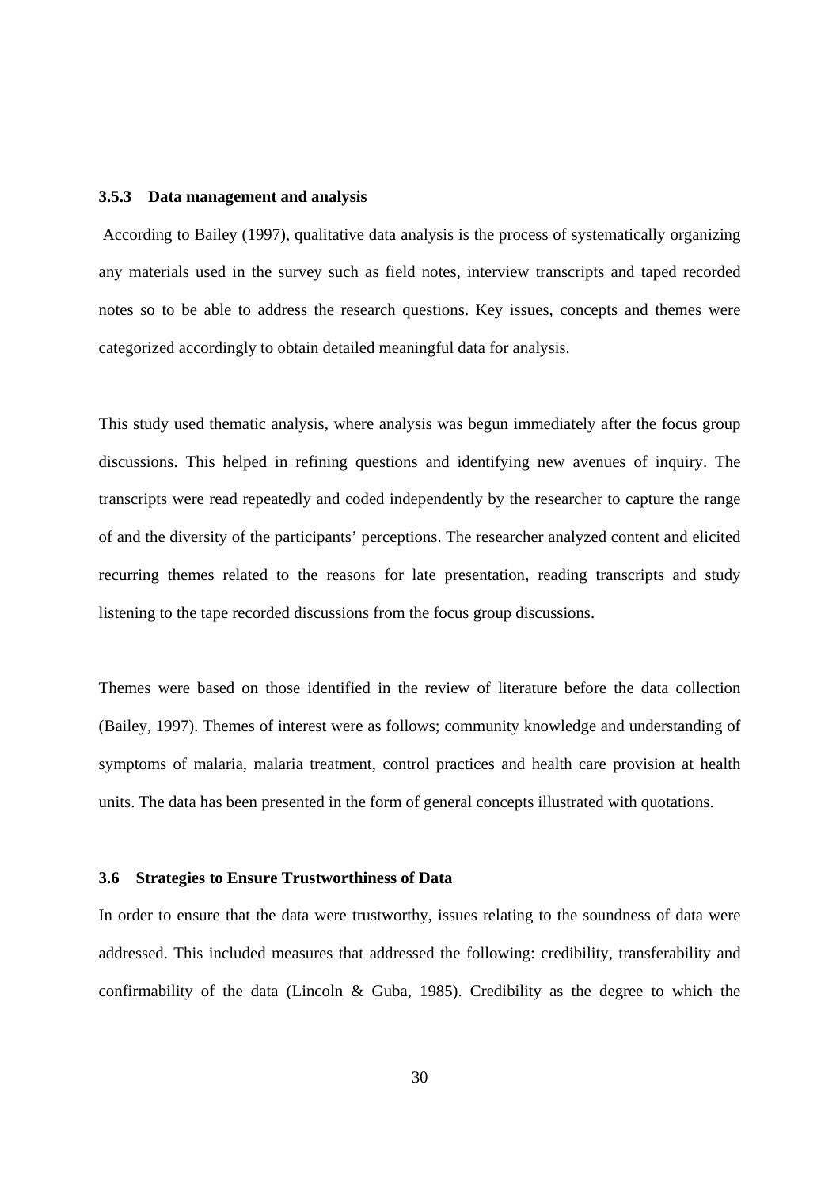### 3.5.3 Data management and analysis

According to Bailey (1997), qualitative data analysis is the process of systematically organizing any materials used in the survey such as field notes, interview transcripts and taped recorded notes so to be able to address the research questions. Key issues, concepts and themes were categorized accordingly to obtain detailed meaningful data for analysis.

This study used thematic analysis, where analysis was begun immediately after the focus group discussions. This helped in refining questions and identifying new avenues of inquiry. The transcripts were read repeatedly and coded independently by the researcher to capture the range of and the diversity of the participants' perceptions. The researcher analyzed content and elicited recurring themes related to the reasons for late presentation, reading transcripts and study listening to the tape recorded discussions from the focus group discussions.

Themes were based on those identified in the review of literature before the data collection (Bailey, 1997). Themes of interest were as follows; community knowledge and understanding of symptoms of malaria, malaria treatment, control practices and health care provision at health units. The data has been presented in the form of general concepts illustrated with quotations.

## 3.6 Strategies to Ensure Trustworthiness of Data

In order to ensure that the data were trustworthy, issues relating to the soundness of data were addressed. This included measures that addressed the following: credibility, transferability and confirmability of the data (Lincoln & Guba, 1985). Credibility as the degree to which the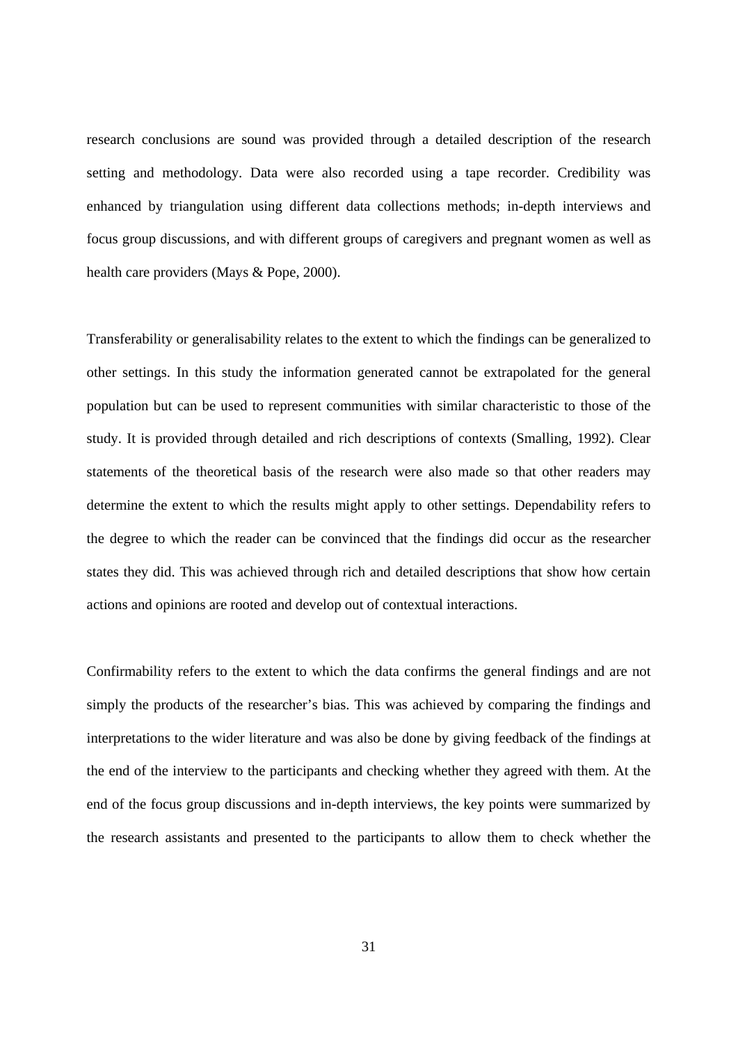research conclusions are sound was provided through a detailed description of the research setting and methodology. Data were also recorded using a tape recorder. Credibility was enhanced by triangulation using different data collections methods; in-depth interviews and focus group discussions, and with different groups of caregivers and pregnant women as well as health care providers (Mays & Pope, 2000).

Transferability or generalisability relates to the extent to which the findings can be generalized to other settings. In this study the information generated cannot be extrapolated for the general population but can be used to represent communities with similar characteristic to those of the study. It is provided through detailed and rich descriptions of contexts (Smalling, 1992). Clear statements of the theoretical basis of the research were also made so that other readers may determine the extent to which the results might apply to other settings. Dependability refers to the degree to which the reader can be convinced that the findings did occur as the researcher states they did. This was achieved through rich and detailed descriptions that show how certain actions and opinions are rooted and develop out of contextual interactions.

Confirmability refers to the extent to which the data confirms the general findings and are not simply the products of the researcher's bias. This was achieved by comparing the findings and interpretations to the wider literature and was also be done by giving feedback of the findings at the end of the interview to the participants and checking whether they agreed with them. At the end of the focus group discussions and in-depth interviews, the key points were summarized by the research assistants and presented to the participants to allow them to check whether the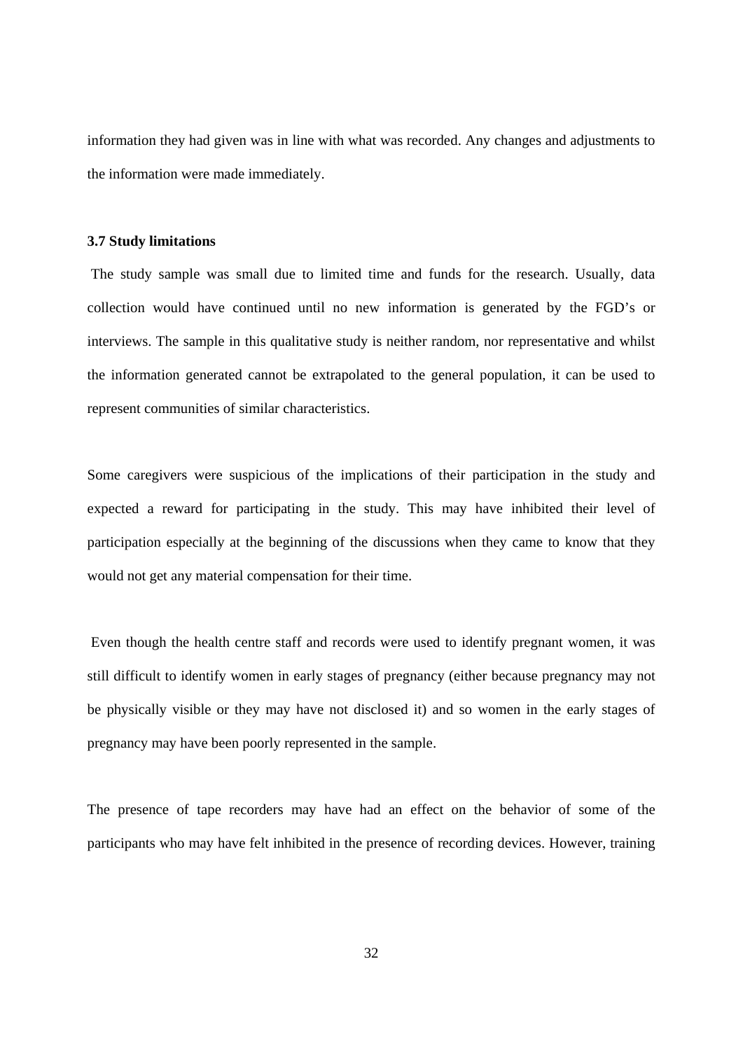information they had given was in line with what was recorded. Any changes and adjustments to the information were made immediately.

### 3.7 Study limitations

The study sample was small due to limited time and funds for the research. Usually, data collection would have continued until no new information is generated by the FGD's or interviews. The sample in this qualitative study is neither random, nor representative and whilst the information generated cannot be extrapolated to the general population, it can be used to represent communities of similar characteristics.

Some caregivers were suspicious of the implications of their participation in the study and expected a reward for participating in the study. This may have inhibited their level of participation especially at the beginning of the discussions when they came to know that they would not get any material compensation for their time.

Even though the health centre staff and records were used to identify pregnant women, it was still difficult to identify women in early stages of pregnancy (either because pregnancy may not be physically visible or they may have not disclosed it) and so women in the early stages of pregnancy may have been poorly represented in the sample.

The presence of tape recorders may have had an effect on the behavior of some of the participants who may have felt inhibited in the presence of recording devices. However, training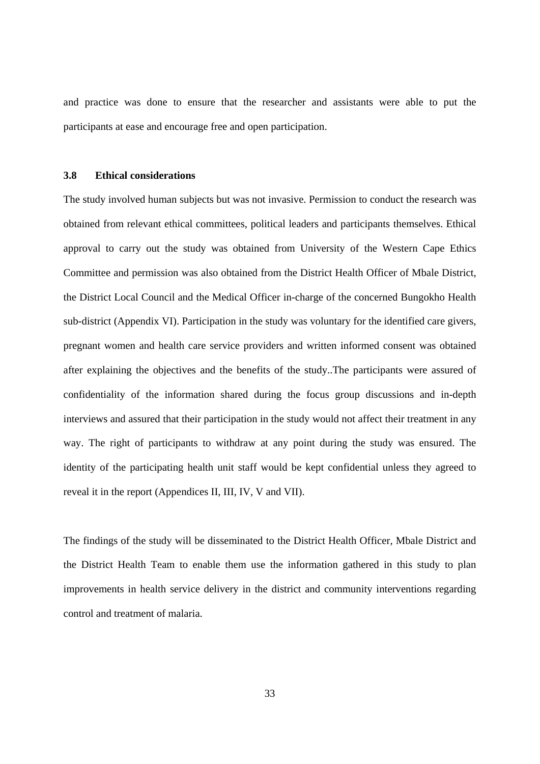and practice was done to ensure that the researcher and assistants were able to put the participants at ease and encourage free and open participation.

### 3.8 Ethical considerations

The study involved human subjects but was not invasive. Permission to conduct the research was obtained from relevant ethical committees, political leaders and participants themselves. Ethical approval to carry out the study was obtained from University of the Western Cape Ethics Committee and permission was also obtained from the District Health Officer of Mbale District, the District Local Council and the Medical Officer in-charge of the concerned Bungokho Health sub-district (Appendix VI). Participation in the study was voluntary for the identified care givers, pregnant women and health care service providers and written informed consent was obtained after explaining the objectives and the benefits of the study..The participants were assured of confidentiality of the information shared during the focus group discussions and in-depth interviews and assured that their participation in the study would not affect their treatment in any way. The right of participants to withdraw at any point during the study was ensured. The identity of the participating health unit staff would be kept confidential unless they agreed to reveal it in the report (Appendices II, III, IV, V and VII).

The findings of the study will be disseminated to the District Health Officer, Mbale District and the District Health Team to enable them use the information gathered in this study to plan improvements in health service delivery in the district and community interventions regarding control and treatment of malaria.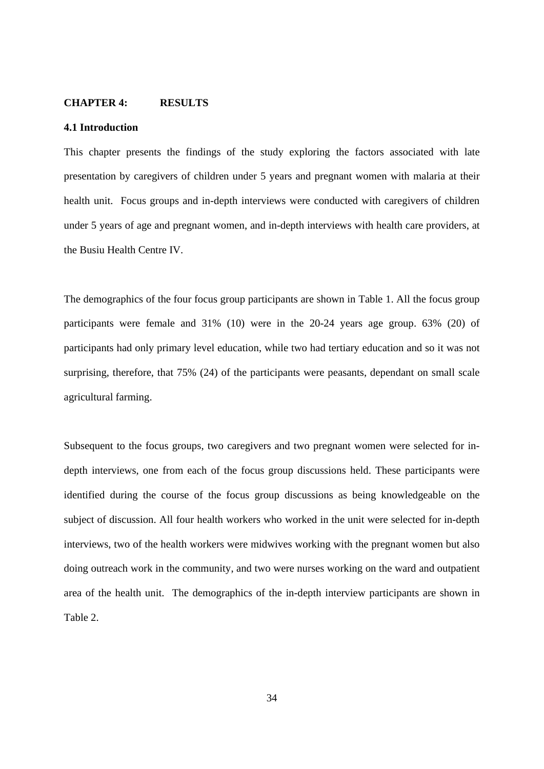# CHAPTER 4: RESULTS

## 4.1 Introduction

This chapter presents the findings of the study exploring the factors associated with late presentation by caregivers of children under 5 years and pregnant women with malaria at their health unit. Focus groups and in-depth interviews were conducted with caregivers of children under 5 years of age and pregnant women, and in-depth interviews with health care providers, at the Busiu Health Centre IV.

The demographics of the four focus group participants are shown in Table 1. All the focus group participants were female and 31% (10) were in the 20-24 years age group. 63% (20) of participants had only primary level education, while two had tertiary education and so it was not surprising, therefore, that 75% (24) of the participants were peasants, dependant on small scale agricultural farming.

Subsequent to the focus groups, two caregivers and two pregnant women were selected for in-depth interviews, one from each of the focus group discussions held. These participants were identified during the course of the focus group discussions as being knowledgeable on the subject of discussion. All four health workers who worked in the unit were selected for in-depth interviews, two of the health workers were midwives working with the pregnant women but also doing outreach work in the community, and two were nurses working on the ward and outpatient area of the health unit. The demographics of the in-depth interview participants are shown in Table 2.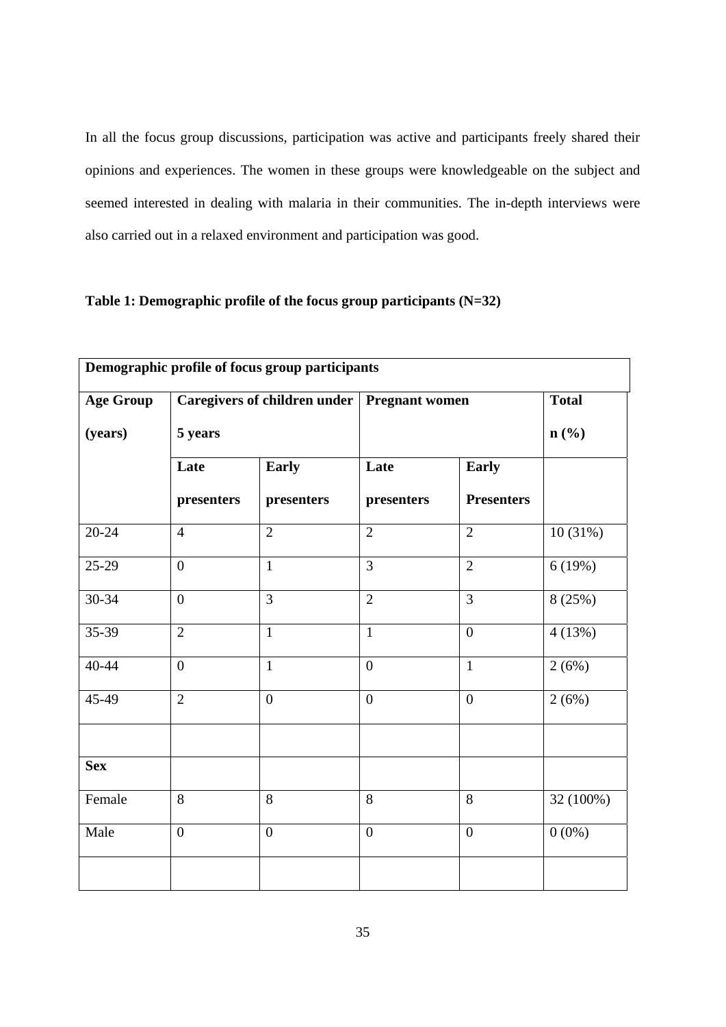In all the focus group discussions, participation was active and participants freely shared their opinions and experiences. The women in these groups were knowledgeable on the subject and seemed interested in dealing with malaria in their communities. The in-depth interviews were also carried out in a relaxed environment and participation was good.

**Table 1: Demographic profile of the focus group participants (N=32)**

| **Demographic profile of focus group participants** | | | | | |
|---|---|---|---|---|---|
| **Age Group (years)** | **Caregivers of children under 5 years** | | **Pregnant women** | | **Total n (%)** |
| | **Late presenters** | **Early presenters** | **Late presenters** | **Early Presenters** | |
| 20-24 | 4 | 2 | 2 | 2 | 10 (31%) |
| 25-29 | 0 | 1 | 3 | 2 | 6 (19%) |
| 30-34 | 0 | 3 | 2 | 3 | 8 (25%) |
| 35-39 | 2 | 1 | 1 | 0 | 4 (13%) |
| 40-44 | 0 | 1 | 0 | 1 | 2 (6%) |
| 45-49 | 2 | 0 | 0 | 0 | 2 (6%) |
| | | | | | |
| **Sex** | | | | | |
| Female | 8 | 8 | 8 | 8 | 32 (100%) |
| Male | 0 | 0 | 0 | 0 | 0 (0%) |
| | | | | | |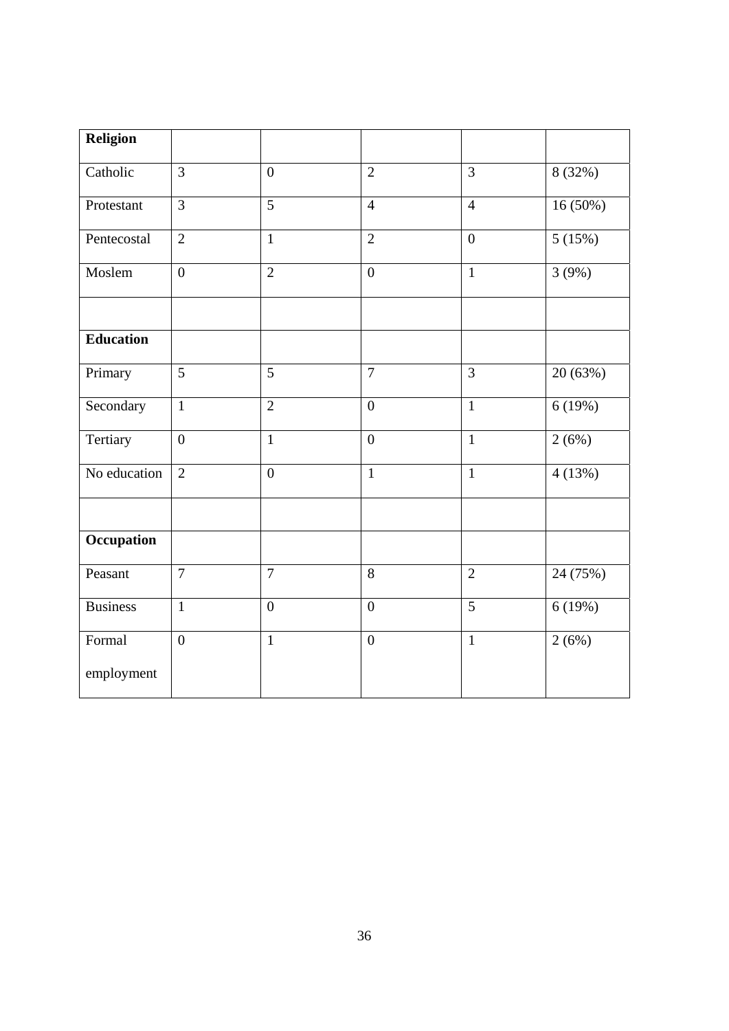| | | | | | |
|---|---|---|---|---|---|
| **Religion** | | | | | |
| Catholic | 3 | 0 | 2 | 3 | 8 (32%) |
| Protestant | 3 | 5 | 4 | 4 | 16 (50%) |
| Pentecostal | 2 | 1 | 2 | 0 | 5 (15%) |
| Moslem | 0 | 2 | 0 | 1 | 3 (9%) |
| | | | | | |
| **Education** | | | | | |
| Primary | 5 | 5 | 7 | 3 | 20 (63%) |
| Secondary | 1 | 2 | 0 | 1 | 6 (19%) |
| Tertiary | 0 | 1 | 0 | 1 | 2 (6%) |
| No education | 2 | 0 | 1 | 1 | 4 (13%) |
| | | | | | |
| **Occupation** | | | | | |
| Peasant | 7 | 7 | 8 | 2 | 24 (75%) |
| Business | 1 | 0 | 0 | 5 | 6 (19%) |
| Formal employment | 0 | 1 | 0 | 1 | 2 (6%) |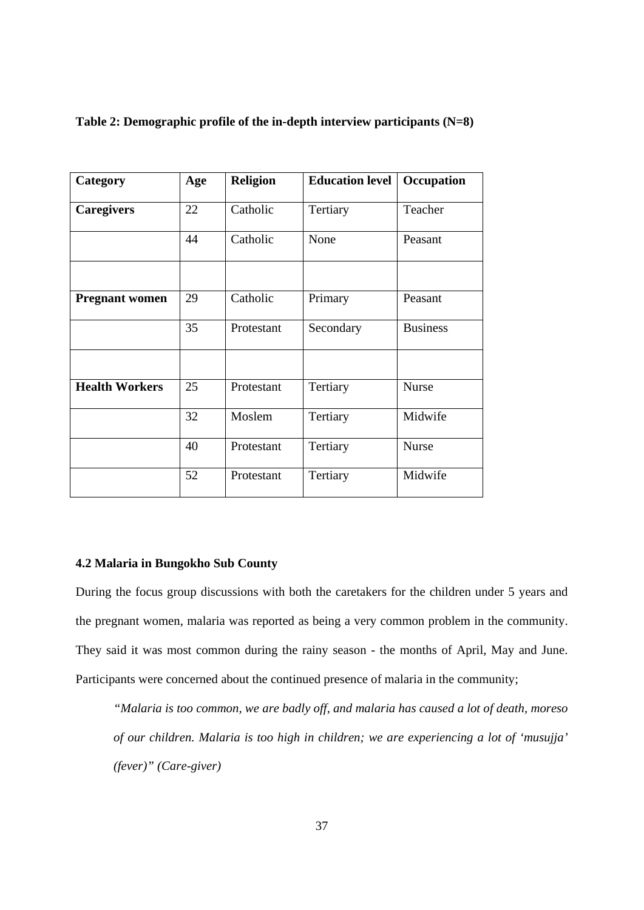**Table 2: Demographic profile of the in-depth interview participants (N=8)**

| Category | Age | Religion | Education level | Occupation |
|---|---|---|---|---|
| **Caregivers** | 22 | Catholic | Tertiary | Teacher |
| | 44 | Catholic | None | Peasant |
| | | | | |
| **Pregnant women** | 29 | Catholic | Primary | Peasant |
| | 35 | Protestant | Secondary | Business |
| | | | | |
| **Health Workers** | 25 | Protestant | Tertiary | Nurse |
| | 32 | Moslem | Tertiary | Midwife |
| | 40 | Protestant | Tertiary | Nurse |
| | 52 | Protestant | Tertiary | Midwife |

### 4.2 Malaria in Bungokho Sub County

During the focus group discussions with both the caretakers for the children under 5 years and the pregnant women, malaria was reported as being a very common problem in the community. They said it was most common during the rainy season - the months of April, May and June. Participants were concerned about the continued presence of malaria in the community;

> *"Malaria is too common, we are badly off, and malaria has caused a lot of death, moreso of our children. Malaria is too high in children; we are experiencing a lot of 'musujja' (fever)" (Care-giver)*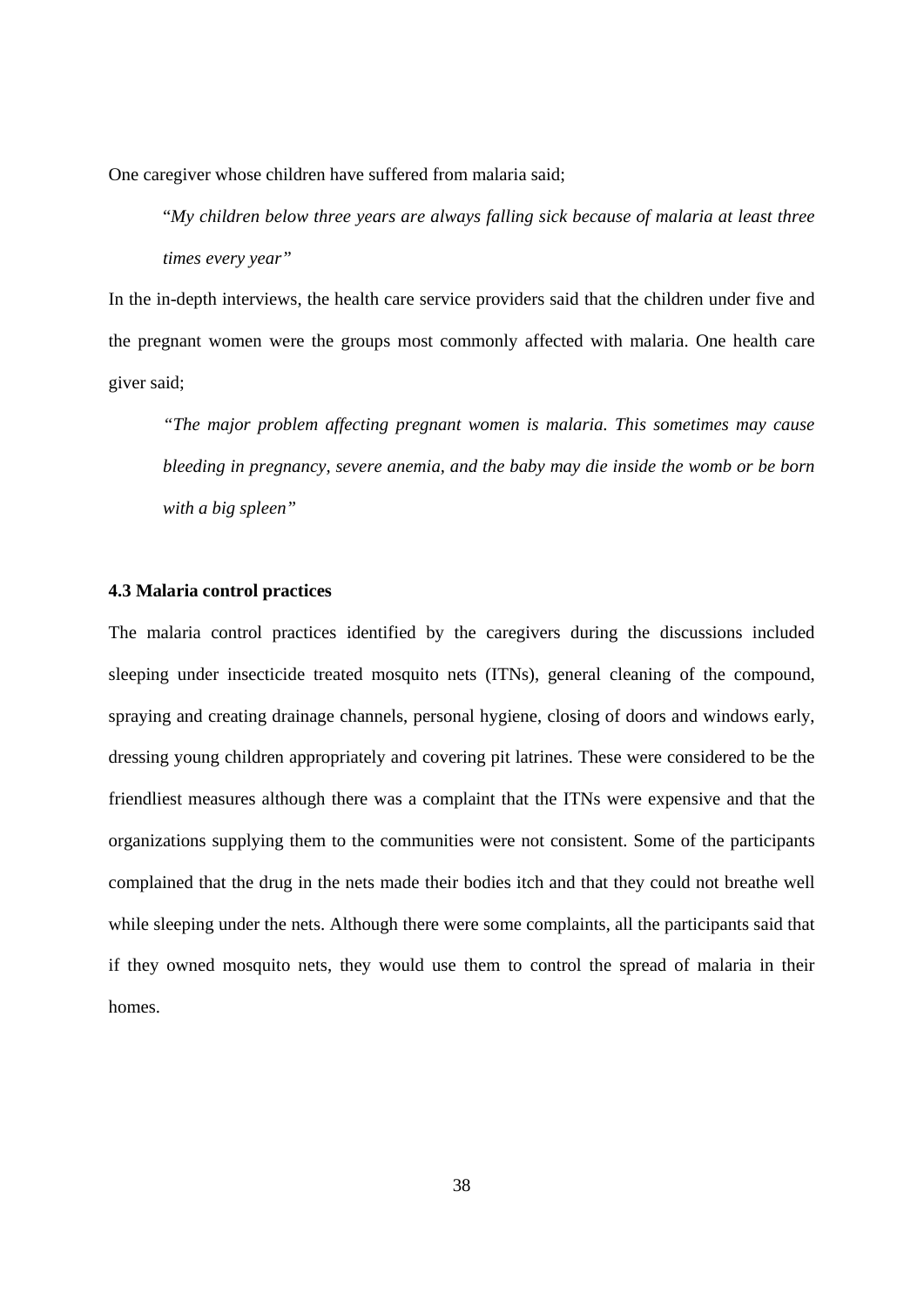One caregiver whose children have suffered from malaria said;

> "*My children below three years are always falling sick because of malaria at least three times every year"*

In the in-depth interviews, the health care service providers said that the children under five and the pregnant women were the groups most commonly affected with malaria. One health care giver said;

> *"The major problem affecting pregnant women is malaria. This sometimes may cause bleeding in pregnancy, severe anemia, and the baby may die inside the womb or be born with a big spleen"*

### 4.3 Malaria control practices

The malaria control practices identified by the caregivers during the discussions included sleeping under insecticide treated mosquito nets (ITNs), general cleaning of the compound, spraying and creating drainage channels, personal hygiene, closing of doors and windows early, dressing young children appropriately and covering pit latrines. These were considered to be the friendliest measures although there was a complaint that the ITNs were expensive and that the organizations supplying them to the communities were not consistent. Some of the participants complained that the drug in the nets made their bodies itch and that they could not breathe well while sleeping under the nets. Although there were some complaints, all the participants said that if they owned mosquito nets, they would use them to control the spread of malaria in their homes.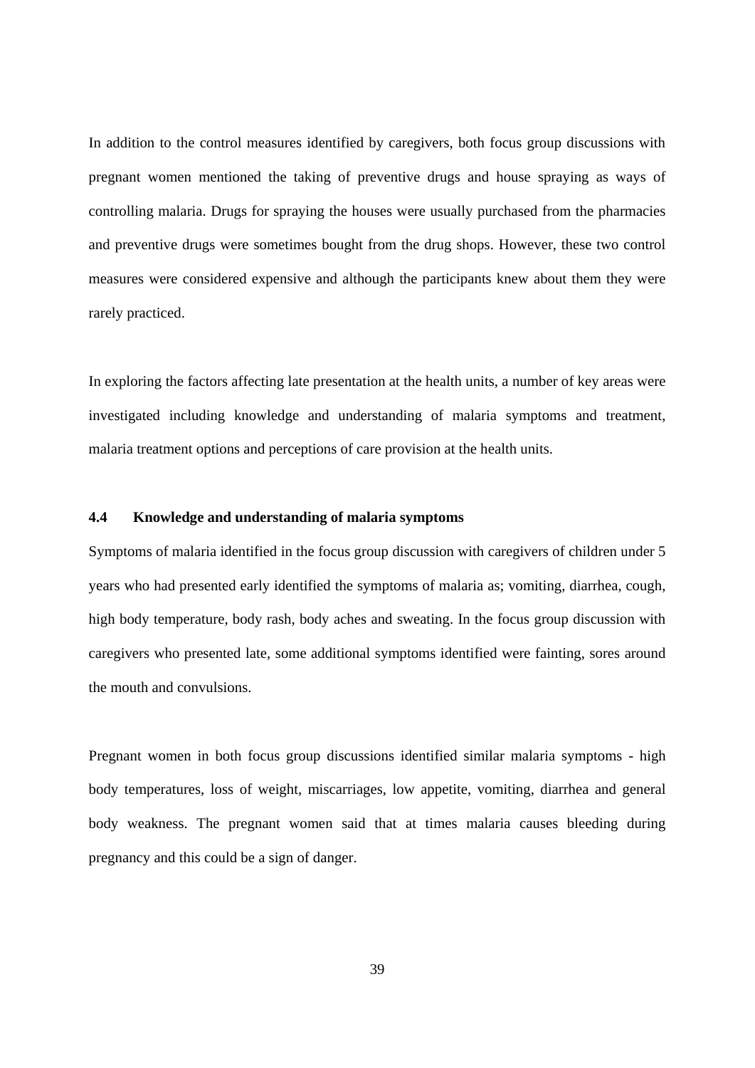In addition to the control measures identified by caregivers, both focus group discussions with pregnant women mentioned the taking of preventive drugs and house spraying as ways of controlling malaria. Drugs for spraying the houses were usually purchased from the pharmacies and preventive drugs were sometimes bought from the drug shops. However, these two control measures were considered expensive and although the participants knew about them they were rarely practiced.

In exploring the factors affecting late presentation at the health units, a number of key areas were investigated including knowledge and understanding of malaria symptoms and treatment, malaria treatment options and perceptions of care provision at the health units.

### 4.4 Knowledge and understanding of malaria symptoms

Symptoms of malaria identified in the focus group discussion with caregivers of children under 5 years who had presented early identified the symptoms of malaria as; vomiting, diarrhea, cough, high body temperature, body rash, body aches and sweating. In the focus group discussion with caregivers who presented late, some additional symptoms identified were fainting, sores around the mouth and convulsions.

Pregnant women in both focus group discussions identified similar malaria symptoms - high body temperatures, loss of weight, miscarriages, low appetite, vomiting, diarrhea and general body weakness. The pregnant women said that at times malaria causes bleeding during pregnancy and this could be a sign of danger.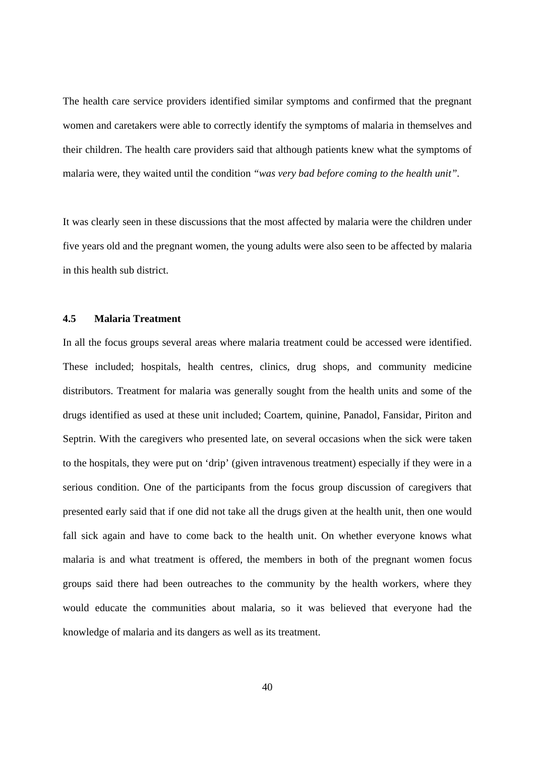The health care service providers identified similar symptoms and confirmed that the pregnant women and caretakers were able to correctly identify the symptoms of malaria in themselves and their children. The health care providers said that although patients knew what the symptoms of malaria were, they waited until the condition *"was very bad before coming to the health unit"*.

It was clearly seen in these discussions that the most affected by malaria were the children under five years old and the pregnant women, the young adults were also seen to be affected by malaria in this health sub district.

### 4.5 Malaria Treatment

In all the focus groups several areas where malaria treatment could be accessed were identified. These included; hospitals, health centres, clinics, drug shops, and community medicine distributors. Treatment for malaria was generally sought from the health units and some of the drugs identified as used at these unit included; Coartem, quinine, Panadol, Fansidar, Piriton and Septrin. With the caregivers who presented late, on several occasions when the sick were taken to the hospitals, they were put on 'drip' (given intravenous treatment) especially if they were in a serious condition. One of the participants from the focus group discussion of caregivers that presented early said that if one did not take all the drugs given at the health unit, then one would fall sick again and have to come back to the health unit. On whether everyone knows what malaria is and what treatment is offered, the members in both of the pregnant women focus groups said there had been outreaches to the community by the health workers, where they would educate the communities about malaria, so it was believed that everyone had the knowledge of malaria and its dangers as well as its treatment.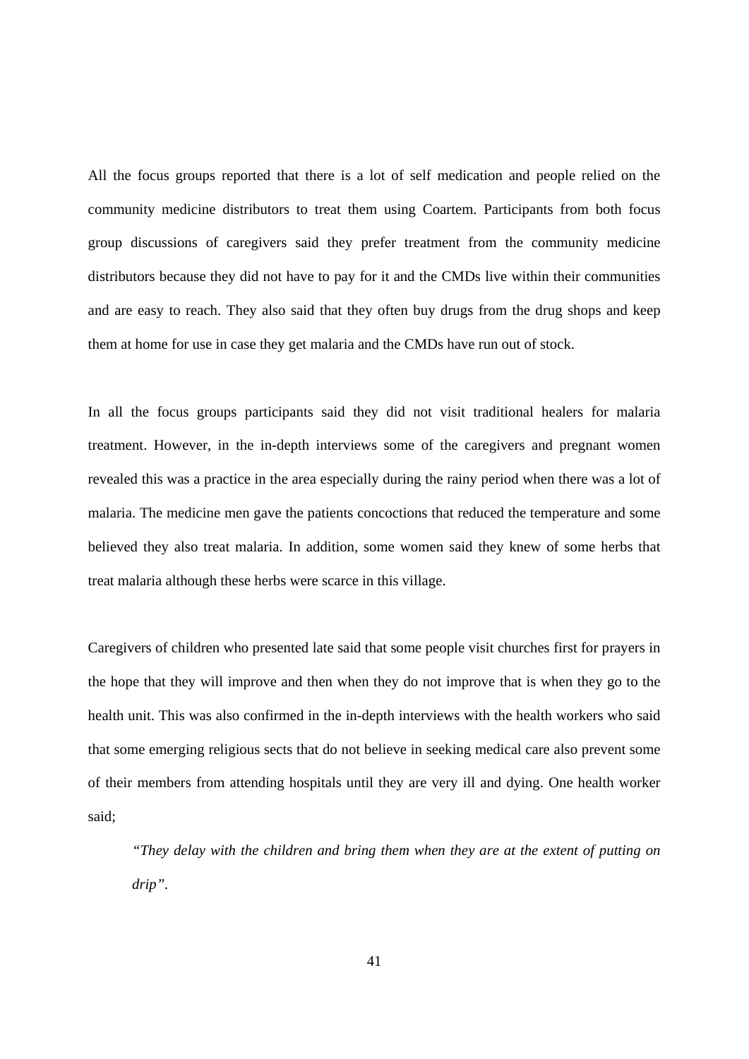All the focus groups reported that there is a lot of self medication and people relied on the community medicine distributors to treat them using Coartem. Participants from both focus group discussions of caregivers said they prefer treatment from the community medicine distributors because they did not have to pay for it and the CMDs live within their communities and are easy to reach. They also said that they often buy drugs from the drug shops and keep them at home for use in case they get malaria and the CMDs have run out of stock.

In all the focus groups participants said they did not visit traditional healers for malaria treatment. However, in the in-depth interviews some of the caregivers and pregnant women revealed this was a practice in the area especially during the rainy period when there was a lot of malaria. The medicine men gave the patients concoctions that reduced the temperature and some believed they also treat malaria. In addition, some women said they knew of some herbs that treat malaria although these herbs were scarce in this village.

Caregivers of children who presented late said that some people visit churches first for prayers in the hope that they will improve and then when they do not improve that is when they go to the health unit. This was also confirmed in the in-depth interviews with the health workers who said that some emerging religious sects that do not believe in seeking medical care also prevent some of their members from attending hospitals until they are very ill and dying. One health worker said;

> *"They delay with the children and bring them when they are at the extent of putting on drip".*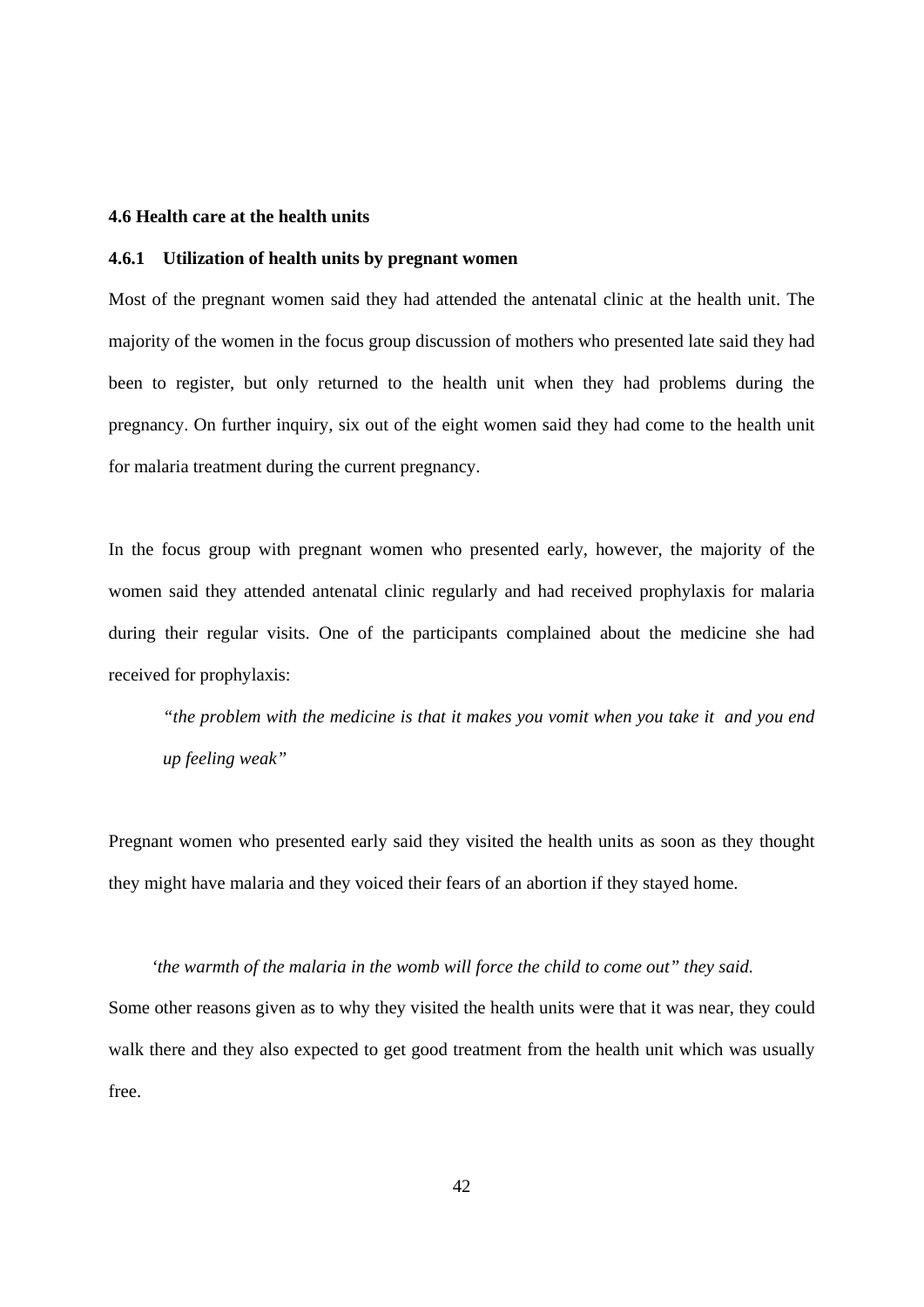### 4.6 Health care at the health units

#### 4.6.1 Utilization of health units by pregnant women

Most of the pregnant women said they had attended the antenatal clinic at the health unit. The majority of the women in the focus group discussion of mothers who presented late said they had been to register, but only returned to the health unit when they had problems during the pregnancy. On further inquiry, six out of the eight women said they had come to the health unit for malaria treatment during the current pregnancy.

In the focus group with pregnant women who presented early, however, the majority of the women said they attended antenatal clinic regularly and had received prophylaxis for malaria during their regular visits. One of the participants complained about the medicine she had received for prophylaxis:

> *"the problem with the medicine is that it makes you vomit when you take it and you end up feeling weak"*

Pregnant women who presented early said they visited the health units as soon as they thought they might have malaria and they voiced their fears of an abortion if they stayed home.

> *'the warmth of the malaria in the womb will force the child to come out" they said.*

Some other reasons given as to why they visited the health units were that it was near, they could walk there and they also expected to get good treatment from the health unit which was usually free.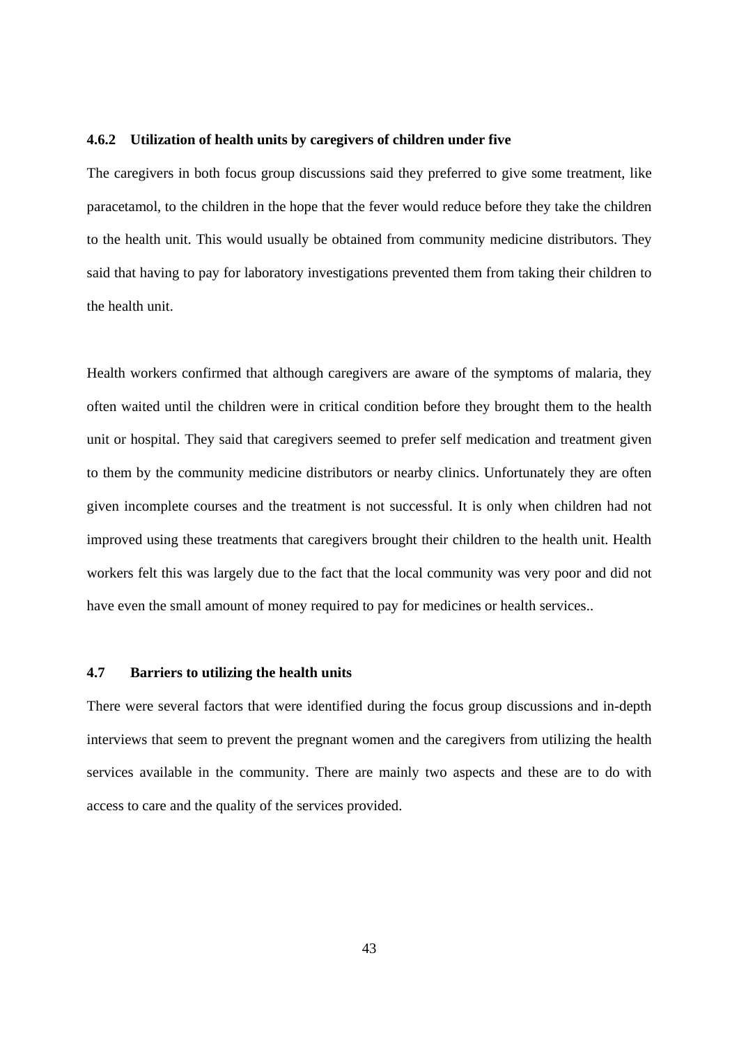### 4.6.2 Utilization of health units by caregivers of children under five

The caregivers in both focus group discussions said they preferred to give some treatment, like paracetamol, to the children in the hope that the fever would reduce before they take the children to the health unit. This would usually be obtained from community medicine distributors. They said that having to pay for laboratory investigations prevented them from taking their children to the health unit.

Health workers confirmed that although caregivers are aware of the symptoms of malaria, they often waited until the children were in critical condition before they brought them to the health unit or hospital. They said that caregivers seemed to prefer self medication and treatment given to them by the community medicine distributors or nearby clinics. Unfortunately they are often given incomplete courses and the treatment is not successful. It is only when children had not improved using these treatments that caregivers brought their children to the health unit. Health workers felt this was largely due to the fact that the local community was very poor and did not have even the small amount of money required to pay for medicines or health services..

## 4.7 Barriers to utilizing the health units

There were several factors that were identified during the focus group discussions and in-depth interviews that seem to prevent the pregnant women and the caregivers from utilizing the health services available in the community. There are mainly two aspects and these are to do with access to care and the quality of the services provided.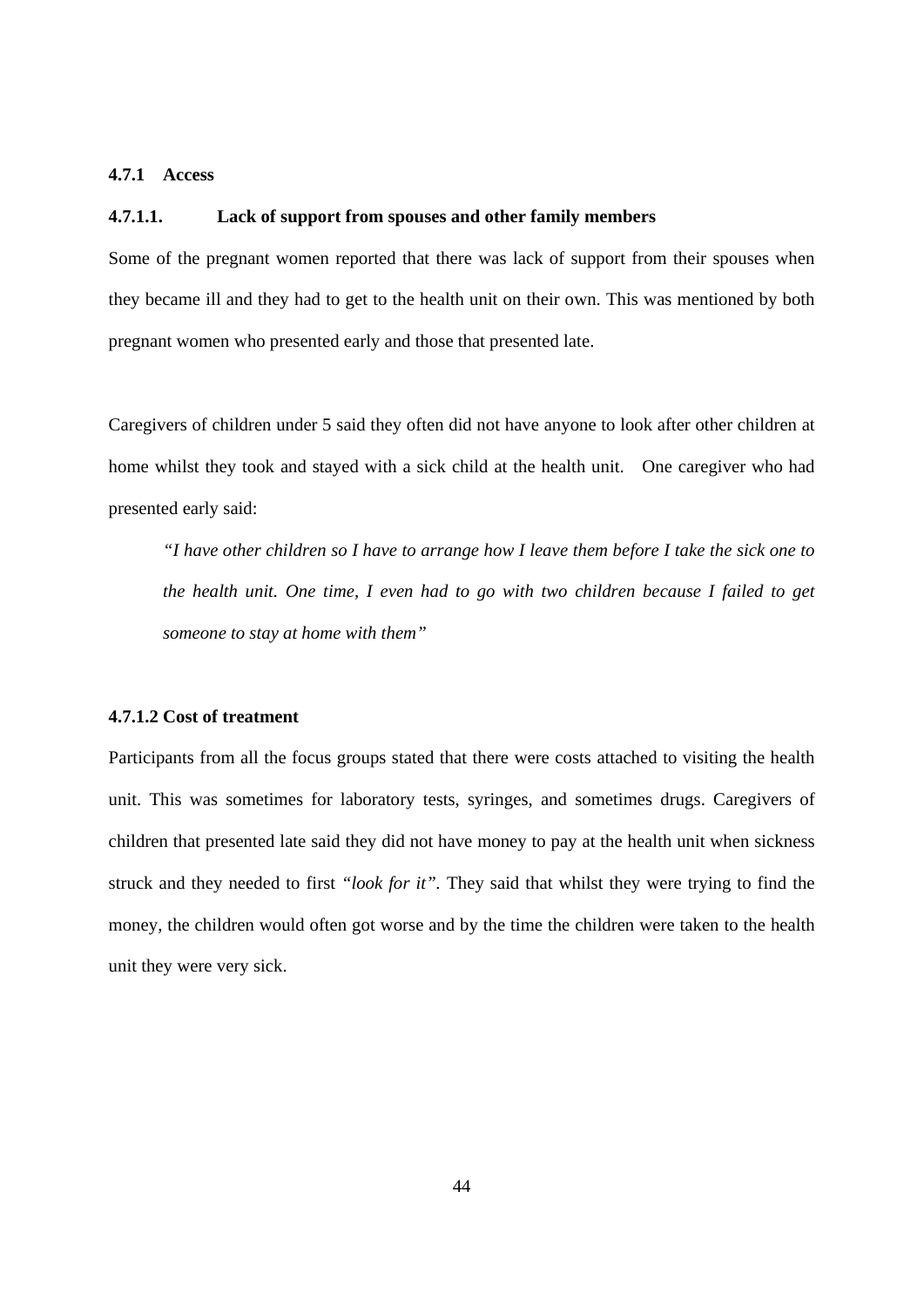### 4.7.1 Access

#### 4.7.1.1. Lack of support from spouses and other family members

Some of the pregnant women reported that there was lack of support from their spouses when they became ill and they had to get to the health unit on their own. This was mentioned by both pregnant women who presented early and those that presented late.

Caregivers of children under 5 said they often did not have anyone to look after other children at home whilst they took and stayed with a sick child at the health unit. One caregiver who had presented early said:

> *"I have other children so I have to arrange how I leave them before I take the sick one to the health unit. One time, I even had to go with two children because I failed to get someone to stay at home with them"*

#### 4.7.1.2 Cost of treatment

Participants from all the focus groups stated that there were costs attached to visiting the health unit. This was sometimes for laboratory tests, syringes, and sometimes drugs. Caregivers of children that presented late said they did not have money to pay at the health unit when sickness struck and they needed to first *"look for it"*. They said that whilst they were trying to find the money, the children would often got worse and by the time the children were taken to the health unit they were very sick.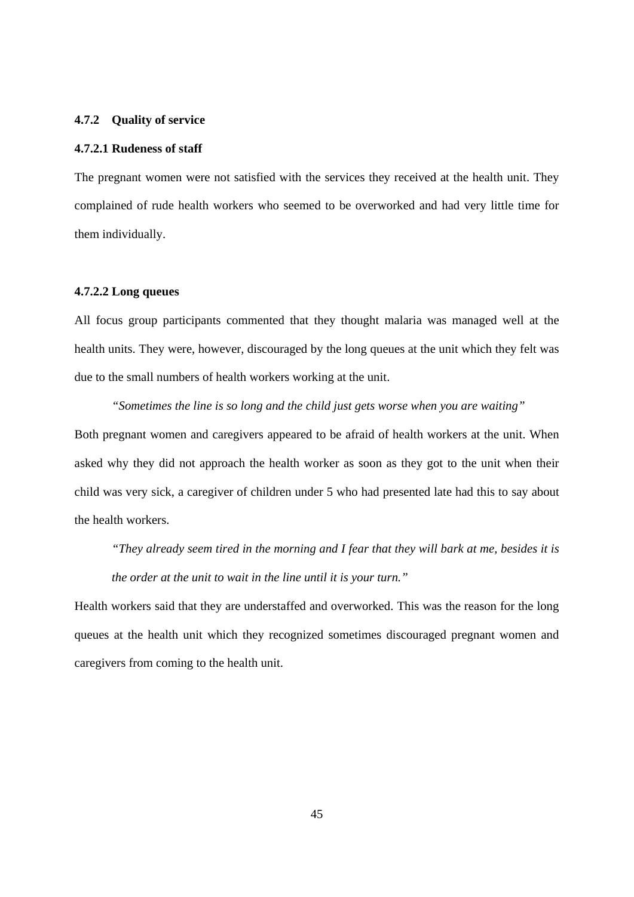### 4.7.2 Quality of service

#### 4.7.2.1 Rudeness of staff

The pregnant women were not satisfied with the services they received at the health unit. They complained of rude health workers who seemed to be overworked and had very little time for them individually.

#### 4.7.2.2 Long queues

All focus group participants commented that they thought malaria was managed well at the health units. They were, however, discouraged by the long queues at the unit which they felt was due to the small numbers of health workers working at the unit.

> *"Sometimes the line is so long and the child just gets worse when you are waiting"*

Both pregnant women and caregivers appeared to be afraid of health workers at the unit. When asked why they did not approach the health worker as soon as they got to the unit when their child was very sick, a caregiver of children under 5 who had presented late had this to say about the health workers.

> *"They already seem tired in the morning and I fear that they will bark at me, besides it is the order at the unit to wait in the line until it is your turn."*

Health workers said that they are understaffed and overworked. This was the reason for the long queues at the health unit which they recognized sometimes discouraged pregnant women and caregivers from coming to the health unit.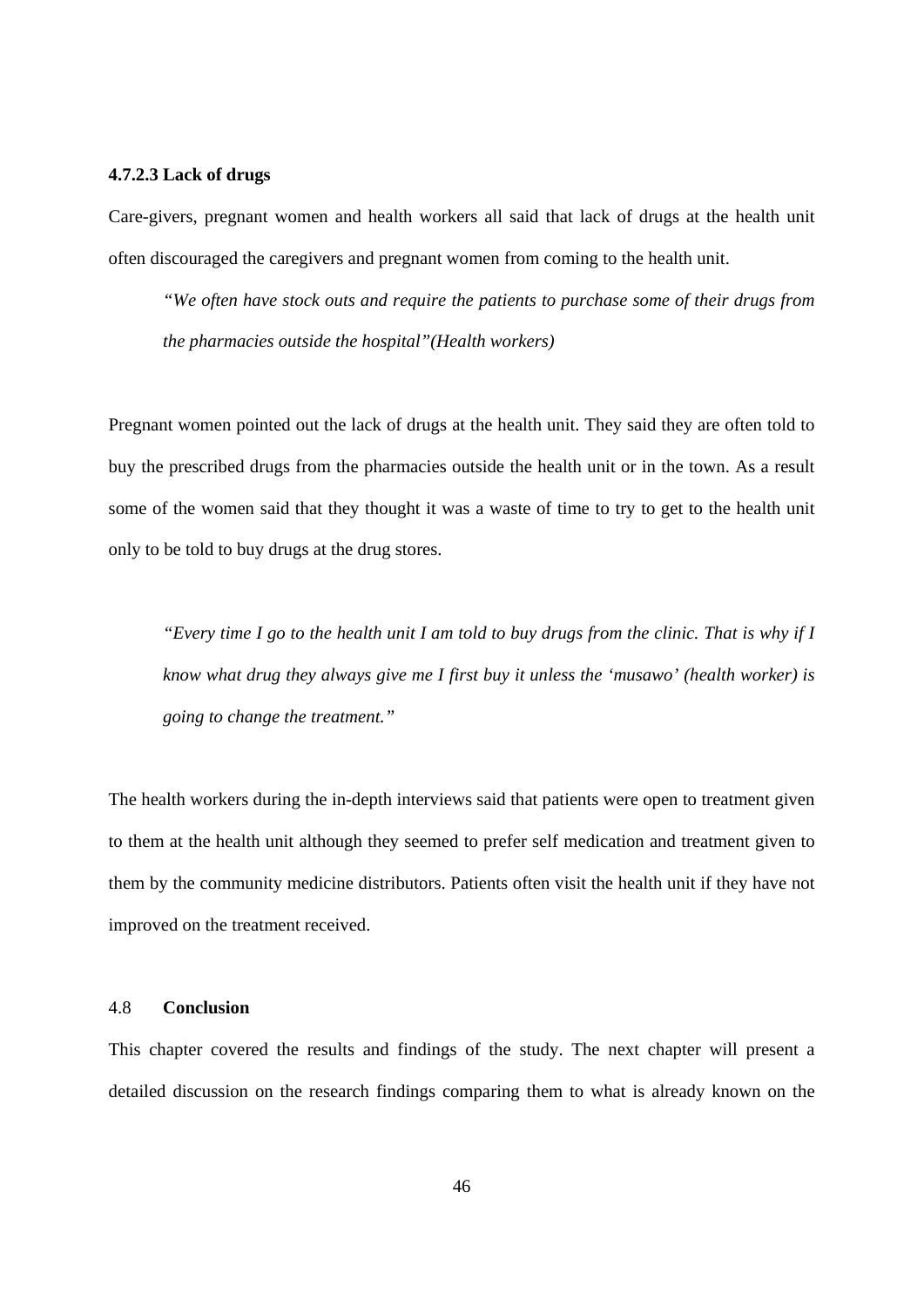#### 4.7.2.3 Lack of drugs

Care-givers, pregnant women and health workers all said that lack of drugs at the health unit often discouraged the caregivers and pregnant women from coming to the health unit.

> *"We often have stock outs and require the patients to purchase some of their drugs from the pharmacies outside the hospital"(Health workers)*

Pregnant women pointed out the lack of drugs at the health unit. They said they are often told to buy the prescribed drugs from the pharmacies outside the health unit or in the town. As a result some of the women said that they thought it was a waste of time to try to get to the health unit only to be told to buy drugs at the drug stores.

> *"Every time I go to the health unit I am told to buy drugs from the clinic. That is why if I know what drug they always give me I first buy it unless the 'musawo' (health worker) is going to change the treatment."*

The health workers during the in-depth interviews said that patients were open to treatment given to them at the health unit although they seemed to prefer self medication and treatment given to them by the community medicine distributors. Patients often visit the health unit if they have not improved on the treatment received.

### 4.8 Conclusion

This chapter covered the results and findings of the study. The next chapter will present a detailed discussion on the research findings comparing them to what is already known on the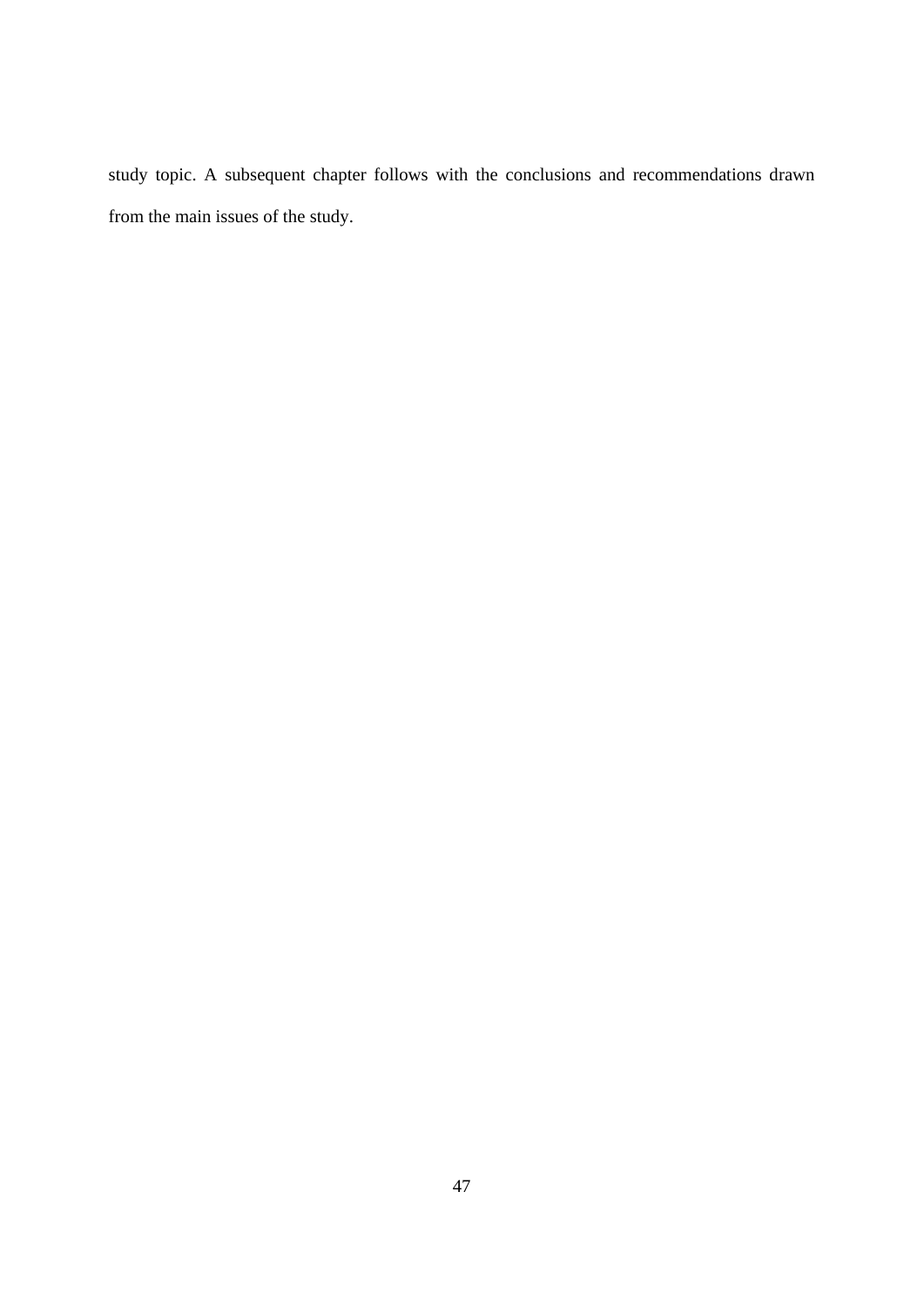study topic. A subsequent chapter follows with the conclusions and recommendations drawn from the main issues of the study.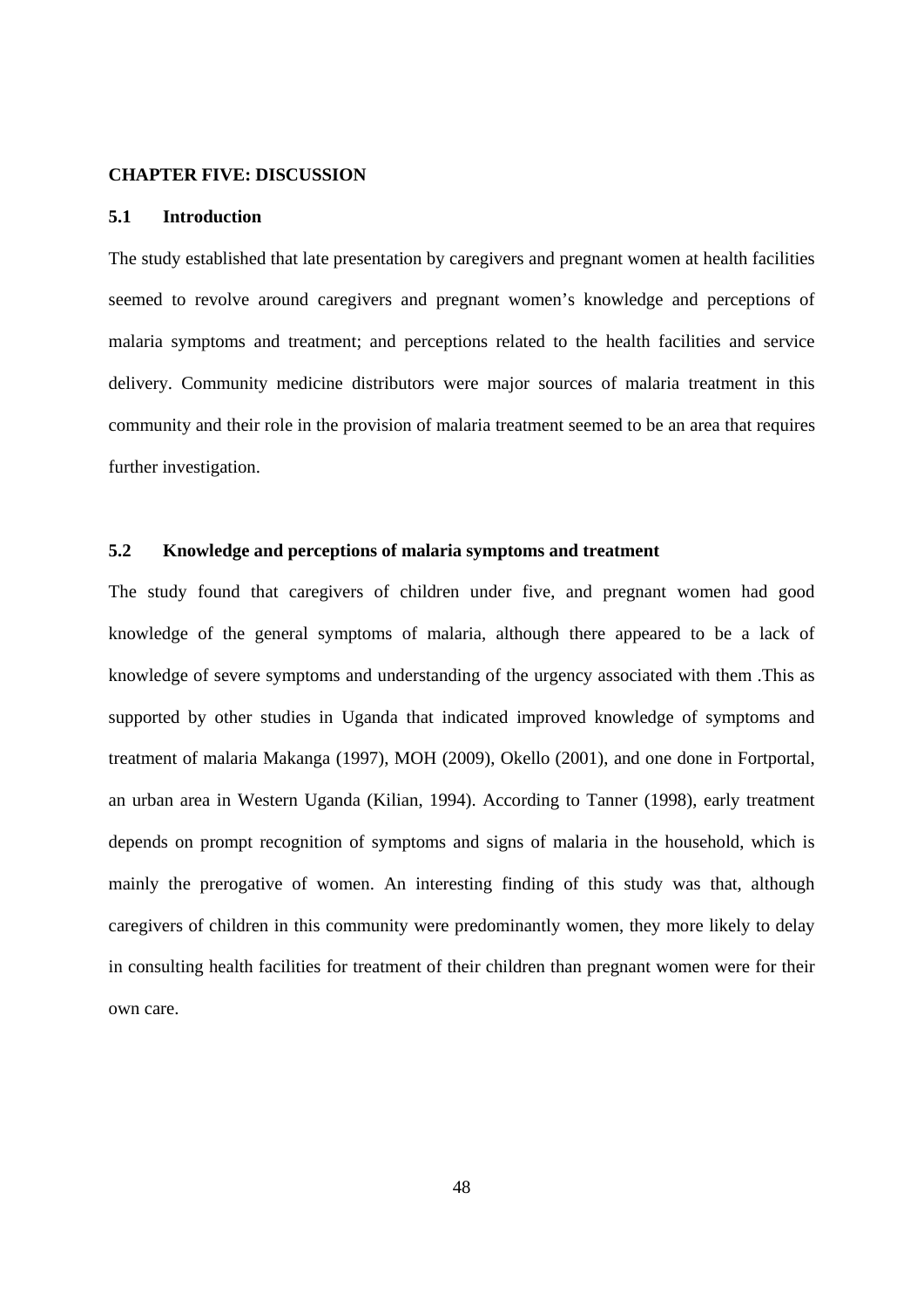# CHAPTER FIVE: DISCUSSION

## 5.1 Introduction

The study established that late presentation by caregivers and pregnant women at health facilities seemed to revolve around caregivers and pregnant women's knowledge and perceptions of malaria symptoms and treatment; and perceptions related to the health facilities and service delivery. Community medicine distributors were major sources of malaria treatment in this community and their role in the provision of malaria treatment seemed to be an area that requires further investigation.

## 5.2 Knowledge and perceptions of malaria symptoms and treatment

The study found that caregivers of children under five, and pregnant women had good knowledge of the general symptoms of malaria, although there appeared to be a lack of knowledge of severe symptoms and understanding of the urgency associated with them .This as supported by other studies in Uganda that indicated improved knowledge of symptoms and treatment of malaria Makanga (1997), MOH (2009), Okello (2001), and one done in Fortportal, an urban area in Western Uganda (Kilian, 1994). According to Tanner (1998), early treatment depends on prompt recognition of symptoms and signs of malaria in the household, which is mainly the prerogative of women. An interesting finding of this study was that, although caregivers of children in this community were predominantly women, they more likely to delay in consulting health facilities for treatment of their children than pregnant women were for their own care.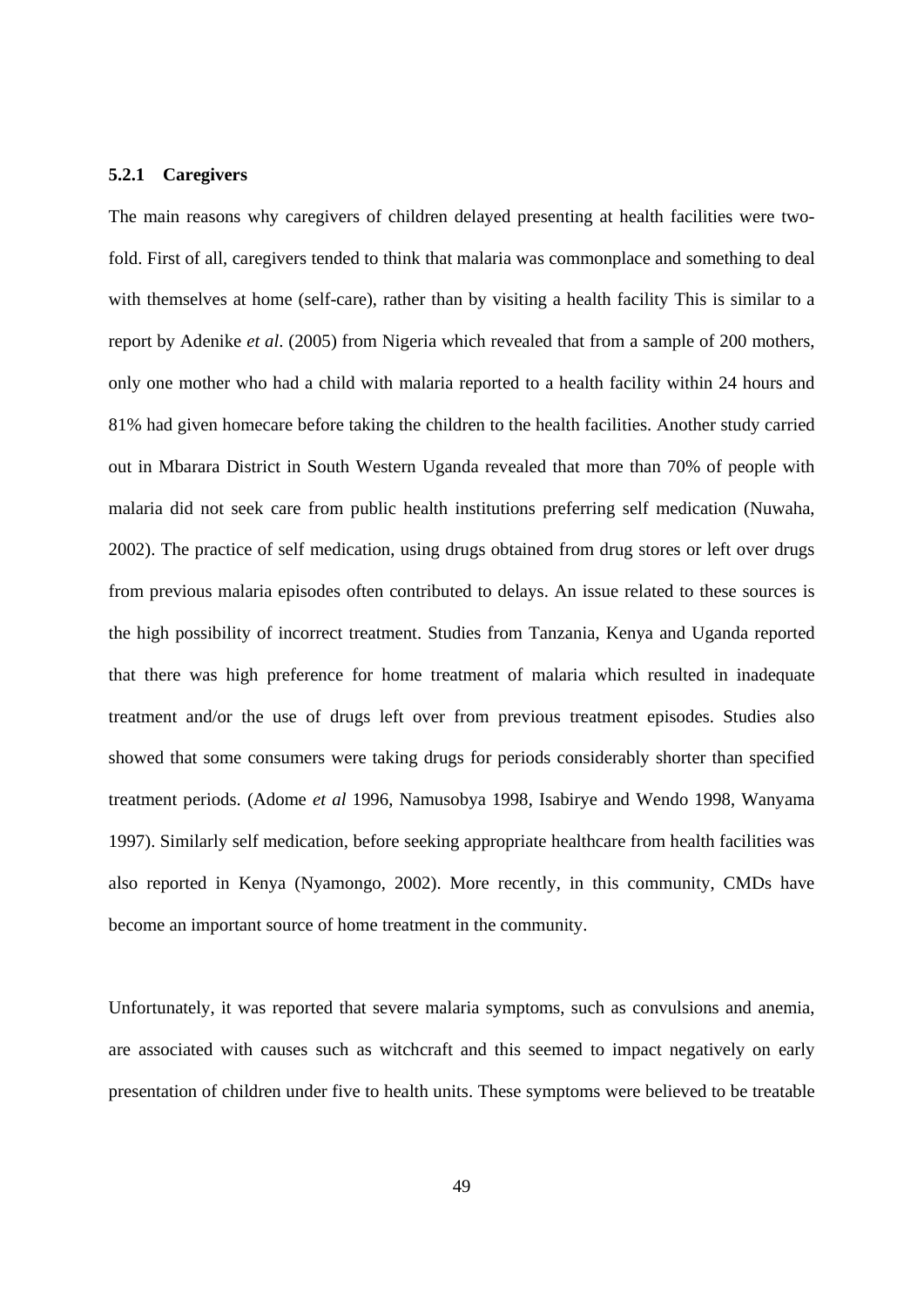### 5.2.1 Caregivers

The main reasons why caregivers of children delayed presenting at health facilities were two-fold. First of all, caregivers tended to think that malaria was commonplace and something to deal with themselves at home (self-care), rather than by visiting a health facility This is similar to a report by Adenike *et al*. (2005) from Nigeria which revealed that from a sample of 200 mothers, only one mother who had a child with malaria reported to a health facility within 24 hours and 81% had given homecare before taking the children to the health facilities. Another study carried out in Mbarara District in South Western Uganda revealed that more than 70% of people with malaria did not seek care from public health institutions preferring self medication (Nuwaha, 2002). The practice of self medication, using drugs obtained from drug stores or left over drugs from previous malaria episodes often contributed to delays. An issue related to these sources is the high possibility of incorrect treatment. Studies from Tanzania, Kenya and Uganda reported that there was high preference for home treatment of malaria which resulted in inadequate treatment and/or the use of drugs left over from previous treatment episodes. Studies also showed that some consumers were taking drugs for periods considerably shorter than specified treatment periods. (Adome *et al* 1996, Namusobya 1998, Isabirye and Wendo 1998, Wanyama 1997). Similarly self medication, before seeking appropriate healthcare from health facilities was also reported in Kenya (Nyamongo, 2002). More recently, in this community, CMDs have become an important source of home treatment in the community.

Unfortunately, it was reported that severe malaria symptoms, such as convulsions and anemia, are associated with causes such as witchcraft and this seemed to impact negatively on early presentation of children under five to health units. These symptoms were believed to be treatable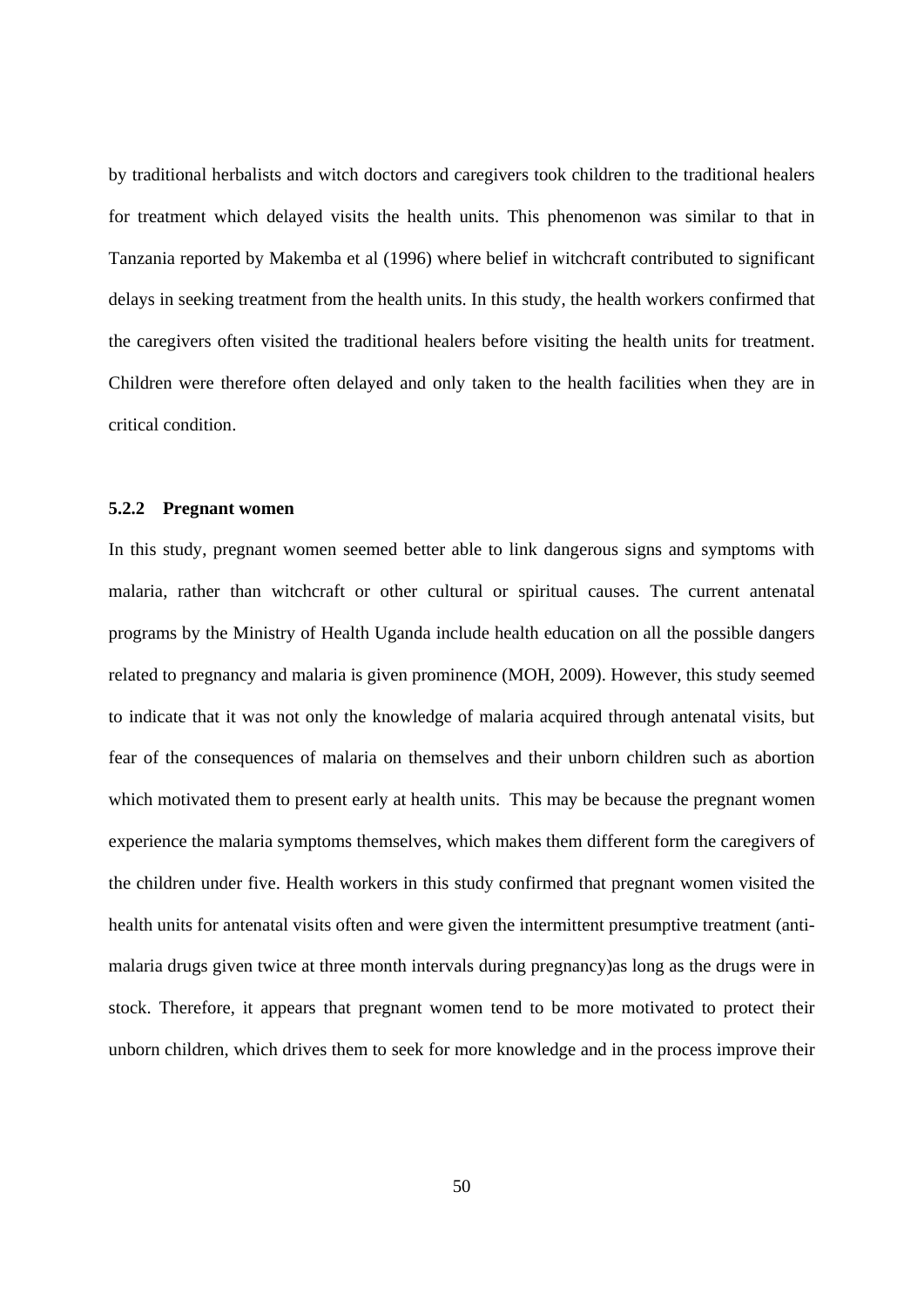by traditional herbalists and witch doctors and caregivers took children to the traditional healers for treatment which delayed visits the health units. This phenomenon was similar to that in Tanzania reported by Makemba et al (1996) where belief in witchcraft contributed to significant delays in seeking treatment from the health units. In this study, the health workers confirmed that the caregivers often visited the traditional healers before visiting the health units for treatment. Children were therefore often delayed and only taken to the health facilities when they are in critical condition.

### 5.2.2 Pregnant women

In this study, pregnant women seemed better able to link dangerous signs and symptoms with malaria, rather than witchcraft or other cultural or spiritual causes. The current antenatal programs by the Ministry of Health Uganda include health education on all the possible dangers related to pregnancy and malaria is given prominence (MOH, 2009). However, this study seemed to indicate that it was not only the knowledge of malaria acquired through antenatal visits, but fear of the consequences of malaria on themselves and their unborn children such as abortion which motivated them to present early at health units. This may be because the pregnant women experience the malaria symptoms themselves, which makes them different form the caregivers of the children under five. Health workers in this study confirmed that pregnant women visited the health units for antenatal visits often and were given the intermittent presumptive treatment (anti-malaria drugs given twice at three month intervals during pregnancy)as long as the drugs were in stock. Therefore, it appears that pregnant women tend to be more motivated to protect their unborn children, which drives them to seek for more knowledge and in the process improve their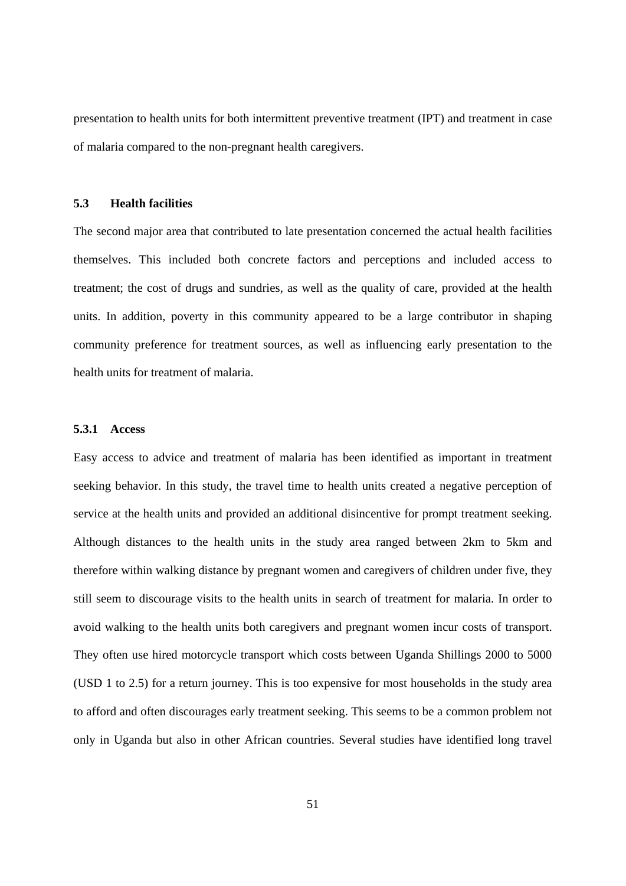presentation to health units for both intermittent preventive treatment (IPT) and treatment in case of malaria compared to the non-pregnant health caregivers.

## 5.3 Health facilities

The second major area that contributed to late presentation concerned the actual health facilities themselves. This included both concrete factors and perceptions and included access to treatment; the cost of drugs and sundries, as well as the quality of care, provided at the health units. In addition, poverty in this community appeared to be a large contributor in shaping community preference for treatment sources, as well as influencing early presentation to the health units for treatment of malaria.

### 5.3.1 Access

Easy access to advice and treatment of malaria has been identified as important in treatment seeking behavior. In this study, the travel time to health units created a negative perception of service at the health units and provided an additional disincentive for prompt treatment seeking. Although distances to the health units in the study area ranged between 2km to 5km and therefore within walking distance by pregnant women and caregivers of children under five, they still seem to discourage visits to the health units in search of treatment for malaria. In order to avoid walking to the health units both caregivers and pregnant women incur costs of transport. They often use hired motorcycle transport which costs between Uganda Shillings 2000 to 5000 (USD 1 to 2.5) for a return journey. This is too expensive for most households in the study area to afford and often discourages early treatment seeking. This seems to be a common problem not only in Uganda but also in other African countries. Several studies have identified long travel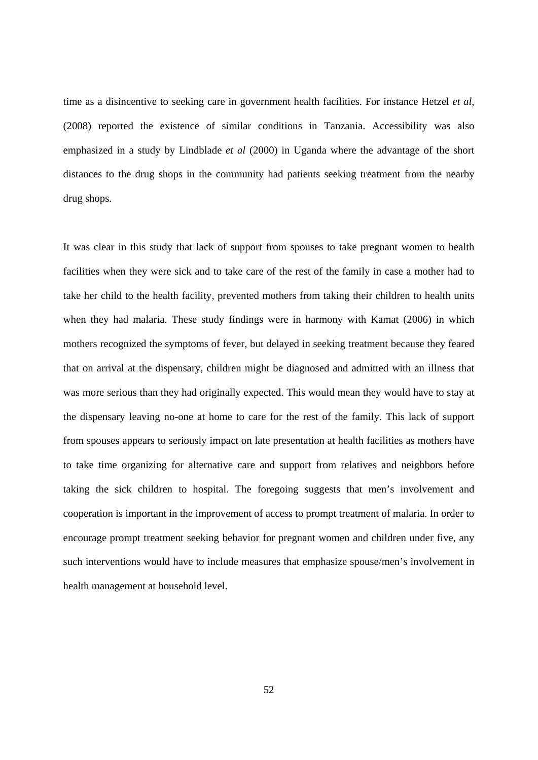time as a disincentive to seeking care in government health facilities. For instance Hetzel *et al*, (2008) reported the existence of similar conditions in Tanzania. Accessibility was also emphasized in a study by Lindblade *et al* (2000) in Uganda where the advantage of the short distances to the drug shops in the community had patients seeking treatment from the nearby drug shops.

It was clear in this study that lack of support from spouses to take pregnant women to health facilities when they were sick and to take care of the rest of the family in case a mother had to take her child to the health facility, prevented mothers from taking their children to health units when they had malaria. These study findings were in harmony with Kamat (2006) in which mothers recognized the symptoms of fever, but delayed in seeking treatment because they feared that on arrival at the dispensary, children might be diagnosed and admitted with an illness that was more serious than they had originally expected. This would mean they would have to stay at the dispensary leaving no-one at home to care for the rest of the family. This lack of support from spouses appears to seriously impact on late presentation at health facilities as mothers have to take time organizing for alternative care and support from relatives and neighbors before taking the sick children to hospital. The foregoing suggests that men's involvement and cooperation is important in the improvement of access to prompt treatment of malaria. In order to encourage prompt treatment seeking behavior for pregnant women and children under five, any such interventions would have to include measures that emphasize spouse/men's involvement in health management at household level.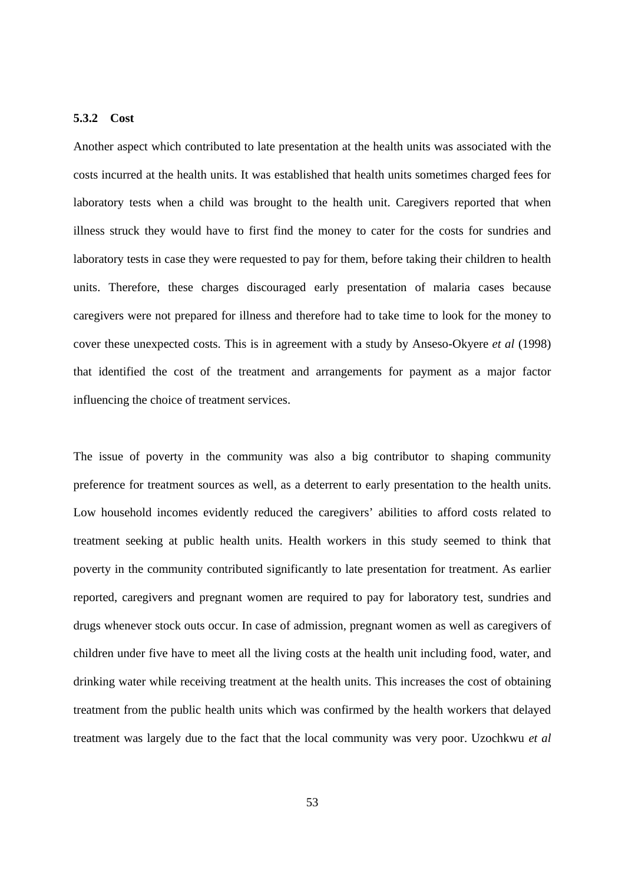### 5.3.2 Cost

Another aspect which contributed to late presentation at the health units was associated with the costs incurred at the health units. It was established that health units sometimes charged fees for laboratory tests when a child was brought to the health unit. Caregivers reported that when illness struck they would have to first find the money to cater for the costs for sundries and laboratory tests in case they were requested to pay for them, before taking their children to health units. Therefore, these charges discouraged early presentation of malaria cases because caregivers were not prepared for illness and therefore had to take time to look for the money to cover these unexpected costs. This is in agreement with a study by Anseso-Okyere *et al* (1998) that identified the cost of the treatment and arrangements for payment as a major factor influencing the choice of treatment services.

The issue of poverty in the community was also a big contributor to shaping community preference for treatment sources as well, as a deterrent to early presentation to the health units. Low household incomes evidently reduced the caregivers' abilities to afford costs related to treatment seeking at public health units. Health workers in this study seemed to think that poverty in the community contributed significantly to late presentation for treatment. As earlier reported, caregivers and pregnant women are required to pay for laboratory test, sundries and drugs whenever stock outs occur. In case of admission, pregnant women as well as caregivers of children under five have to meet all the living costs at the health unit including food, water, and drinking water while receiving treatment at the health units. This increases the cost of obtaining treatment from the public health units which was confirmed by the health workers that delayed treatment was largely due to the fact that the local community was very poor. Uzochkwu *et al*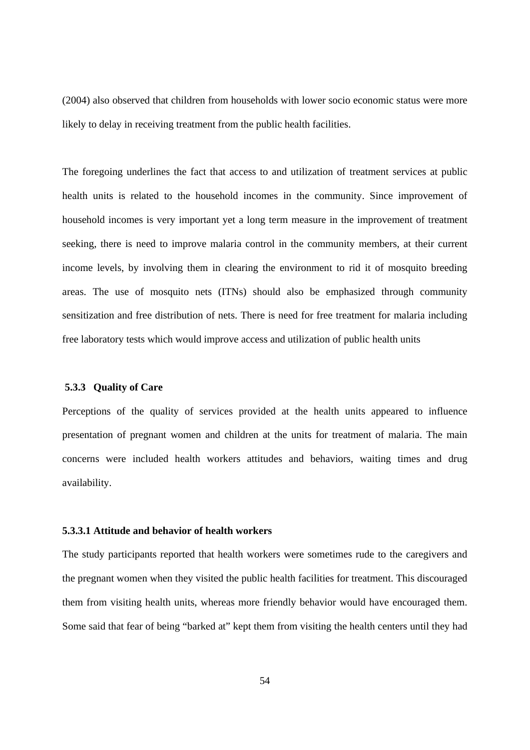(2004) also observed that children from households with lower socio economic status were more likely to delay in receiving treatment from the public health facilities.

The foregoing underlines the fact that access to and utilization of treatment services at public health units is related to the household incomes in the community. Since improvement of household incomes is very important yet a long term measure in the improvement of treatment seeking, there is need to improve malaria control in the community members, at their current income levels, by involving them in clearing the environment to rid it of mosquito breeding areas. The use of mosquito nets (ITNs) should also be emphasized through community sensitization and free distribution of nets. There is need for free treatment for malaria including free laboratory tests which would improve access and utilization of public health units

### 5.3.3 Quality of Care

Perceptions of the quality of services provided at the health units appeared to influence presentation of pregnant women and children at the units for treatment of malaria. The main concerns were included health workers attitudes and behaviors, waiting times and drug availability.

#### 5.3.3.1 Attitude and behavior of health workers

The study participants reported that health workers were sometimes rude to the caregivers and the pregnant women when they visited the public health facilities for treatment. This discouraged them from visiting health units, whereas more friendly behavior would have encouraged them. Some said that fear of being "barked at" kept them from visiting the health centers until they had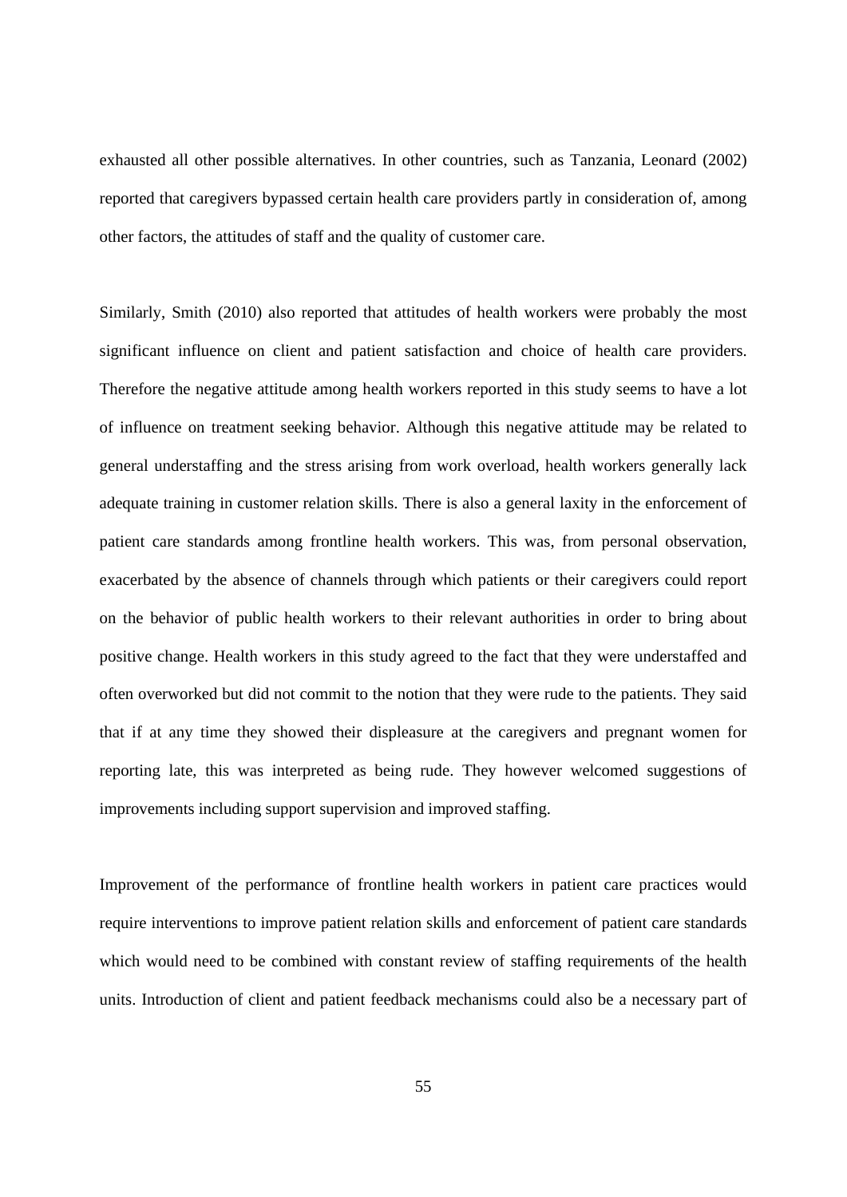exhausted all other possible alternatives. In other countries, such as Tanzania, Leonard (2002) reported that caregivers bypassed certain health care providers partly in consideration of, among other factors, the attitudes of staff and the quality of customer care.

Similarly, Smith (2010) also reported that attitudes of health workers were probably the most significant influence on client and patient satisfaction and choice of health care providers. Therefore the negative attitude among health workers reported in this study seems to have a lot of influence on treatment seeking behavior. Although this negative attitude may be related to general understaffing and the stress arising from work overload, health workers generally lack adequate training in customer relation skills. There is also a general laxity in the enforcement of patient care standards among frontline health workers. This was, from personal observation, exacerbated by the absence of channels through which patients or their caregivers could report on the behavior of public health workers to their relevant authorities in order to bring about positive change. Health workers in this study agreed to the fact that they were understaffed and often overworked but did not commit to the notion that they were rude to the patients. They said that if at any time they showed their displeasure at the caregivers and pregnant women for reporting late, this was interpreted as being rude. They however welcomed suggestions of improvements including support supervision and improved staffing.

Improvement of the performance of frontline health workers in patient care practices would require interventions to improve patient relation skills and enforcement of patient care standards which would need to be combined with constant review of staffing requirements of the health units. Introduction of client and patient feedback mechanisms could also be a necessary part of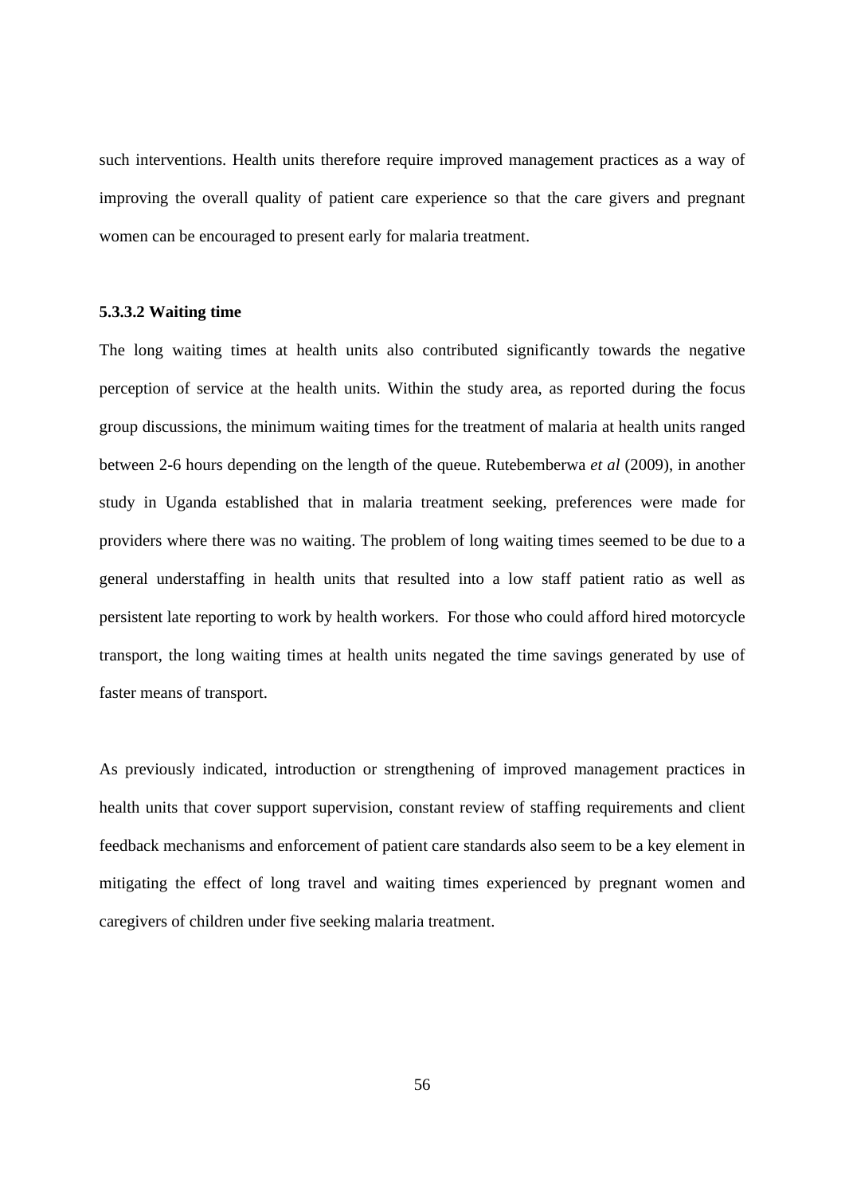such interventions. Health units therefore require improved management practices as a way of improving the overall quality of patient care experience so that the care givers and pregnant women can be encouraged to present early for malaria treatment.

#### 5.3.3.2 Waiting time

The long waiting times at health units also contributed significantly towards the negative perception of service at the health units. Within the study area, as reported during the focus group discussions, the minimum waiting times for the treatment of malaria at health units ranged between 2-6 hours depending on the length of the queue. Rutebemberwa *et al* (2009), in another study in Uganda established that in malaria treatment seeking, preferences were made for providers where there was no waiting. The problem of long waiting times seemed to be due to a general understaffing in health units that resulted into a low staff patient ratio as well as persistent late reporting to work by health workers. For those who could afford hired motorcycle transport, the long waiting times at health units negated the time savings generated by use of faster means of transport.

As previously indicated, introduction or strengthening of improved management practices in health units that cover support supervision, constant review of staffing requirements and client feedback mechanisms and enforcement of patient care standards also seem to be a key element in mitigating the effect of long travel and waiting times experienced by pregnant women and caregivers of children under five seeking malaria treatment.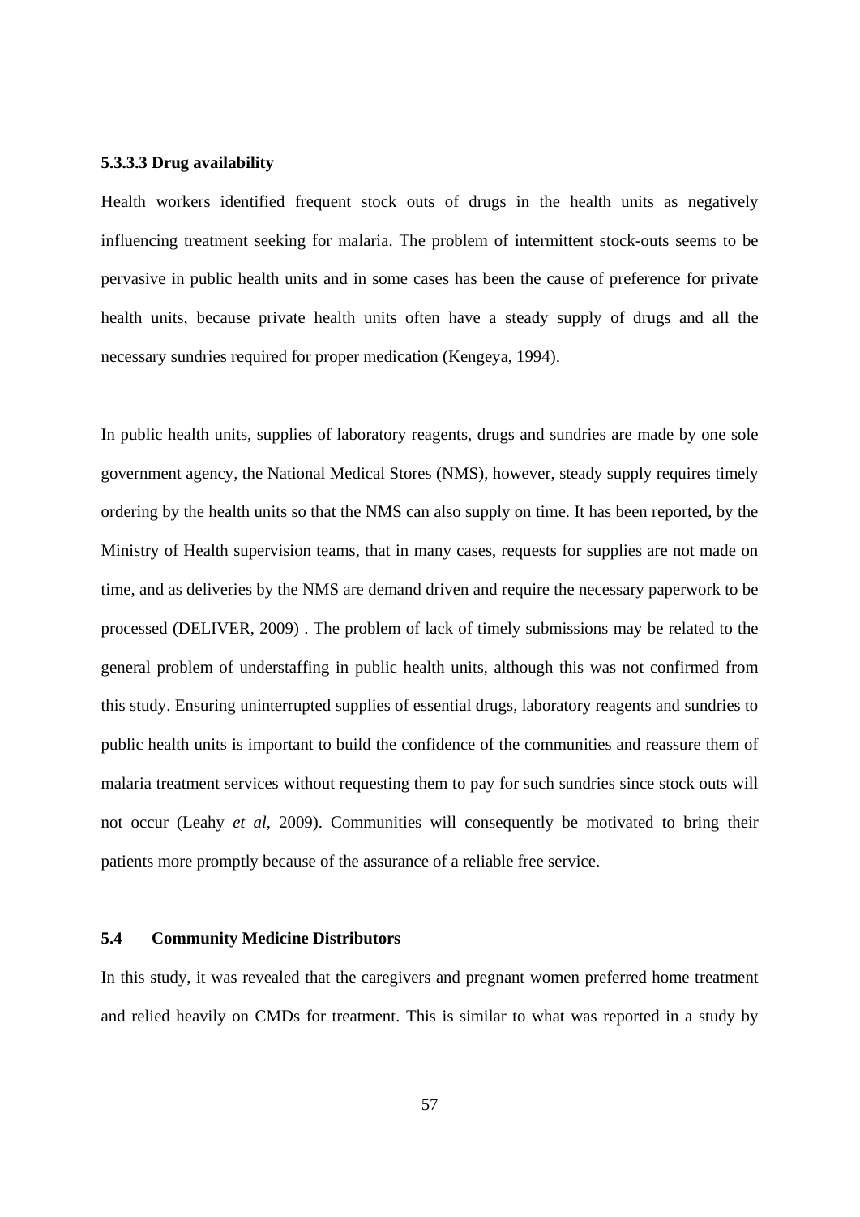#### 5.3.3.3 Drug availability

Health workers identified frequent stock outs of drugs in the health units as negatively influencing treatment seeking for malaria. The problem of intermittent stock-outs seems to be pervasive in public health units and in some cases has been the cause of preference for private health units, because private health units often have a steady supply of drugs and all the necessary sundries required for proper medication (Kengeya, 1994).

In public health units, supplies of laboratory reagents, drugs and sundries are made by one sole government agency, the National Medical Stores (NMS), however, steady supply requires timely ordering by the health units so that the NMS can also supply on time. It has been reported, by the Ministry of Health supervision teams, that in many cases, requests for supplies are not made on time, and as deliveries by the NMS are demand driven and require the necessary paperwork to be processed (DELIVER, 2009) . The problem of lack of timely submissions may be related to the general problem of understaffing in public health units, although this was not confirmed from this study. Ensuring uninterrupted supplies of essential drugs, laboratory reagents and sundries to public health units is important to build the confidence of the communities and reassure them of malaria treatment services without requesting them to pay for such sundries since stock outs will not occur (Leahy *et al*, 2009). Communities will consequently be motivated to bring their patients more promptly because of the assurance of a reliable free service.

### 5.4 Community Medicine Distributors

In this study, it was revealed that the caregivers and pregnant women preferred home treatment and relied heavily on CMDs for treatment. This is similar to what was reported in a study by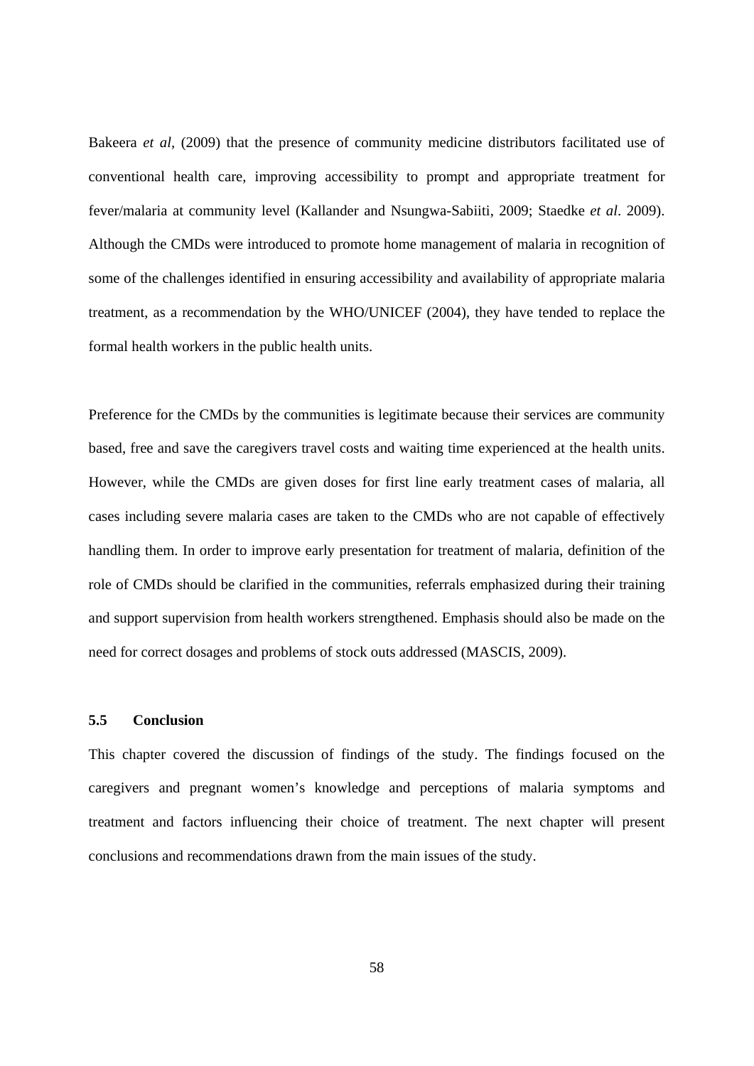Bakeera *et al,* (2009) that the presence of community medicine distributors facilitated use of conventional health care, improving accessibility to prompt and appropriate treatment for fever/malaria at community level (Kallander and Nsungwa-Sabiiti, 2009; Staedke *et al*. 2009). Although the CMDs were introduced to promote home management of malaria in recognition of some of the challenges identified in ensuring accessibility and availability of appropriate malaria treatment, as a recommendation by the WHO/UNICEF (2004), they have tended to replace the formal health workers in the public health units.

Preference for the CMDs by the communities is legitimate because their services are community based, free and save the caregivers travel costs and waiting time experienced at the health units. However, while the CMDs are given doses for first line early treatment cases of malaria, all cases including severe malaria cases are taken to the CMDs who are not capable of effectively handling them. In order to improve early presentation for treatment of malaria, definition of the role of CMDs should be clarified in the communities, referrals emphasized during their training and support supervision from health workers strengthened. Emphasis should also be made on the need for correct dosages and problems of stock outs addressed (MASCIS, 2009).

### 5.5 Conclusion

This chapter covered the discussion of findings of the study. The findings focused on the caregivers and pregnant women's knowledge and perceptions of malaria symptoms and treatment and factors influencing their choice of treatment. The next chapter will present conclusions and recommendations drawn from the main issues of the study.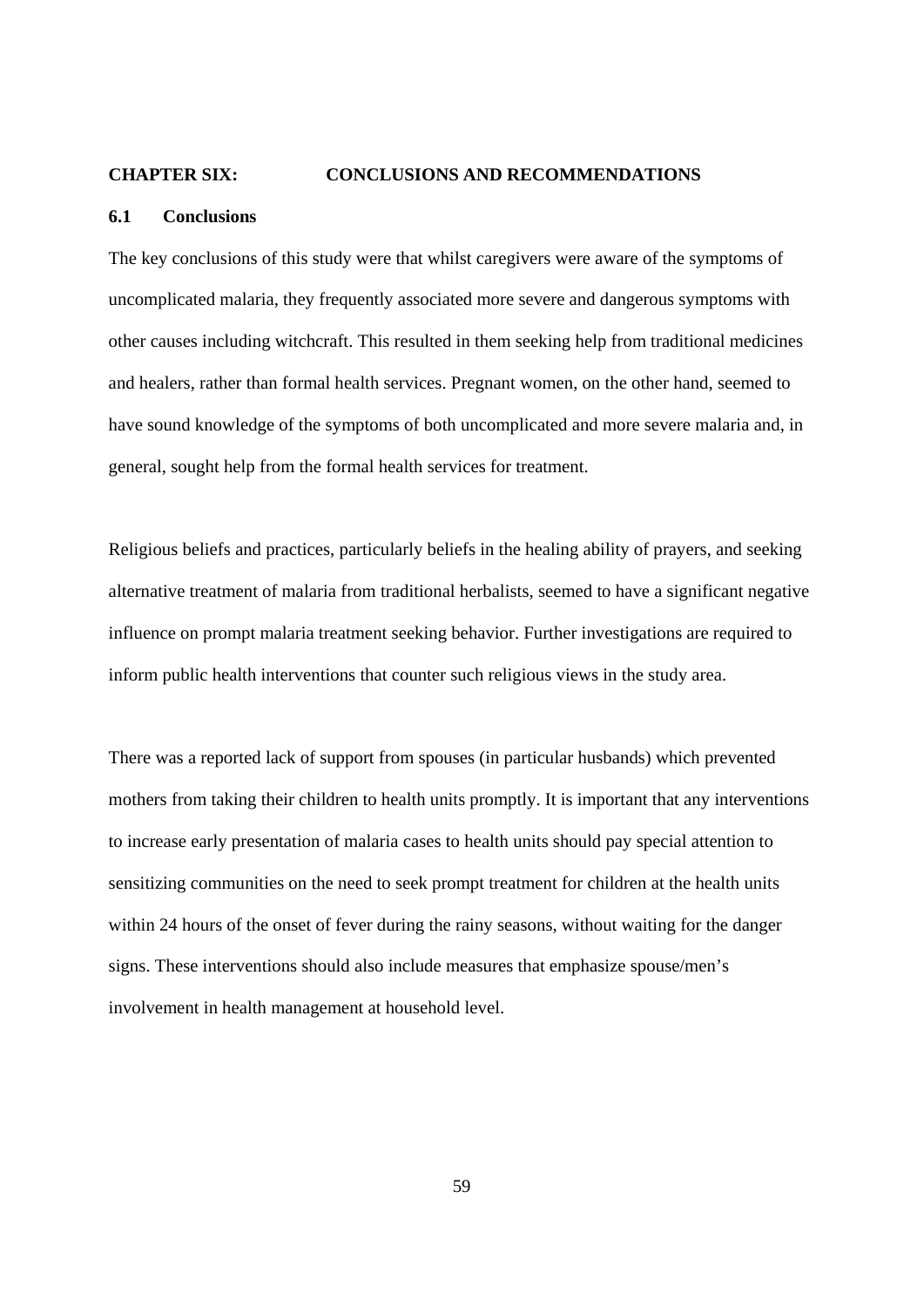# CHAPTER SIX: CONCLUSIONS AND RECOMMENDATIONS

## 6.1 Conclusions

The key conclusions of this study were that whilst caregivers were aware of the symptoms of uncomplicated malaria, they frequently associated more severe and dangerous symptoms with other causes including witchcraft. This resulted in them seeking help from traditional medicines and healers, rather than formal health services. Pregnant women, on the other hand, seemed to have sound knowledge of the symptoms of both uncomplicated and more severe malaria and, in general, sought help from the formal health services for treatment.

Religious beliefs and practices, particularly beliefs in the healing ability of prayers, and seeking alternative treatment of malaria from traditional herbalists, seemed to have a significant negative influence on prompt malaria treatment seeking behavior. Further investigations are required to inform public health interventions that counter such religious views in the study area.

There was a reported lack of support from spouses (in particular husbands) which prevented mothers from taking their children to health units promptly. It is important that any interventions to increase early presentation of malaria cases to health units should pay special attention to sensitizing communities on the need to seek prompt treatment for children at the health units within 24 hours of the onset of fever during the rainy seasons, without waiting for the danger signs. These interventions should also include measures that emphasize spouse/men's involvement in health management at household level.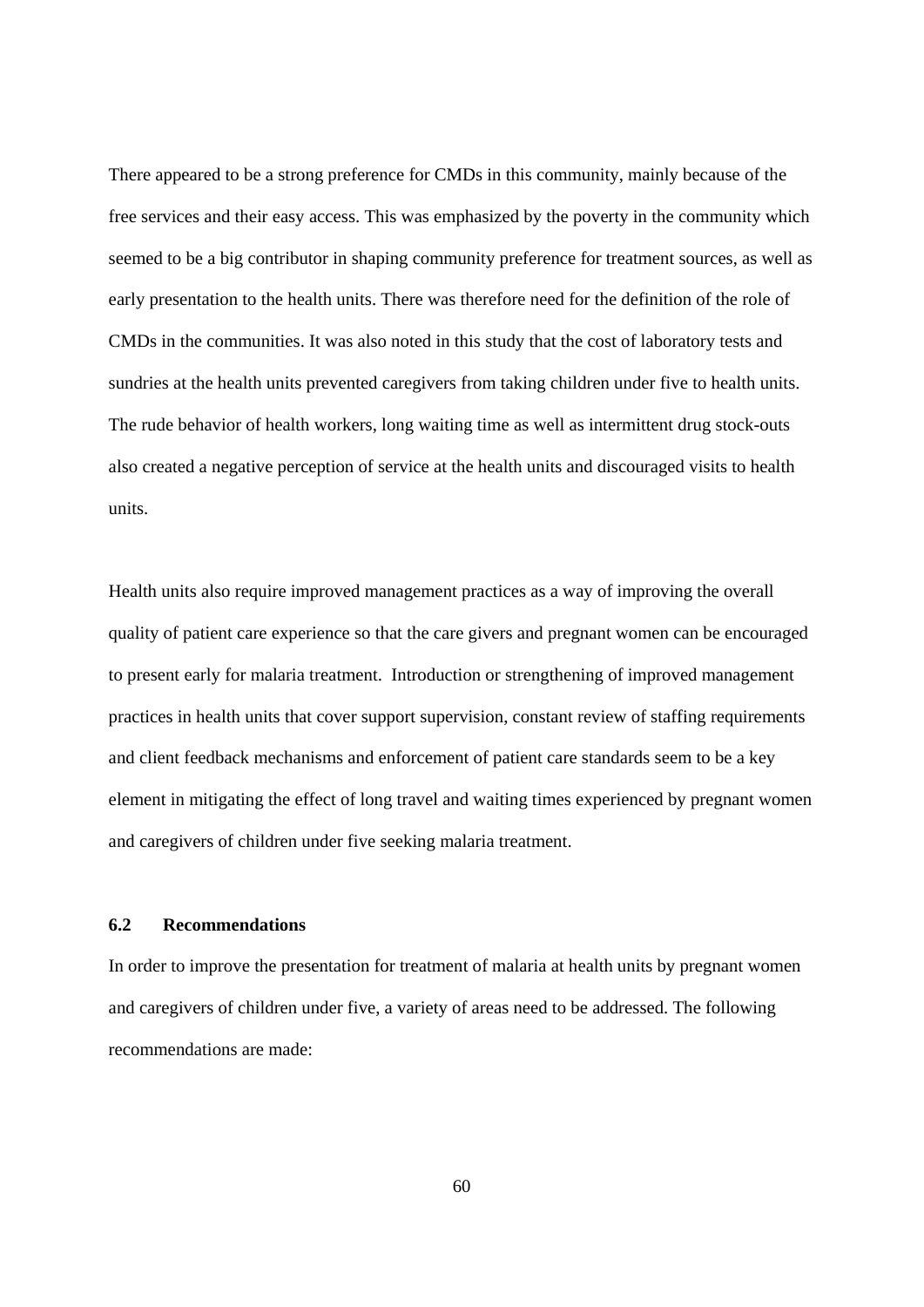There appeared to be a strong preference for CMDs in this community, mainly because of the free services and their easy access. This was emphasized by the poverty in the community which seemed to be a big contributor in shaping community preference for treatment sources, as well as early presentation to the health units. There was therefore need for the definition of the role of CMDs in the communities. It was also noted in this study that the cost of laboratory tests and sundries at the health units prevented caregivers from taking children under five to health units. The rude behavior of health workers, long waiting time as well as intermittent drug stock-outs also created a negative perception of service at the health units and discouraged visits to health units.

Health units also require improved management practices as a way of improving the overall quality of patient care experience so that the care givers and pregnant women can be encouraged to present early for malaria treatment. Introduction or strengthening of improved management practices in health units that cover support supervision, constant review of staffing requirements and client feedback mechanisms and enforcement of patient care standards seem to be a key element in mitigating the effect of long travel and waiting times experienced by pregnant women and caregivers of children under five seeking malaria treatment.

### 6.2 Recommendations

In order to improve the presentation for treatment of malaria at health units by pregnant women and caregivers of children under five, a variety of areas need to be addressed. The following recommendations are made: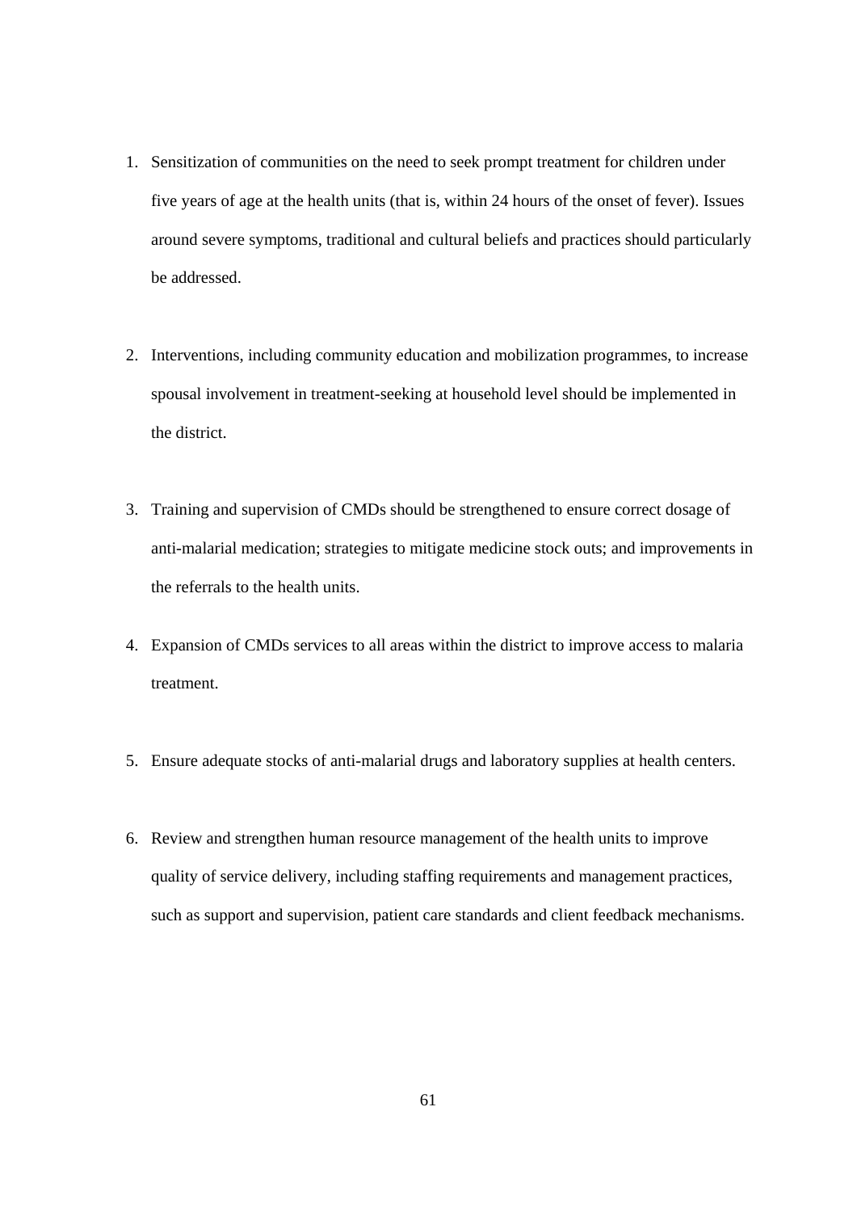1. Sensitization of communities on the need to seek prompt treatment for children under five years of age at the health units (that is, within 24 hours of the onset of fever). Issues around severe symptoms, traditional and cultural beliefs and practices should particularly be addressed.

2. Interventions, including community education and mobilization programmes, to increase spousal involvement in treatment-seeking at household level should be implemented in the district.

3. Training and supervision of CMDs should be strengthened to ensure correct dosage of anti-malarial medication; strategies to mitigate medicine stock outs; and improvements in the referrals to the health units.

4. Expansion of CMDs services to all areas within the district to improve access to malaria treatment.

5. Ensure adequate stocks of anti-malarial drugs and laboratory supplies at health centers.

6. Review and strengthen human resource management of the health units to improve quality of service delivery, including staffing requirements and management practices, such as support and supervision, patient care standards and client feedback mechanisms.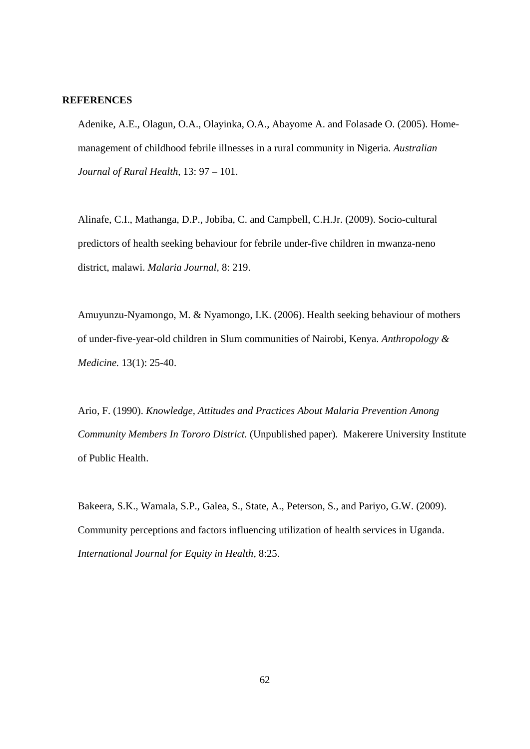# REFERENCES

Adenike, A.E., Olagun, O.A., Olayinka, O.A., Abayome A. and Folasade O. (2005). Home-management of childhood febrile illnesses in a rural community in Nigeria. *Australian Journal of Rural Health,* 13: 97 – 101.

Alinafe, C.I., Mathanga, D.P., Jobiba, C. and Campbell, C.H.Jr. (2009). Socio-cultural predictors of health seeking behaviour for febrile under-five children in mwanza-neno district, malawi. *Malaria Journal,* 8: 219.

Amuyunzu-Nyamongo, M. & Nyamongo, I.K. (2006). Health seeking behaviour of mothers of under-five-year-old children in Slum communities of Nairobi, Kenya. *Anthropology & Medicine.* 13(1): 25-40.

Ario, F. (1990). *Knowledge, Attitudes and Practices About Malaria Prevention Among Community Members In Tororo District.* (Unpublished paper). Makerere University Institute of Public Health.

Bakeera, S.K., Wamala, S.P., Galea, S., State, A., Peterson, S., and Pariyo, G.W. (2009). Community perceptions and factors influencing utilization of health services in Uganda. *International Journal for Equity in Health,* 8:25.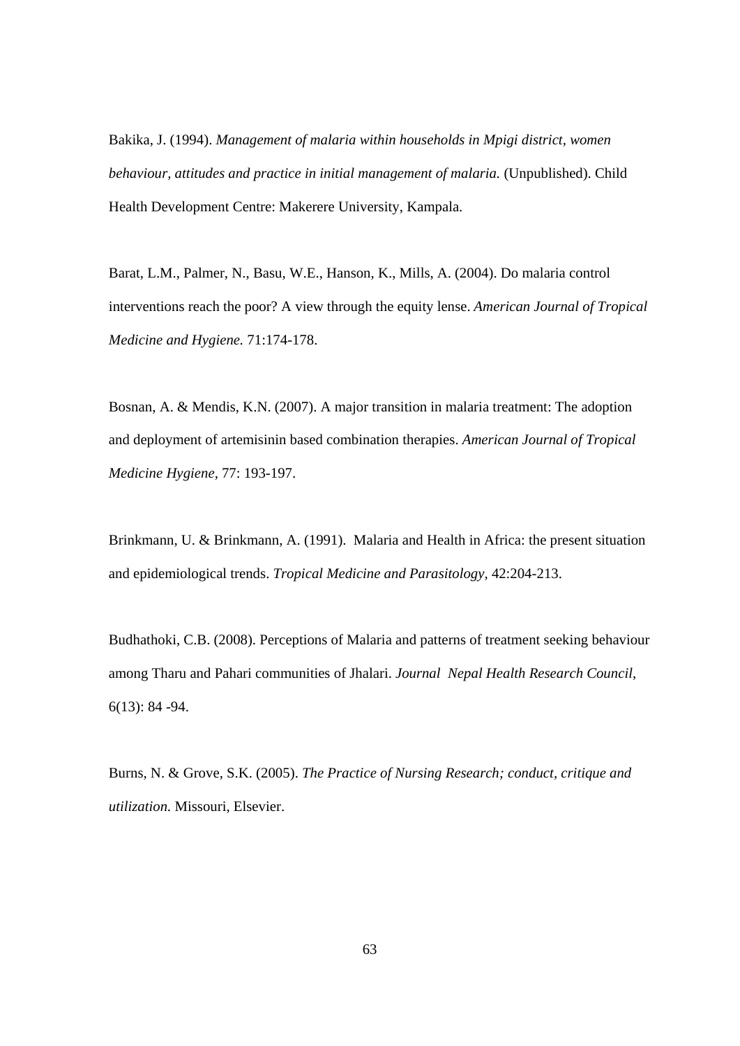Bakika, J. (1994). *Management of malaria within households in Mpigi district, women behaviour, attitudes and practice in initial management of malaria.* (Unpublished). Child Health Development Centre: Makerere University, Kampala.

Barat, L.M., Palmer, N., Basu, W.E., Hanson, K., Mills, A. (2004). Do malaria control interventions reach the poor? A view through the equity lense. *American Journal of Tropical Medicine and Hygiene.* 71:174-178.

Bosnan, A. & Mendis, K.N. (2007). A major transition in malaria treatment: The adoption and deployment of artemisinin based combination therapies. *American Journal of Tropical Medicine Hygiene*, 77: 193-197.

Brinkmann, U. & Brinkmann, A. (1991). Malaria and Health in Africa: the present situation and epidemiological trends. *Tropical Medicine and Parasitology*, 42:204-213.

Budhathoki, C.B. (2008). Perceptions of Malaria and patterns of treatment seeking behaviour among Tharu and Pahari communities of Jhalari. *Journal Nepal Health Research Council*, 6(13): 84 -94.

Burns, N. & Grove, S.K. (2005). *The Practice of Nursing Research; conduct, critique and utilization.* Missouri, Elsevier.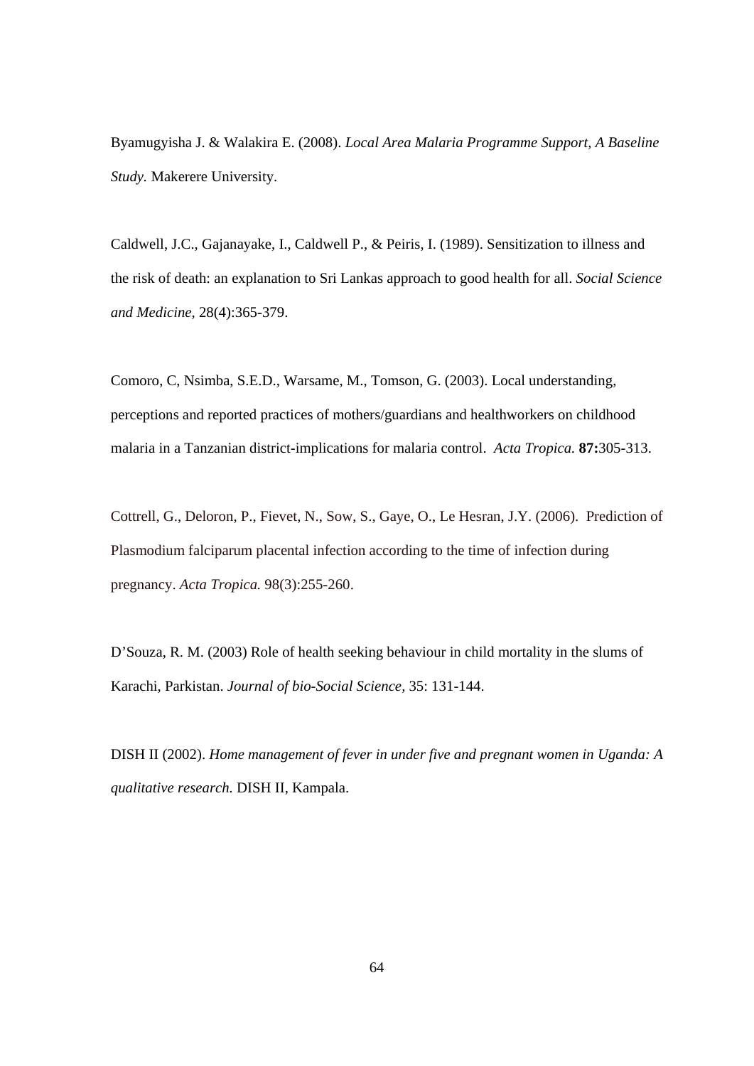Byamugyisha J. & Walakira E. (2008). *Local Area Malaria Programme Support, A Baseline Study.* Makerere University.

Caldwell, J.C., Gajanayake, I., Caldwell P., & Peiris, I. (1989). Sensitization to illness and the risk of death: an explanation to Sri Lankas approach to good health for all. *Social Science and Medicine,* 28(4):365-379.

Comoro, C, Nsimba, S.E.D., Warsame, M., Tomson, G. (2003). Local understanding, perceptions and reported practices of mothers/guardians and healthworkers on childhood malaria in a Tanzanian district-implications for malaria control. *Acta Tropica.* **87:**305-313.

Cottrell, G., Deloron, P., Fievet, N., Sow, S., Gaye, O., Le Hesran, J.Y. (2006). Prediction of Plasmodium falciparum placental infection according to the time of infection during pregnancy. *Acta Tropica.* 98(3):255-260.

D'Souza, R. M. (2003) Role of health seeking behaviour in child mortality in the slums of Karachi, Parkistan. *Journal of bio-Social Science,* 35: 131-144.

DISH II (2002). *Home management of fever in under five and pregnant women in Uganda: A qualitative research.* DISH II, Kampala.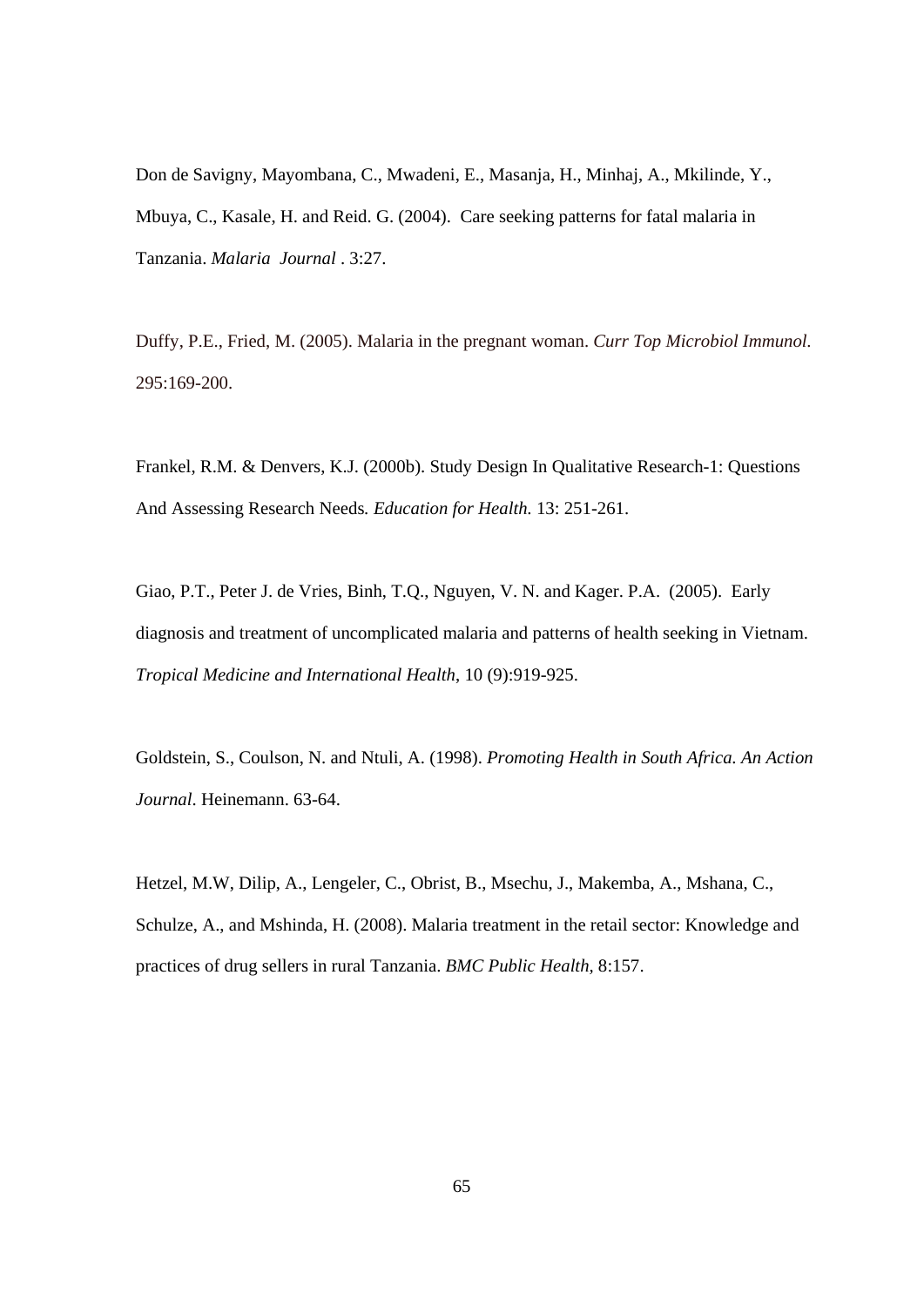Don de Savigny, Mayombana, C., Mwadeni, E., Masanja, H., Minhaj, A., Mkilinde, Y., Mbuya, C., Kasale, H. and Reid. G. (2004). Care seeking patterns for fatal malaria in Tanzania. *Malaria Journal* . 3:27.

Duffy, P.E., Fried, M. (2005). Malaria in the pregnant woman. *Curr Top Microbiol Immunol.* 295:169-200.

Frankel, R.M. & Denvers, K.J. (2000b). Study Design In Qualitative Research-1: Questions And Assessing Research Needs. *Education for Health.* 13: 251-261.

Giao, P.T., Peter J. de Vries, Binh, T.Q., Nguyen, V. N. and Kager. P.A. (2005). Early diagnosis and treatment of uncomplicated malaria and patterns of health seeking in Vietnam. *Tropical Medicine and International Health*, 10 (9):919-925.

Goldstein, S., Coulson, N. and Ntuli, A. (1998). *Promoting Health in South Africa. An Action Journal*. Heinemann. 63-64.

Hetzel, M.W, Dilip, A., Lengeler, C., Obrist, B., Msechu, J., Makemba, A., Mshana, C., Schulze, A., and Mshinda, H. (2008). Malaria treatment in the retail sector: Knowledge and practices of drug sellers in rural Tanzania. *BMC Public Health,* 8:157.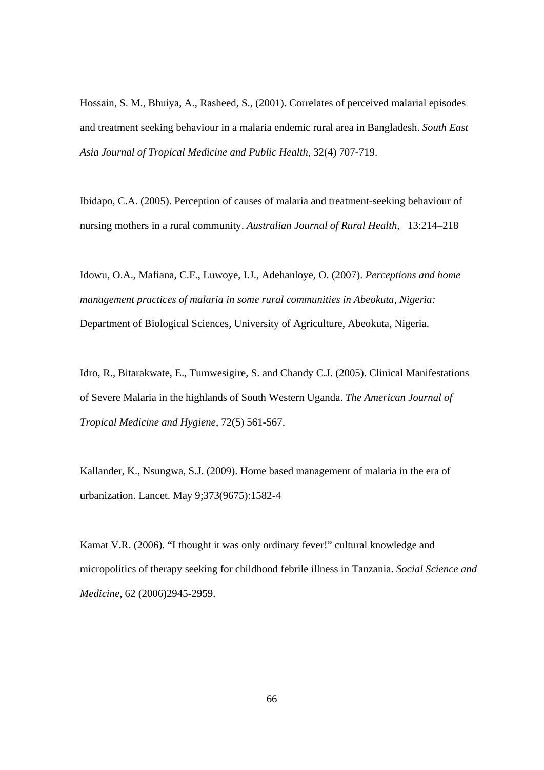Hossain, S. M., Bhuiya, A., Rasheed, S., (2001). Correlates of perceived malarial episodes and treatment seeking behaviour in a malaria endemic rural area in Bangladesh. *South East Asia Journal of Tropical Medicine and Public Health*, 32(4) 707-719.

Ibidapo, C.A. (2005). Perception of causes of malaria and treatment-seeking behaviour of nursing mothers in a rural community. *Australian Journal of Rural Health,* 13:214–218

Idowu, O.A., Mafiana, C.F., Luwoye, I.J., Adehanloye, O. (2007). *Perceptions and home management practices of malaria in some rural communities in Abeokuta, Nigeria:* Department of Biological Sciences, University of Agriculture, Abeokuta, Nigeria.

Idro, R., Bitarakwate, E., Tumwesigire, S. and Chandy C.J. (2005). Clinical Manifestations of Severe Malaria in the highlands of South Western Uganda. *The American Journal of Tropical Medicine and Hygiene*, 72(5) 561-567.

Kallander, K., Nsungwa, S.J. (2009). Home based management of malaria in the era of urbanization. Lancet. May 9;373(9675):1582-4

Kamat V.R. (2006). "I thought it was only ordinary fever!" cultural knowledge and micropolitics of therapy seeking for childhood febrile illness in Tanzania. *Social Science and Medicine*, 62 (2006)2945-2959.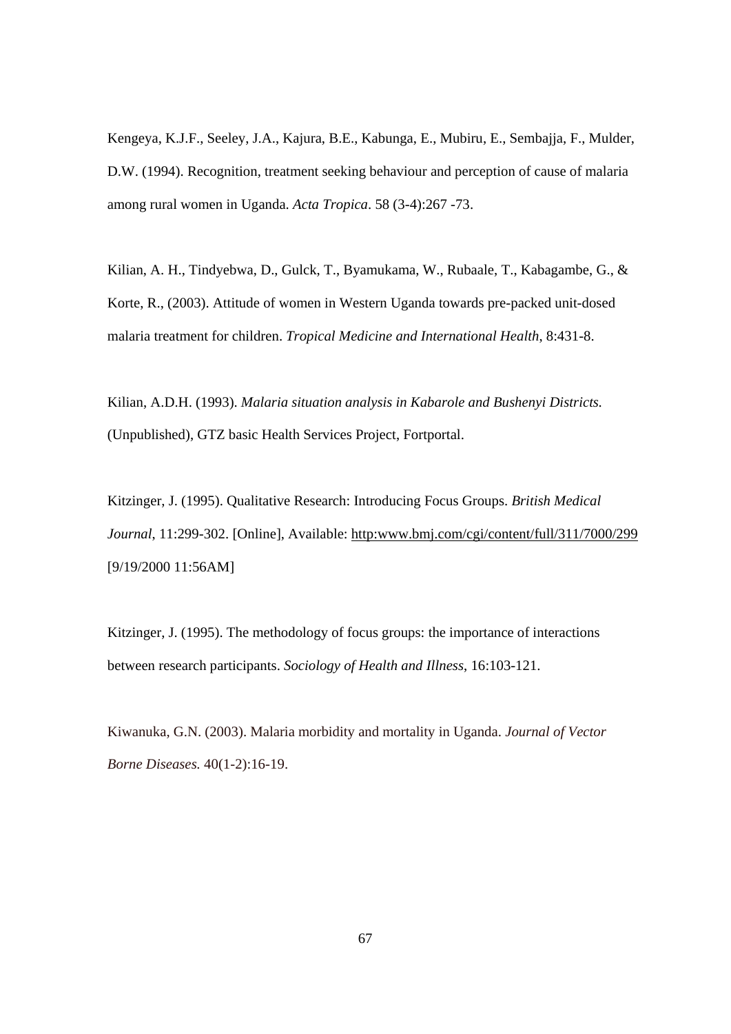Kengeya, K.J.F., Seeley, J.A., Kajura, B.E., Kabunga, E., Mubiru, E., Sembajja, F., Mulder, D.W. (1994). Recognition, treatment seeking behaviour and perception of cause of malaria among rural women in Uganda. *Acta Tropica*. 58 (3-4):267 -73.

Kilian, A. H., Tindyebwa, D., Gulck, T., Byamukama, W., Rubaale, T., Kabagambe, G., & Korte, R., (2003). Attitude of women in Western Uganda towards pre-packed unit-dosed malaria treatment for children. *Tropical Medicine and International Health*, 8:431-8.

Kilian, A.D.H. (1993). *Malaria situation analysis in Kabarole and Bushenyi Districts.* (Unpublished), GTZ basic Health Services Project, Fortportal.

Kitzinger, J. (1995). Qualitative Research: Introducing Focus Groups. *British Medical Journal*, 11:299-302. [Online], Available: http:www.bmj.com/cgi/content/full/311/7000/299 [9/19/2000 11:56AM]

Kitzinger, J. (1995). The methodology of focus groups: the importance of interactions between research participants. *Sociology of Health and Illness*, 16:103-121.

Kiwanuka, G.N. (2003). Malaria morbidity and mortality in Uganda. *Journal of Vector Borne Diseases.* 40(1-2):16-19.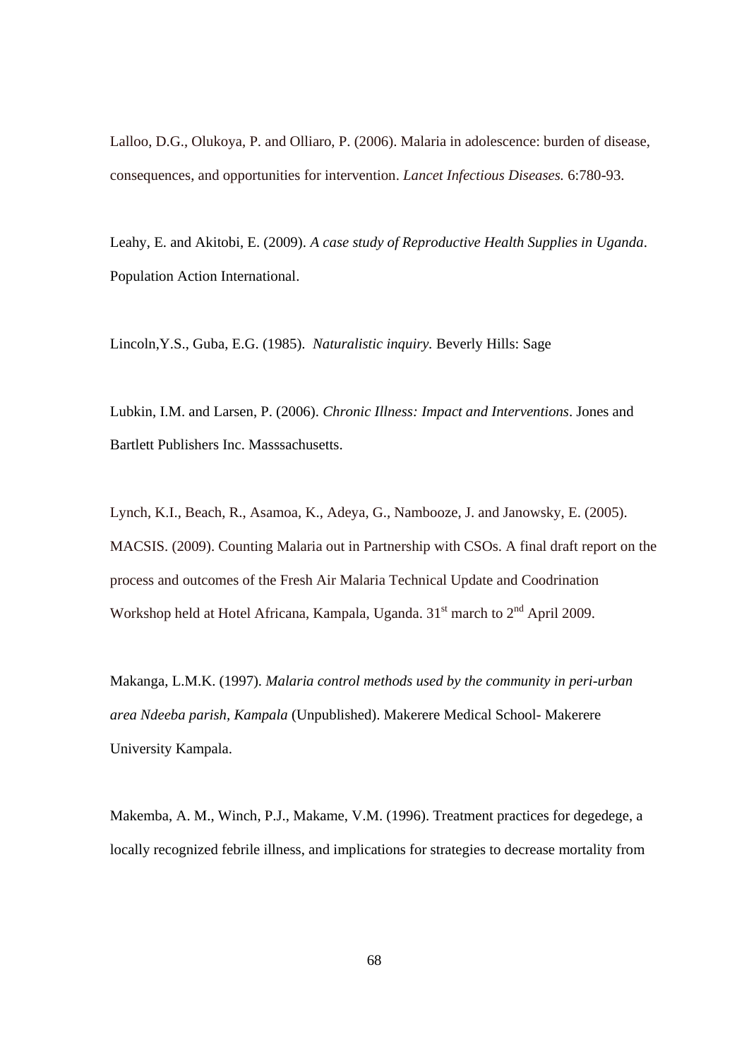Lalloo, D.G., Olukoya, P. and Olliaro, P. (2006). Malaria in adolescence: burden of disease, consequences, and opportunities for intervention. *Lancet Infectious Diseases.* 6:780-93.

Leahy, E. and Akitobi, E. (2009). *A case study of Reproductive Health Supplies in Uganda*. Population Action International.

Lincoln,Y.S., Guba, E.G. (1985). *Naturalistic inquiry.* Beverly Hills: Sage

Lubkin, I.M. and Larsen, P. (2006). *Chronic Illness: Impact and Interventions*. Jones and Bartlett Publishers Inc. Masssachusetts.

Lynch, K.I., Beach, R., Asamoa, K., Adeya, G., Nambooze, J. and Janowsky, E. (2005). MACSIS. (2009). Counting Malaria out in Partnership with CSOs. A final draft report on the process and outcomes of the Fresh Air Malaria Technical Update and Coodrination Workshop held at Hotel Africana, Kampala, Uganda. 31st march to 2nd April 2009.

Makanga, L.M.K. (1997). *Malaria control methods used by the community in peri-urban area Ndeeba parish, Kampala* (Unpublished). Makerere Medical School- Makerere University Kampala.

Makemba, A. M., Winch, P.J., Makame, V.M. (1996). Treatment practices for degedege, a locally recognized febrile illness, and implications for strategies to decrease mortality from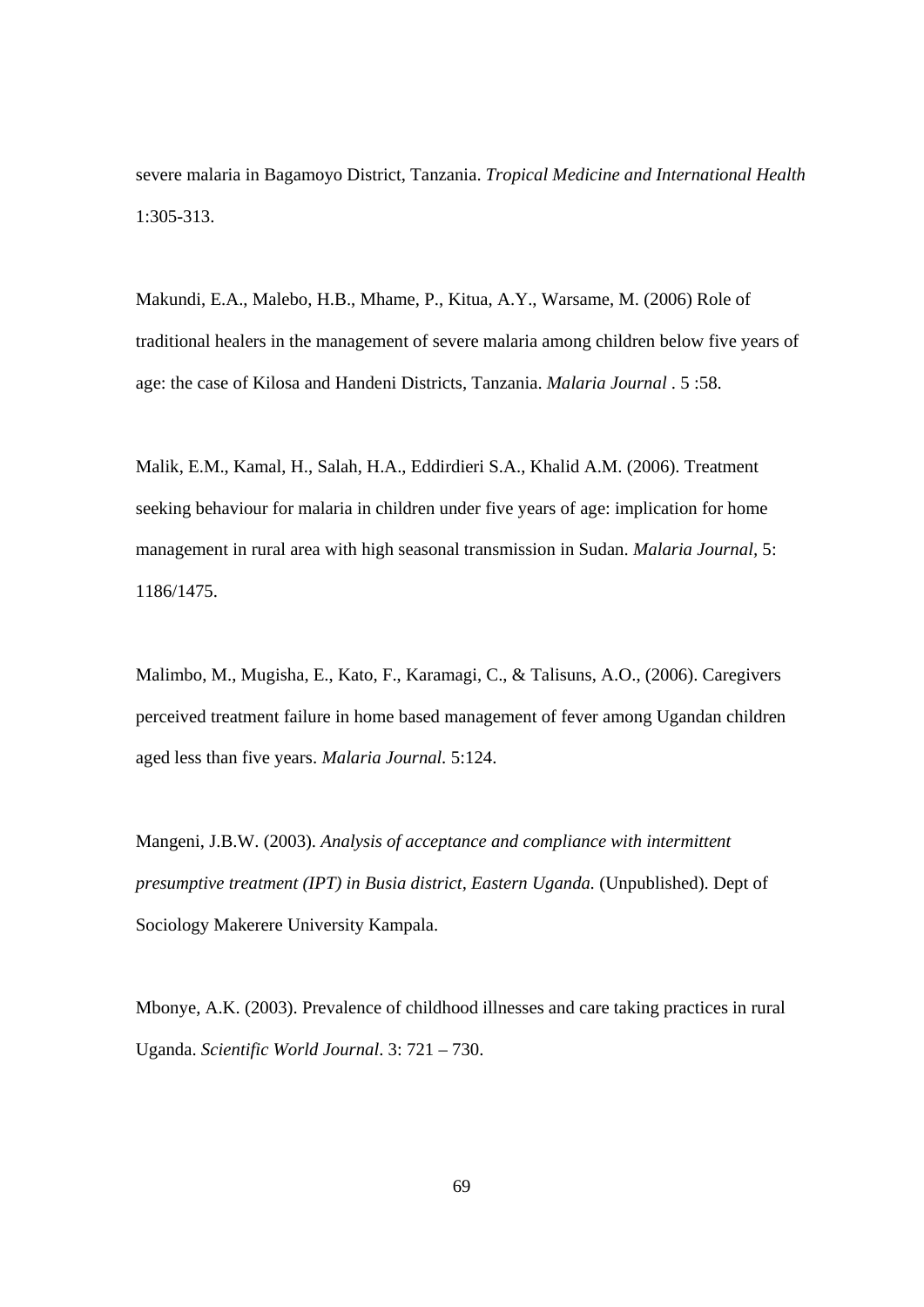severe malaria in Bagamoyo District, Tanzania. *Tropical Medicine and International Health* 1:305-313.

Makundi, E.A., Malebo, H.B., Mhame, P., Kitua, A.Y., Warsame, M. (2006) Role of traditional healers in the management of severe malaria among children below five years of age: the case of Kilosa and Handeni Districts, Tanzania. *Malaria Journal* . 5 :58.

Malik, E.M., Kamal, H., Salah, H.A., Eddirdieri S.A., Khalid A.M. (2006). Treatment seeking behaviour for malaria in children under five years of age: implication for home management in rural area with high seasonal transmission in Sudan. *Malaria Journal,* 5: 1186/1475.

Malimbo, M., Mugisha, E., Kato, F., Karamagi, C., & Talisuns, A.O., (2006). Caregivers perceived treatment failure in home based management of fever among Ugandan children aged less than five years. *Malaria Journal.* 5:124.

Mangeni, J.B.W. (2003). *Analysis of acceptance and compliance with intermittent presumptive treatment (IPT) in Busia district, Eastern Uganda.* (Unpublished). Dept of Sociology Makerere University Kampala.

Mbonye, A.K. (2003). Prevalence of childhood illnesses and care taking practices in rural Uganda. *Scientific World Journal*. 3: 721 – 730.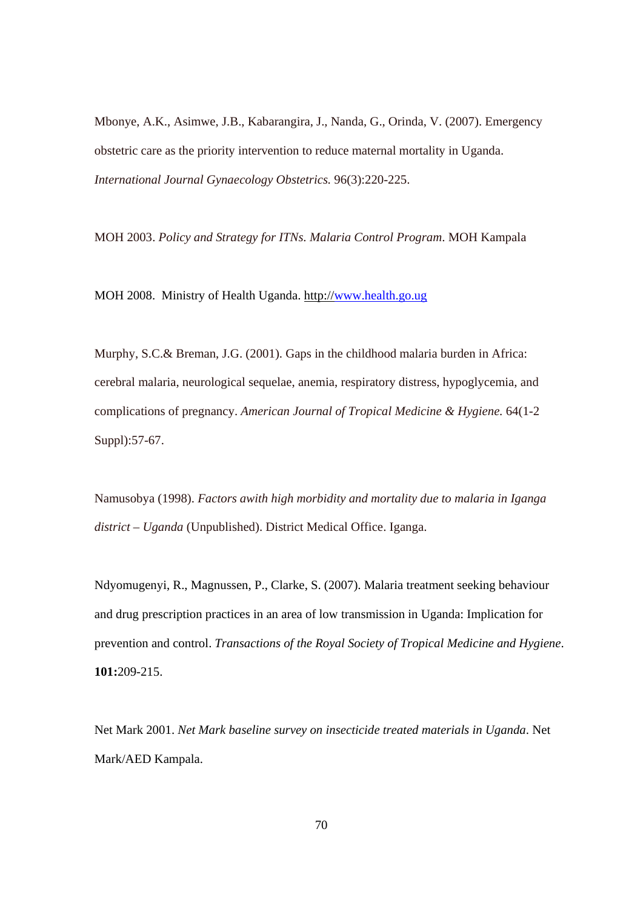Mbonye, A.K., Asimwe, J.B., Kabarangira, J., Nanda, G., Orinda, V. (2007). Emergency obstetric care as the priority intervention to reduce maternal mortality in Uganda. *International Journal Gynaecology Obstetrics.* 96(3):220-225.

MOH 2003. *Policy and Strategy for ITNs. Malaria Control Program*. MOH Kampala

MOH 2008. Ministry of Health Uganda. http://www.health.go.ug

Murphy, S.C.& Breman, J.G. (2001). Gaps in the childhood malaria burden in Africa: cerebral malaria, neurological sequelae, anemia, respiratory distress, hypoglycemia, and complications of pregnancy. *American Journal of Tropical Medicine & Hygiene.* 64(1-2 Suppl):57-67.

Namusobya (1998). *Factors awith high morbidity and mortality due to malaria in Iganga district – Uganda* (Unpublished). District Medical Office. Iganga.

Ndyomugenyi, R., Magnussen, P., Clarke, S. (2007). Malaria treatment seeking behaviour and drug prescription practices in an area of low transmission in Uganda: Implication for prevention and control. *Transactions of the Royal Society of Tropical Medicine and Hygiene*. **101:**209-215.

Net Mark 2001. *Net Mark baseline survey on insecticide treated materials in Uganda*. Net Mark/AED Kampala.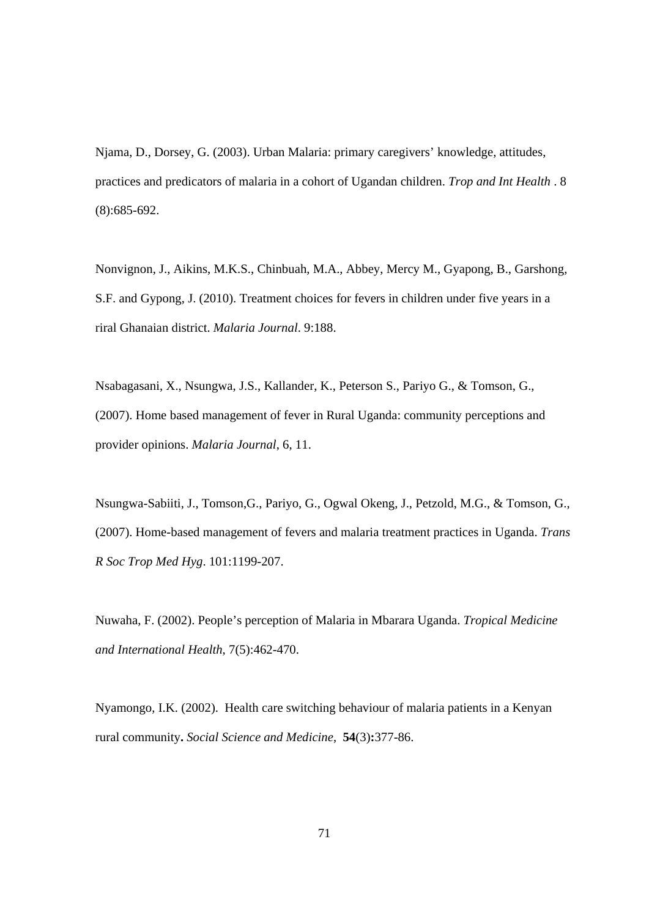Njama, D., Dorsey, G. (2003). Urban Malaria: primary caregivers' knowledge, attitudes, practices and predicators of malaria in a cohort of Ugandan children. *Trop and Int Health* . 8 (8):685-692.

Nonvignon, J., Aikins, M.K.S., Chinbuah, M.A., Abbey, Mercy M., Gyapong, B., Garshong, S.F. and Gypong, J. (2010). Treatment choices for fevers in children under five years in a riral Ghanaian district. *Malaria Journal*. 9:188.

Nsabagasani, X., Nsungwa, J.S., Kallander, K., Peterson S., Pariyo G., & Tomson, G., (2007). Home based management of fever in Rural Uganda: community perceptions and provider opinions. *Malaria Journal*, 6, 11.

Nsungwa-Sabiiti, J., Tomson,G., Pariyo, G., Ogwal Okeng, J., Petzold, M.G., & Tomson, G., (2007). Home-based management of fevers and malaria treatment practices in Uganda. *Trans R Soc Trop Med Hyg*. 101:1199-207.

Nuwaha, F. (2002). People's perception of Malaria in Mbarara Uganda. *Tropical Medicine and International Health*, 7(5):462-470.

Nyamongo, I.K. (2002). Health care switching behaviour of malaria patients in a Kenyan rural community**.** *Social Science and Medicine*, **54**(3)**:**377-86.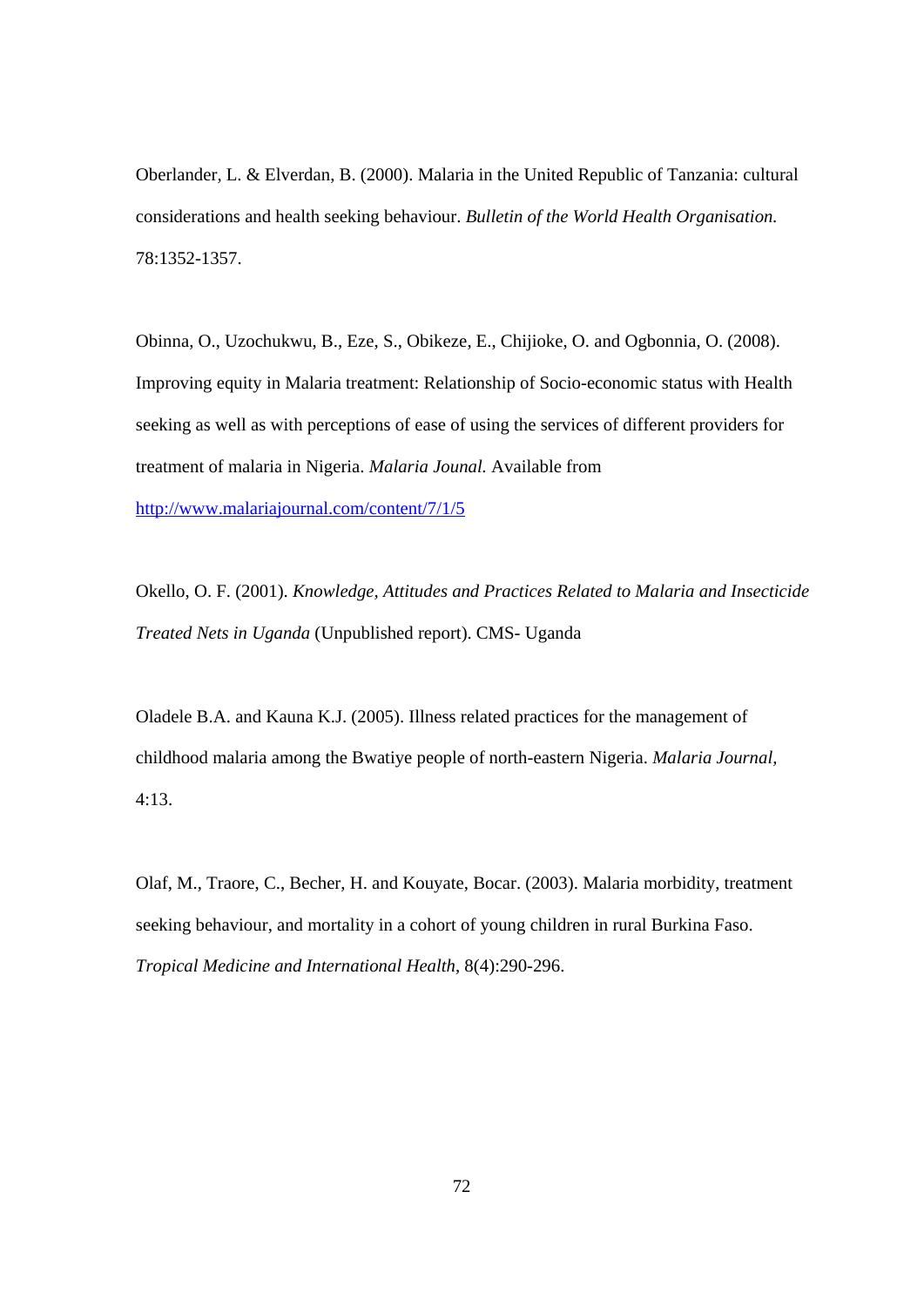Oberlander, L. & Elverdan, B. (2000). Malaria in the United Republic of Tanzania: cultural considerations and health seeking behaviour. *Bulletin of the World Health Organisation.* 78:1352-1357.

Obinna, O., Uzochukwu, B., Eze, S., Obikeze, E., Chijioke, O. and Ogbonnia, O. (2008). Improving equity in Malaria treatment: Relationship of Socio-economic status with Health seeking as well as with perceptions of ease of using the services of different providers for treatment of malaria in Nigeria. *Malaria Jounal.* Available from http://www.malariajournal.com/content/7/1/5

Okello, O. F. (2001). *Knowledge, Attitudes and Practices Related to Malaria and Insecticide Treated Nets in Uganda* (Unpublished report). CMS- Uganda

Oladele B.A. and Kauna K.J. (2005). Illness related practices for the management of childhood malaria among the Bwatiye people of north-eastern Nigeria. *Malaria Journal,* 4:13.

Olaf, M., Traore, C., Becher, H. and Kouyate, Bocar. (2003). Malaria morbidity, treatment seeking behaviour, and mortality in a cohort of young children in rural Burkina Faso. *Tropical Medicine and International Health*, 8(4):290-296.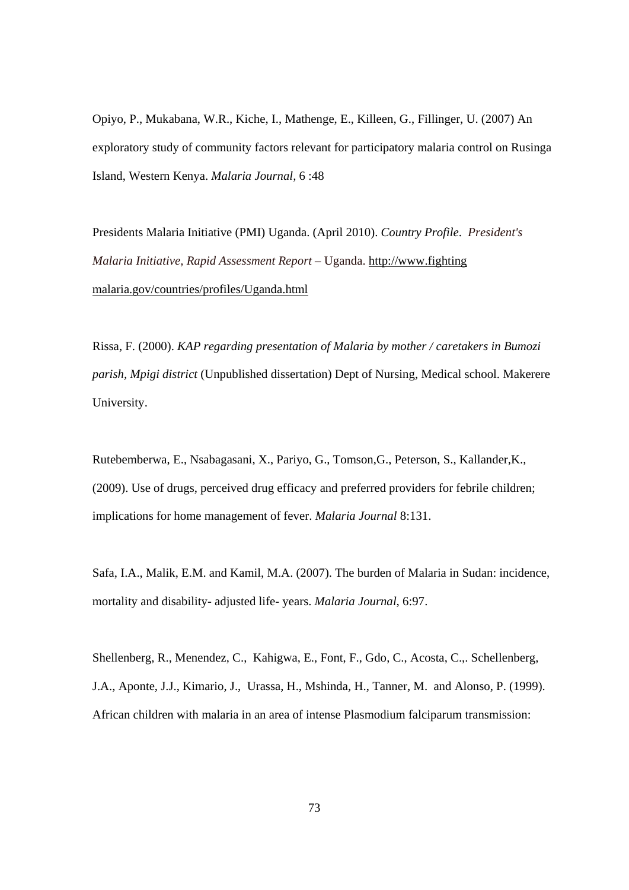Opiyo, P., Mukabana, W.R., Kiche, I., Mathenge, E., Killeen, G., Fillinger, U. (2007) An exploratory study of community factors relevant for participatory malaria control on Rusinga Island, Western Kenya. *Malaria Journal,* 6 :48

Presidents Malaria Initiative (PMI) Uganda. (April 2010). *Country Profile*. *President's Malaria Initiative, Rapid Assessment Report* – Uganda. http://www.fighting malaria.gov/countries/profiles/Uganda.html

Rissa, F. (2000). *KAP regarding presentation of Malaria by mother / caretakers in Bumozi parish, Mpigi district* (Unpublished dissertation) Dept of Nursing, Medical school. Makerere University.

Rutebemberwa, E., Nsabagasani, X., Pariyo, G., Tomson,G., Peterson, S., Kallander,K., (2009). Use of drugs, perceived drug efficacy and preferred providers for febrile children; implications for home management of fever. *Malaria Journal* 8:131.

Safa, I.A., Malik, E.M. and Kamil, M.A. (2007). The burden of Malaria in Sudan: incidence, mortality and disability- adjusted life- years. *Malaria Journal*, 6:97.

Shellenberg, R., Menendez, C., Kahigwa, E., Font, F., Gdo, C., Acosta, C.,. Schellenberg, J.A., Aponte, J.J., Kimario, J., Urassa, H., Mshinda, H., Tanner, M. and Alonso, P. (1999). African children with malaria in an area of intense Plasmodium falciparum transmission: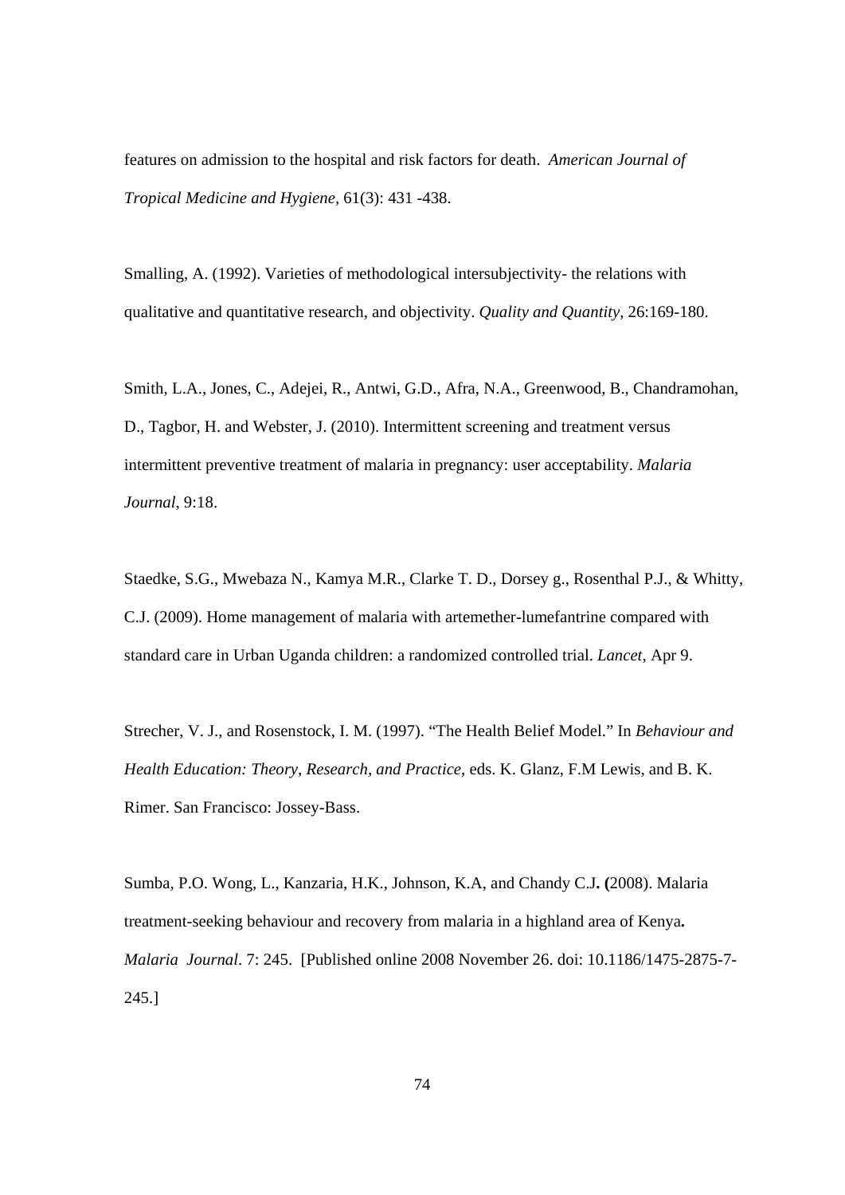features on admission to the hospital and risk factors for death. *American Journal of Tropical Medicine and Hygiene*, 61(3): 431 -438.

Smalling, A. (1992). Varieties of methodological intersubjectivity- the relations with qualitative and quantitative research, and objectivity. *Quality and Quantity*, 26:169-180.

Smith, L.A., Jones, C., Adejei, R., Antwi, G.D., Afra, N.A., Greenwood, B., Chandramohan, D., Tagbor, H. and Webster, J. (2010). Intermittent screening and treatment versus intermittent preventive treatment of malaria in pregnancy: user acceptability. *Malaria Journal*, 9:18.

Staedke, S.G., Mwebaza N., Kamya M.R., Clarke T. D., Dorsey g., Rosenthal P.J., & Whitty, C.J. (2009). Home management of malaria with artemether-lumefantrine compared with standard care in Urban Uganda children: a randomized controlled trial. *Lancet*, Apr 9.

Strecher, V. J., and Rosenstock, I. M. (1997). "The Health Belief Model." In *Behaviour and Health Education: Theory, Research, and Practice*, eds. K. Glanz, F.M Lewis, and B. K. Rimer. San Francisco: Jossey-Bass.

Sumba, P.O. Wong, L., Kanzaria, H.K., Johnson, K.A, and Chandy C.J**. (**2008). Malaria treatment-seeking behaviour and recovery from malaria in a highland area of Kenya**.** *Malaria Journal*. 7: 245. [Published online 2008 November 26. doi: 10.1186/1475-2875-7-245.]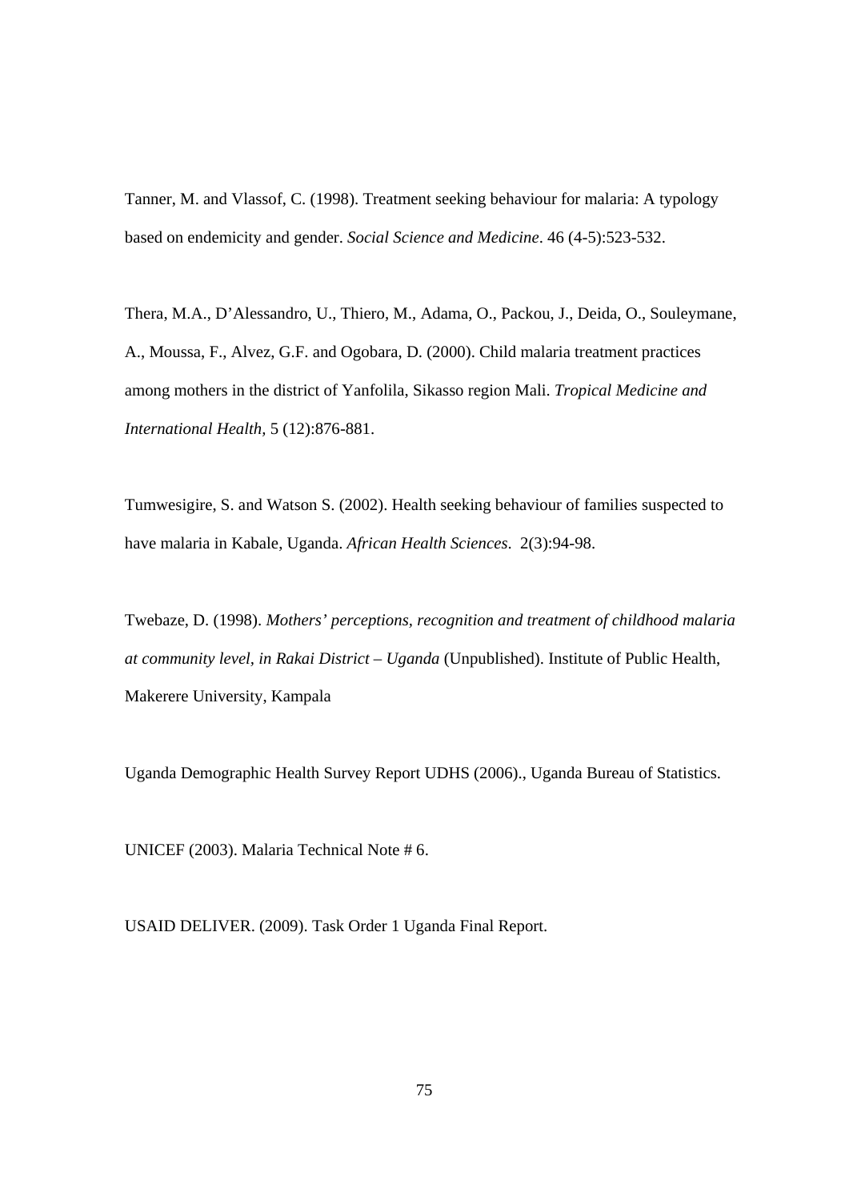Tanner, M. and Vlassof, C. (1998). Treatment seeking behaviour for malaria: A typology based on endemicity and gender. *Social Science and Medicine*. 46 (4-5):523-532.

Thera, M.A., D'Alessandro, U., Thiero, M., Adama, O., Packou, J., Deida, O., Souleymane, A., Moussa, F., Alvez, G.F. and Ogobara, D. (2000). Child malaria treatment practices among mothers in the district of Yanfolila, Sikasso region Mali. *Tropical Medicine and International Health,* 5 (12):876-881.

Tumwesigire, S. and Watson S. (2002). Health seeking behaviour of families suspected to have malaria in Kabale, Uganda. *African Health Sciences*. 2(3):94-98.

Twebaze, D. (1998). *Mothers' perceptions, recognition and treatment of childhood malaria at community level, in Rakai District – Uganda* (Unpublished). Institute of Public Health, Makerere University, Kampala

Uganda Demographic Health Survey Report UDHS (2006)., Uganda Bureau of Statistics.

UNICEF (2003). Malaria Technical Note # 6.

USAID DELIVER. (2009). Task Order 1 Uganda Final Report.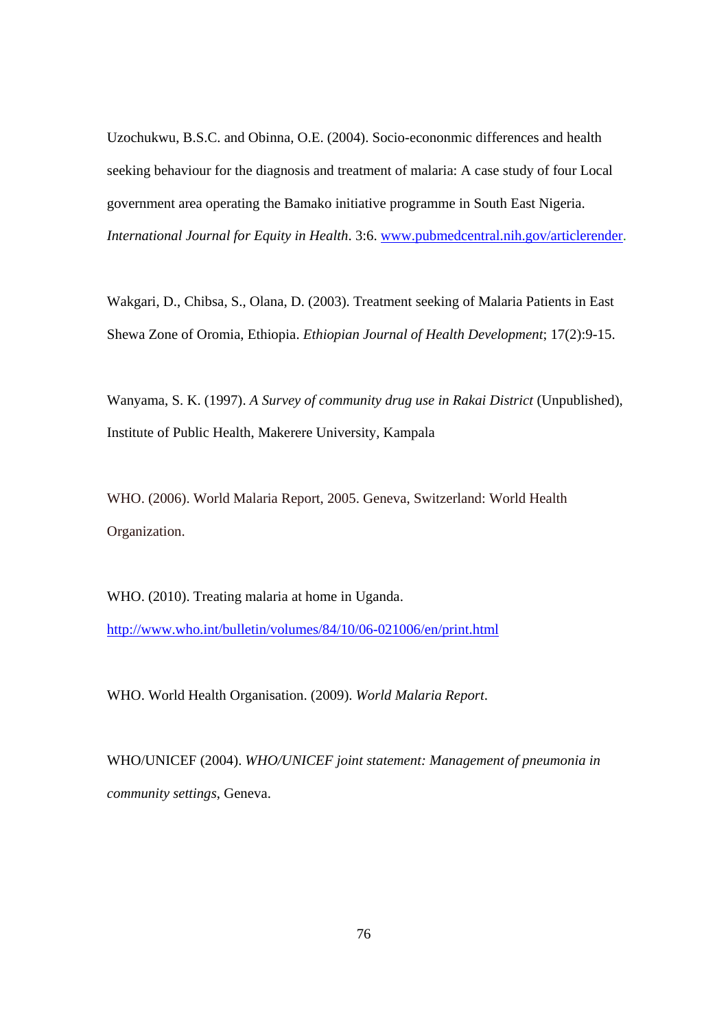Uzochukwu, B.S.C. and Obinna, O.E. (2004). Socio-econonmic differences and health seeking behaviour for the diagnosis and treatment of malaria: A case study of four Local government area operating the Bamako initiative programme in South East Nigeria. *International Journal for Equity in Health*. 3:6. www.pubmedcentral.nih.gov/articlerender.

Wakgari, D., Chibsa, S., Olana, D. (2003). Treatment seeking of Malaria Patients in East Shewa Zone of Oromia, Ethiopia. *Ethiopian Journal of Health Development*; 17(2):9-15.

Wanyama, S. K. (1997). *A Survey of community drug use in Rakai District* (Unpublished), Institute of Public Health, Makerere University, Kampala

WHO. (2006). World Malaria Report, 2005. Geneva, Switzerland: World Health Organization.

WHO. (2010). Treating malaria at home in Uganda. http://www.who.int/bulletin/volumes/84/10/06-021006/en/print.html

WHO. World Health Organisation. (2009). *World Malaria Report*.

WHO/UNICEF (2004). *WHO/UNICEF joint statement: Management of pneumonia in community settings*, Geneva.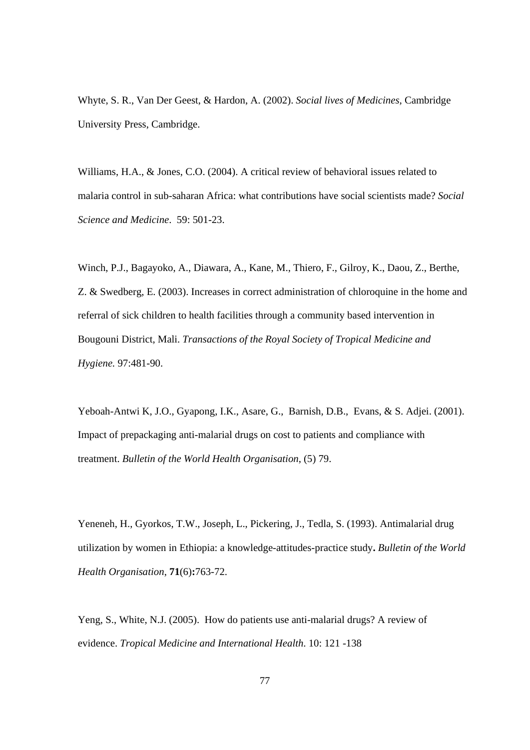Whyte, S. R., Van Der Geest, & Hardon, A. (2002). *Social lives of Medicines*, Cambridge University Press, Cambridge.

Williams, H.A., & Jones, C.O. (2004). A critical review of behavioral issues related to malaria control in sub-saharan Africa: what contributions have social scientists made? *Social Science and Medicine*. 59: 501-23.

Winch, P.J., Bagayoko, A., Diawara, A., Kane, M., Thiero, F., Gilroy, K., Daou, Z., Berthe, Z. & Swedberg, E. (2003). Increases in correct administration of chloroquine in the home and referral of sick children to health facilities through a community based intervention in Bougouni District, Mali. *Transactions of the Royal Society of Tropical Medicine and Hygiene*. 97:481-90.

Yeboah-Antwi K, J.O., Gyapong, I.K., Asare, G., Barnish, D.B., Evans, & S. Adjei. (2001). Impact of prepackaging anti-malarial drugs on cost to patients and compliance with treatment. *Bulletin of the World Health Organisation*, (5) 79.

Yeneneh, H., Gyorkos, T.W., Joseph, L., Pickering, J., Tedla, S. (1993). Antimalarial drug utilization by women in Ethiopia: a knowledge-attitudes-practice study**.** *Bulletin of the World Health Organisation*, **71**(6)**:**763-72.

Yeng, S., White, N.J. (2005). How do patients use anti-malarial drugs? A review of evidence. *Tropical Medicine and International Health*. 10: 121 -138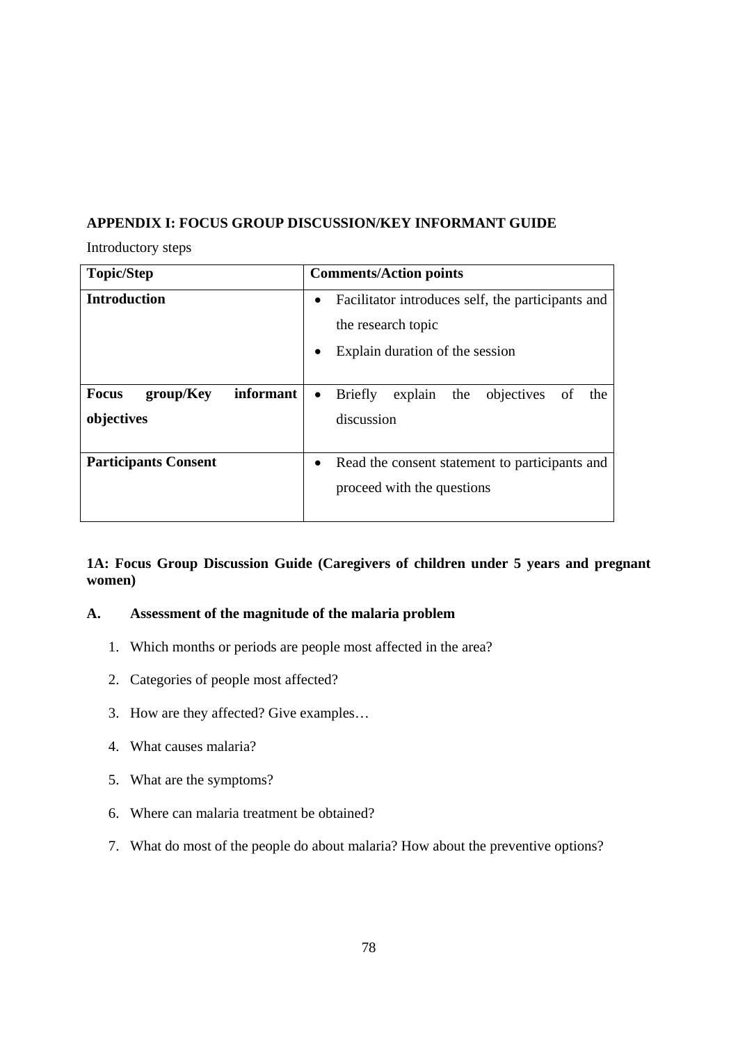**APPENDIX I: FOCUS GROUP DISCUSSION/KEY INFORMANT GUIDE**

Introductory steps

| Topic/Step | Comments/Action points |
|---|---|
| **Introduction** | • Facilitator introduces self, the participants and the research topic<br>• Explain duration of the session |
| **Focus group/Key informant objectives** | • Briefly explain the objectives of the discussion |
| **Participants Consent** | • Read the consent statement to participants and proceed with the questions |

**1A: Focus Group Discussion Guide (Caregivers of children under 5 years and pregnant women)**

**A. Assessment of the magnitude of the malaria problem**

1. Which months or periods are people most affected in the area?
2. Categories of people most affected?
3. How are they affected? Give examples…
4. What causes malaria?
5. What are the symptoms?
6. Where can malaria treatment be obtained?
7. What do most of the people do about malaria? How about the preventive options?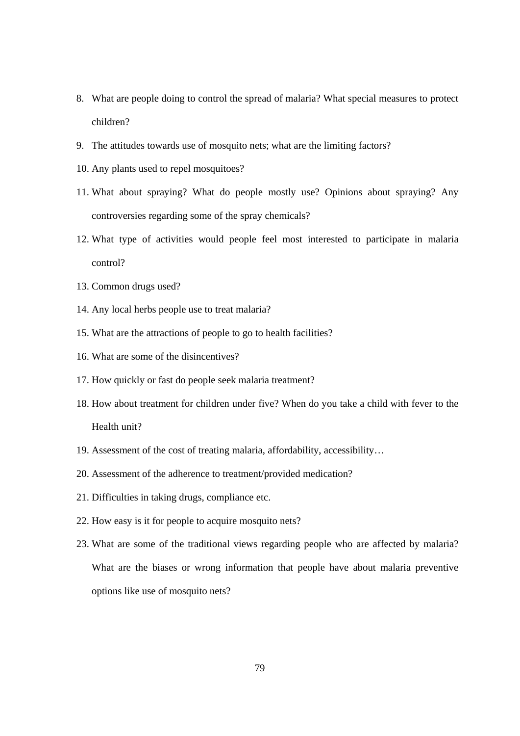8. What are people doing to control the spread of malaria? What special measures to protect children?
9. The attitudes towards use of mosquito nets; what are the limiting factors?
10. Any plants used to repel mosquitoes?
11. What about spraying? What do people mostly use? Opinions about spraying? Any controversies regarding some of the spray chemicals?
12. What type of activities would people feel most interested to participate in malaria control?
13. Common drugs used?
14. Any local herbs people use to treat malaria?
15. What are the attractions of people to go to health facilities?
16. What are some of the disincentives?
17. How quickly or fast do people seek malaria treatment?
18. How about treatment for children under five? When do you take a child with fever to the Health unit?
19. Assessment of the cost of treating malaria, affordability, accessibility…
20. Assessment of the adherence to treatment/provided medication?
21. Difficulties in taking drugs, compliance etc.
22. How easy is it for people to acquire mosquito nets?
23. What are some of the traditional views regarding people who are affected by malaria? What are the biases or wrong information that people have about malaria preventive options like use of mosquito nets?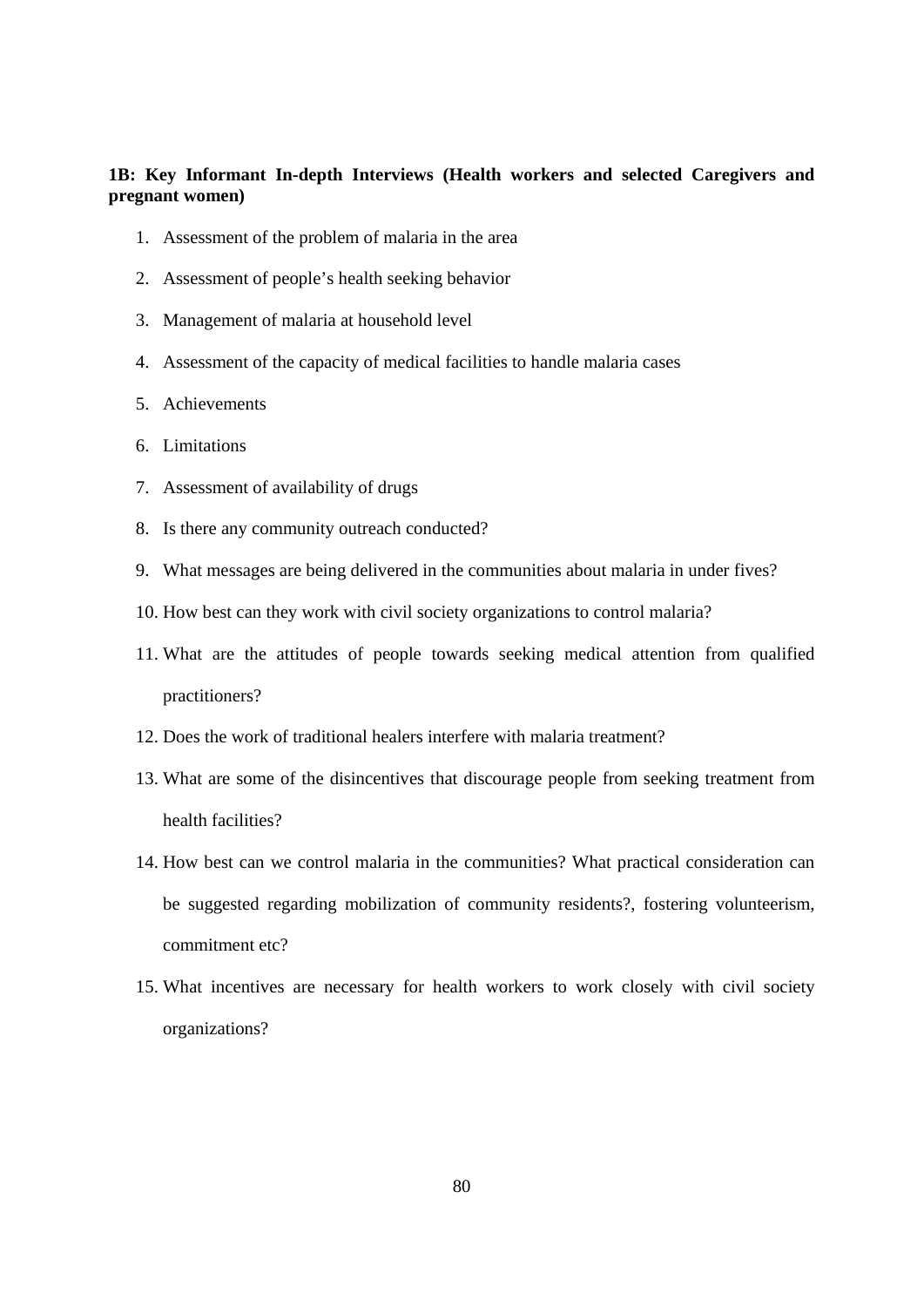**1B: Key Informant In-depth Interviews (Health workers and selected Caregivers and pregnant women)**

1. Assessment of the problem of malaria in the area
2. Assessment of people's health seeking behavior
3. Management of malaria at household level
4. Assessment of the capacity of medical facilities to handle malaria cases
5. Achievements
6. Limitations
7. Assessment of availability of drugs
8. Is there any community outreach conducted?
9. What messages are being delivered in the communities about malaria in under fives?
10. How best can they work with civil society organizations to control malaria?
11. What are the attitudes of people towards seeking medical attention from qualified practitioners?
12. Does the work of traditional healers interfere with malaria treatment?
13. What are some of the disincentives that discourage people from seeking treatment from health facilities?
14. How best can we control malaria in the communities? What practical consideration can be suggested regarding mobilization of community residents?, fostering volunteerism, commitment etc?
15. What incentives are necessary for health workers to work closely with civil society organizations?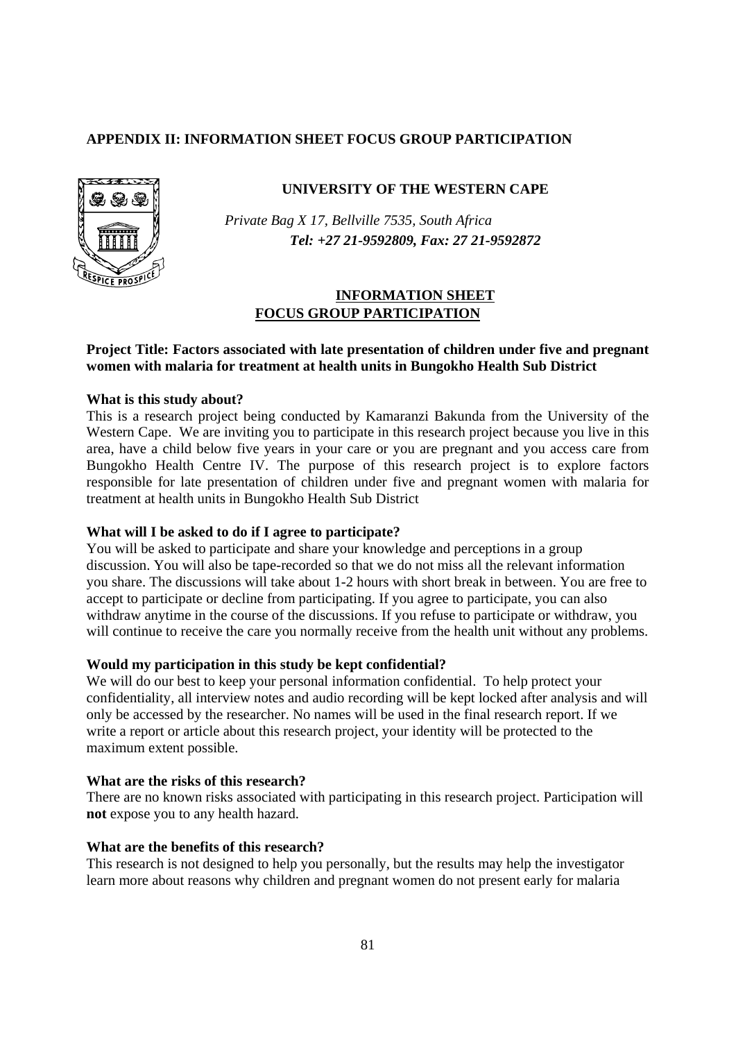## APPENDIX II: INFORMATION SHEET FOCUS GROUP PARTICIPATION

**UNIVERSITY OF THE WESTERN CAPE**

*Private Bag X 17, Bellville 7535, South Africa*
***Tel: +27 21-9592809, Fax: 27 21-9592872***

**INFORMATION SHEET**
**FOCUS GROUP PARTICIPATION**

**Project Title: Factors associated with late presentation of children under five and pregnant women with malaria for treatment at health units in Bungokho Health Sub District**

**What is this study about?**

This is a research project being conducted by Kamaranzi Bakunda from the University of the Western Cape. We are inviting you to participate in this research project because you live in this area, have a child below five years in your care or you are pregnant and you access care from Bungokho Health Centre IV. The purpose of this research project is to explore factors responsible for late presentation of children under five and pregnant women with malaria for treatment at health units in Bungokho Health Sub District

**What will I be asked to do if I agree to participate?**

You will be asked to participate and share your knowledge and perceptions in a group discussion. You will also be tape-recorded so that we do not miss all the relevant information you share. The discussions will take about 1-2 hours with short break in between. You are free to accept to participate or decline from participating. If you agree to participate, you can also withdraw anytime in the course of the discussions. If you refuse to participate or withdraw, you will continue to receive the care you normally receive from the health unit without any problems.

**Would my participation in this study be kept confidential?**

We will do our best to keep your personal information confidential. To help protect your confidentiality, all interview notes and audio recording will be kept locked after analysis and will only be accessed by the researcher. No names will be used in the final research report. If we write a report or article about this research project, your identity will be protected to the maximum extent possible.

**What are the risks of this research?**

There are no known risks associated with participating in this research project. Participation will **not** expose you to any health hazard.

**What are the benefits of this research?**

This research is not designed to help you personally, but the results may help the investigator learn more about reasons why children and pregnant women do not present early for malaria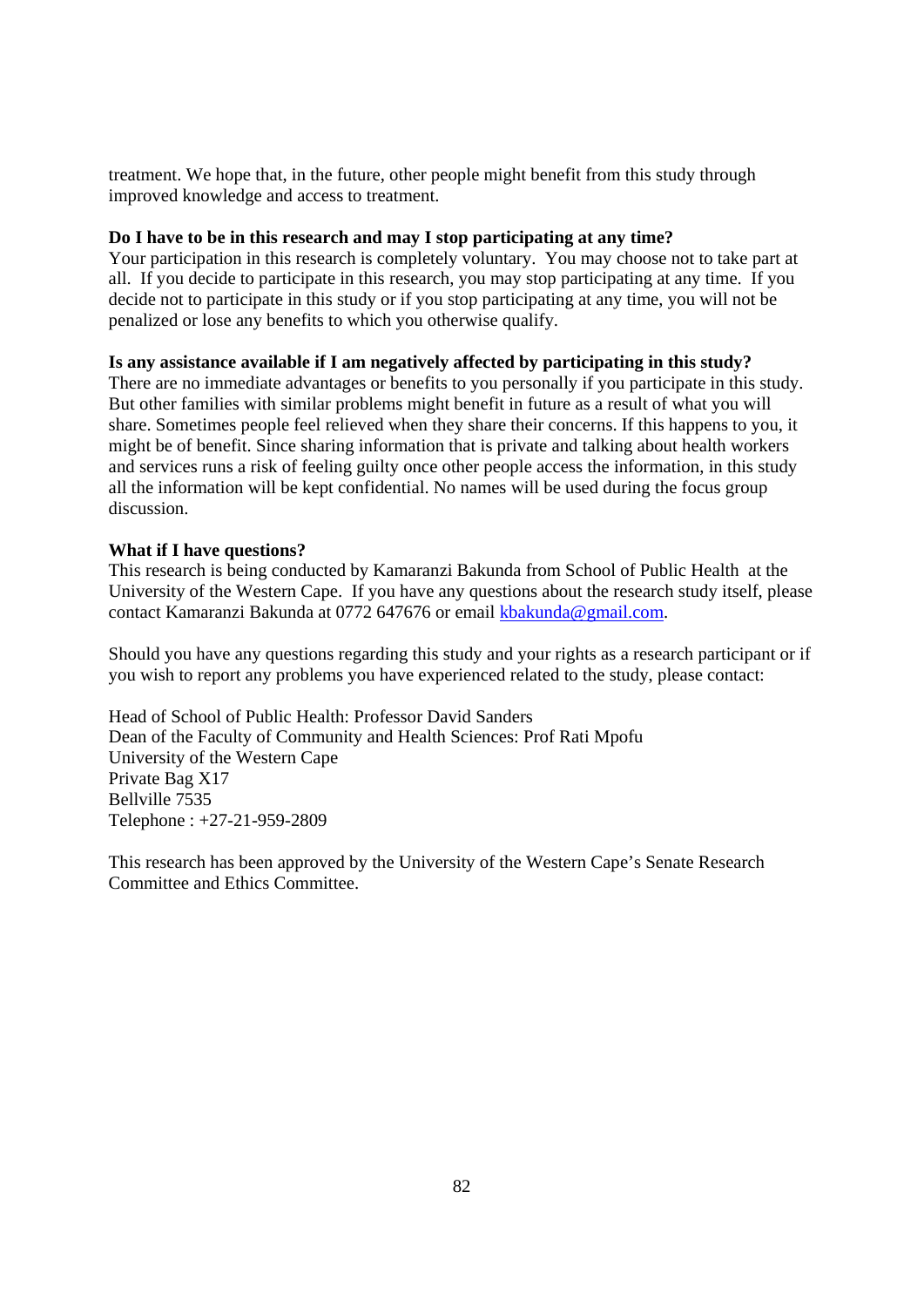treatment. We hope that, in the future, other people might benefit from this study through improved knowledge and access to treatment.

**Do I have to be in this research and may I stop participating at any time?**

Your participation in this research is completely voluntary. You may choose not to take part at all. If you decide to participate in this research, you may stop participating at any time. If you decide not to participate in this study or if you stop participating at any time, you will not be penalized or lose any benefits to which you otherwise qualify.

**Is any assistance available if I am negatively affected by participating in this study?**

There are no immediate advantages or benefits to you personally if you participate in this study. But other families with similar problems might benefit in future as a result of what you will share. Sometimes people feel relieved when they share their concerns. If this happens to you, it might be of benefit. Since sharing information that is private and talking about health workers and services runs a risk of feeling guilty once other people access the information, in this study all the information will be kept confidential. No names will be used during the focus group discussion.

**What if I have questions?**

This research is being conducted by Kamaranzi Bakunda from School of Public Health at the University of the Western Cape. If you have any questions about the research study itself, please contact Kamaranzi Bakunda at 0772 647676 or email kbakunda@gmail.com.

Should you have any questions regarding this study and your rights as a research participant or if you wish to report any problems you have experienced related to the study, please contact:

Head of School of Public Health: Professor David Sanders
Dean of the Faculty of Community and Health Sciences: Prof Rati Mpofu
University of the Western Cape
Private Bag X17
Bellville 7535
Telephone : +27-21-959-2809

This research has been approved by the University of the Western Cape's Senate Research Committee and Ethics Committee.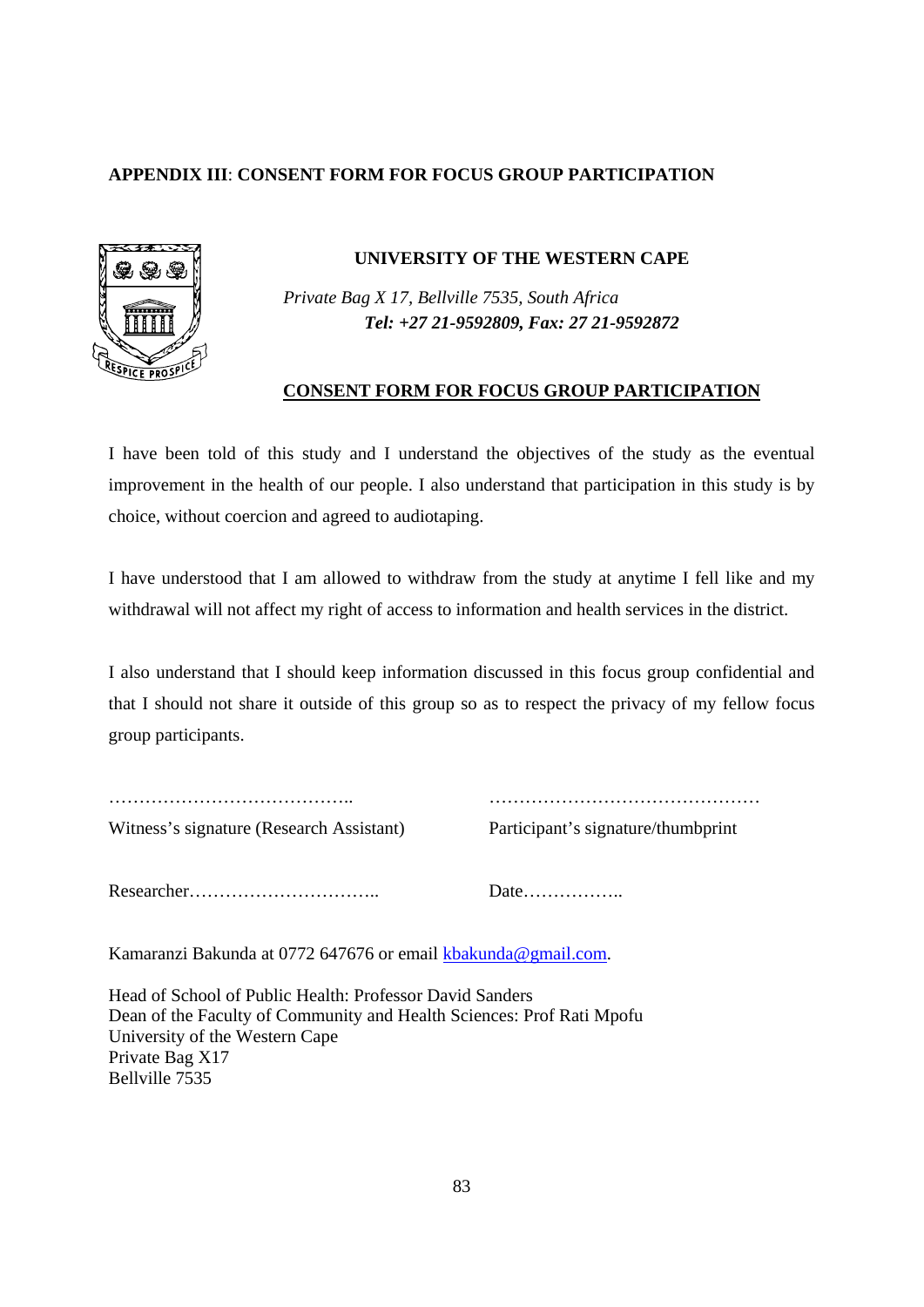**APPENDIX III**: **CONSENT FORM FOR FOCUS GROUP PARTICIPATION**

**UNIVERSITY OF THE WESTERN CAPE**

*Private Bag X 17, Bellville 7535, South Africa*
***Tel: +27 21-9592809, Fax: 27 21-9592872***

**CONSENT FORM FOR FOCUS GROUP PARTICIPATION**

I have been told of this study and I understand the objectives of the study as the eventual improvement in the health of our people. I also understand that participation in this study is by choice, without coercion and agreed to audiotaping.

I have understood that I am allowed to withdraw from the study at anytime I fell like and my withdrawal will not affect my right of access to information and health services in the district.

I also understand that I should keep information discussed in this focus group confidential and that I should not share it outside of this group so as to respect the privacy of my fellow focus group participants.

………………………………….. ………………………………………

Witness's signature (Research Assistant) Participant's signature/thumbprint

Researcher………………………….. Date……………..

Kamaranzi Bakunda at 0772 647676 or email kbakunda@gmail.com.

Head of School of Public Health: Professor David Sanders
Dean of the Faculty of Community and Health Sciences: Prof Rati Mpofu
University of the Western Cape
Private Bag X17
Bellville 7535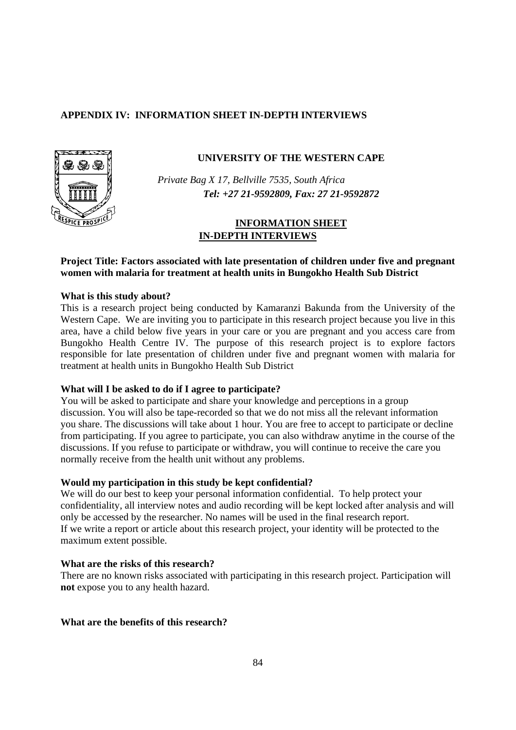## APPENDIX IV: INFORMATION SHEET IN-DEPTH INTERVIEWS

**UNIVERSITY OF THE WESTERN CAPE**

*Private Bag X 17, Bellville 7535, South Africa*
***Tel: +27 21-9592809, Fax: 27 21-9592872***

**INFORMATION SHEET**
**IN-DEPTH INTERVIEWS**

**Project Title: Factors associated with late presentation of children under five and pregnant women with malaria for treatment at health units in Bungokho Health Sub District**

**What is this study about?**

This is a research project being conducted by Kamaranzi Bakunda from the University of the Western Cape. We are inviting you to participate in this research project because you live in this area, have a child below five years in your care or you are pregnant and you access care from Bungokho Health Centre IV. The purpose of this research project is to explore factors responsible for late presentation of children under five and pregnant women with malaria for treatment at health units in Bungokho Health Sub District

**What will I be asked to do if I agree to participate?**

You will be asked to participate and share your knowledge and perceptions in a group discussion. You will also be tape-recorded so that we do not miss all the relevant information you share. The discussions will take about 1 hour. You are free to accept to participate or decline from participating. If you agree to participate, you can also withdraw anytime in the course of the discussions. If you refuse to participate or withdraw, you will continue to receive the care you normally receive from the health unit without any problems.

**Would my participation in this study be kept confidential?**

We will do our best to keep your personal information confidential. To help protect your confidentiality, all interview notes and audio recording will be kept locked after analysis and will only be accessed by the researcher. No names will be used in the final research report.
If we write a report or article about this research project, your identity will be protected to the maximum extent possible.

**What are the risks of this research?**

There are no known risks associated with participating in this research project. Participation will **not** expose you to any health hazard.

**What are the benefits of this research?**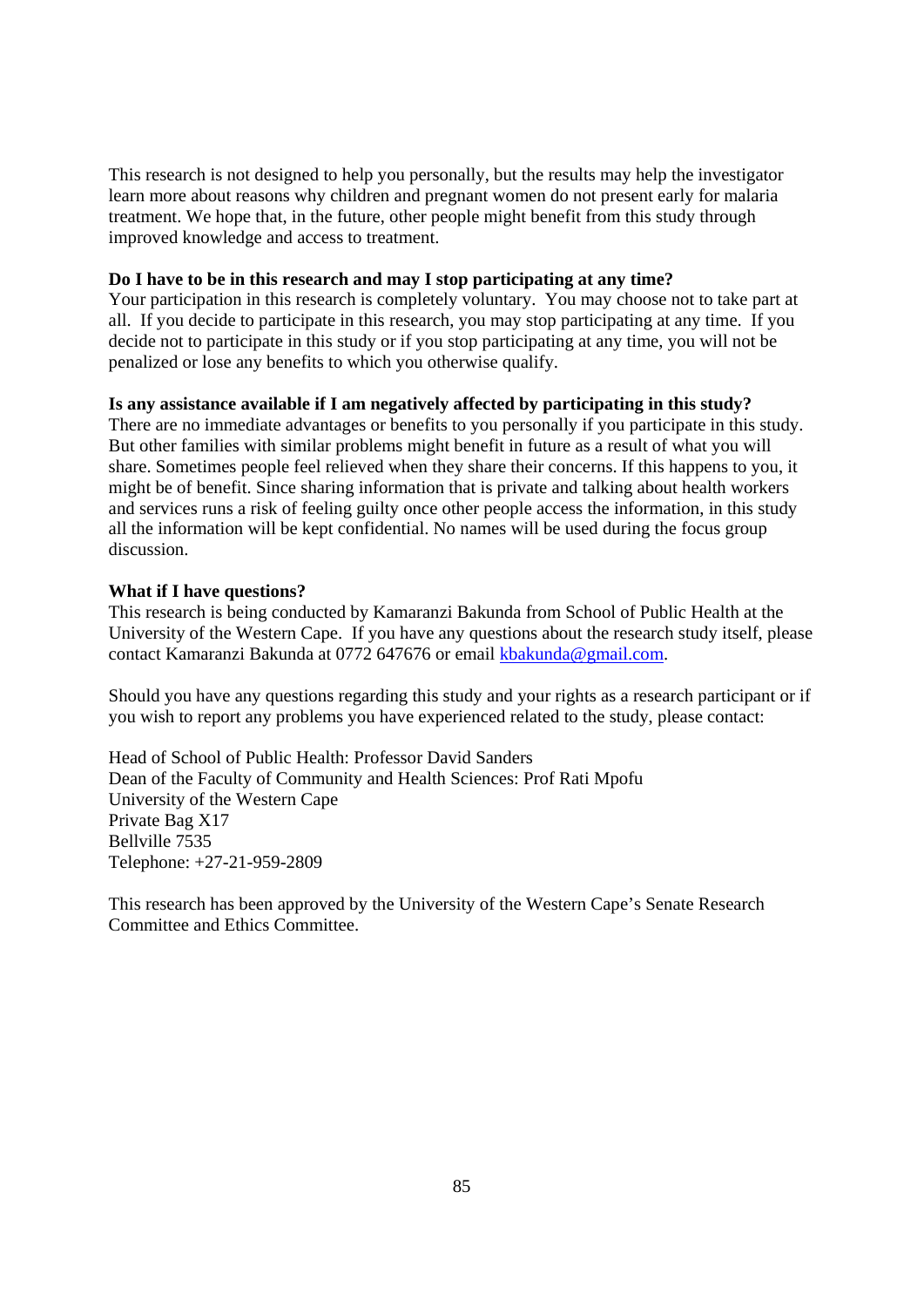This research is not designed to help you personally, but the results may help the investigator learn more about reasons why children and pregnant women do not present early for malaria treatment. We hope that, in the future, other people might benefit from this study through improved knowledge and access to treatment.

**Do I have to be in this research and may I stop participating at any time?**
Your participation in this research is completely voluntary. You may choose not to take part at all. If you decide to participate in this research, you may stop participating at any time. If you decide not to participate in this study or if you stop participating at any time, you will not be penalized or lose any benefits to which you otherwise qualify.

**Is any assistance available if I am negatively affected by participating in this study?**
There are no immediate advantages or benefits to you personally if you participate in this study. But other families with similar problems might benefit in future as a result of what you will share. Sometimes people feel relieved when they share their concerns. If this happens to you, it might be of benefit. Since sharing information that is private and talking about health workers and services runs a risk of feeling guilty once other people access the information, in this study all the information will be kept confidential. No names will be used during the focus group discussion.

**What if I have questions?**
This research is being conducted by Kamaranzi Bakunda from School of Public Health at the University of the Western Cape. If you have any questions about the research study itself, please contact Kamaranzi Bakunda at 0772 647676 or email kbakunda@gmail.com.

Should you have any questions regarding this study and your rights as a research participant or if you wish to report any problems you have experienced related to the study, please contact:

Head of School of Public Health: Professor David Sanders
Dean of the Faculty of Community and Health Sciences: Prof Rati Mpofu
University of the Western Cape
Private Bag X17
Bellville 7535
Telephone: +27-21-959-2809

This research has been approved by the University of the Western Cape's Senate Research Committee and Ethics Committee.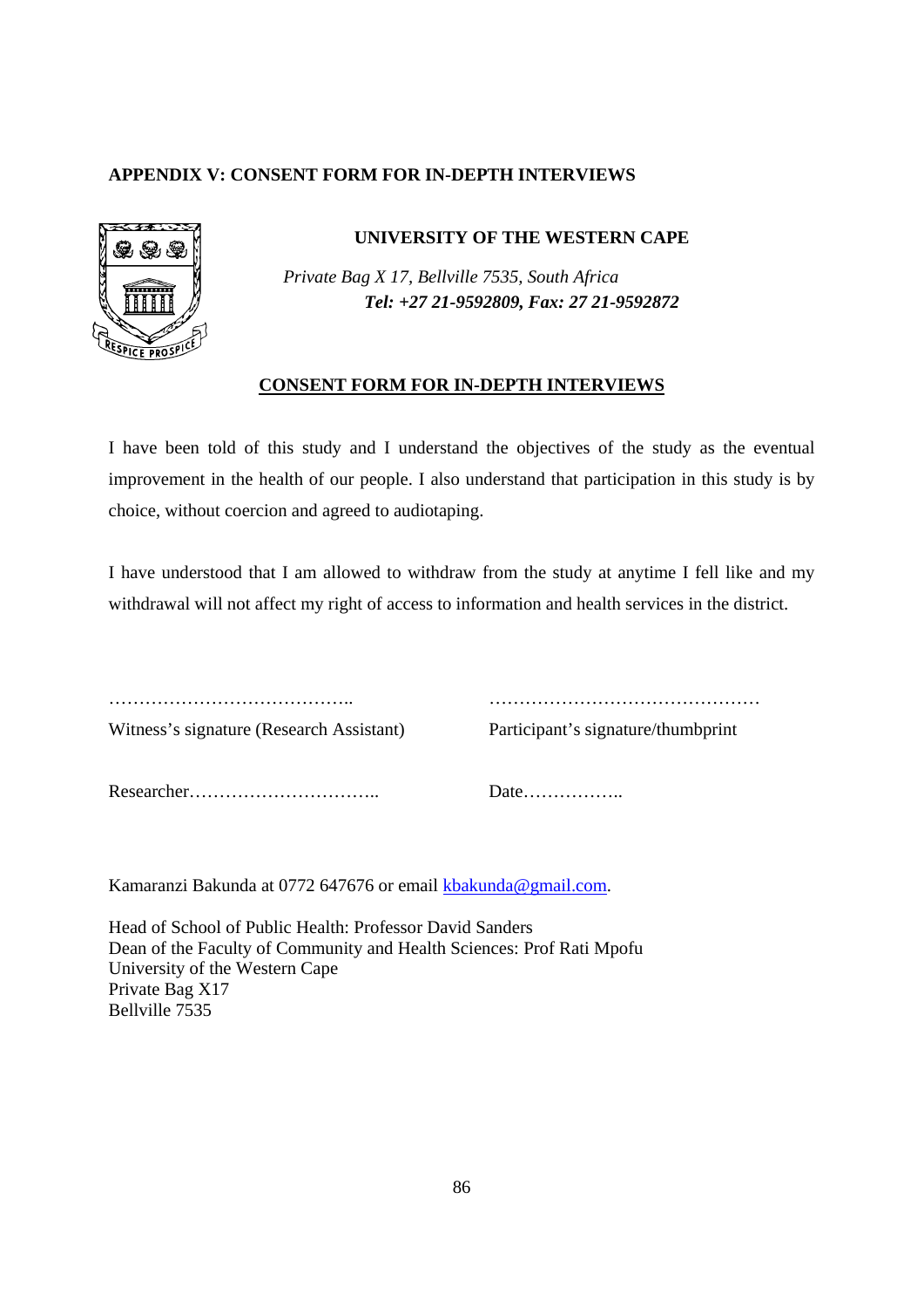**APPENDIX V: CONSENT FORM FOR IN-DEPTH INTERVIEWS**

**UNIVERSITY OF THE WESTERN CAPE**

*Private Bag X 17, Bellville 7535, South Africa*
***Tel: +27 21-9592809, Fax: 27 21-9592872***

**CONSENT FORM FOR IN-DEPTH INTERVIEWS**

I have been told of this study and I understand the objectives of the study as the eventual improvement in the health of our people. I also understand that participation in this study is by choice, without coercion and agreed to audiotaping.

I have understood that I am allowed to withdraw from the study at anytime I fell like and my withdrawal will not affect my right of access to information and health services in the district.

………………………………….. ………………………………………

Witness's signature (Research Assistant) Participant's signature/thumbprint

Researcher………………………….. Date……………..

Kamaranzi Bakunda at 0772 647676 or email kbakunda@gmail.com.

Head of School of Public Health: Professor David Sanders
Dean of the Faculty of Community and Health Sciences: Prof Rati Mpofu
University of the Western Cape
Private Bag X17
Bellville 7535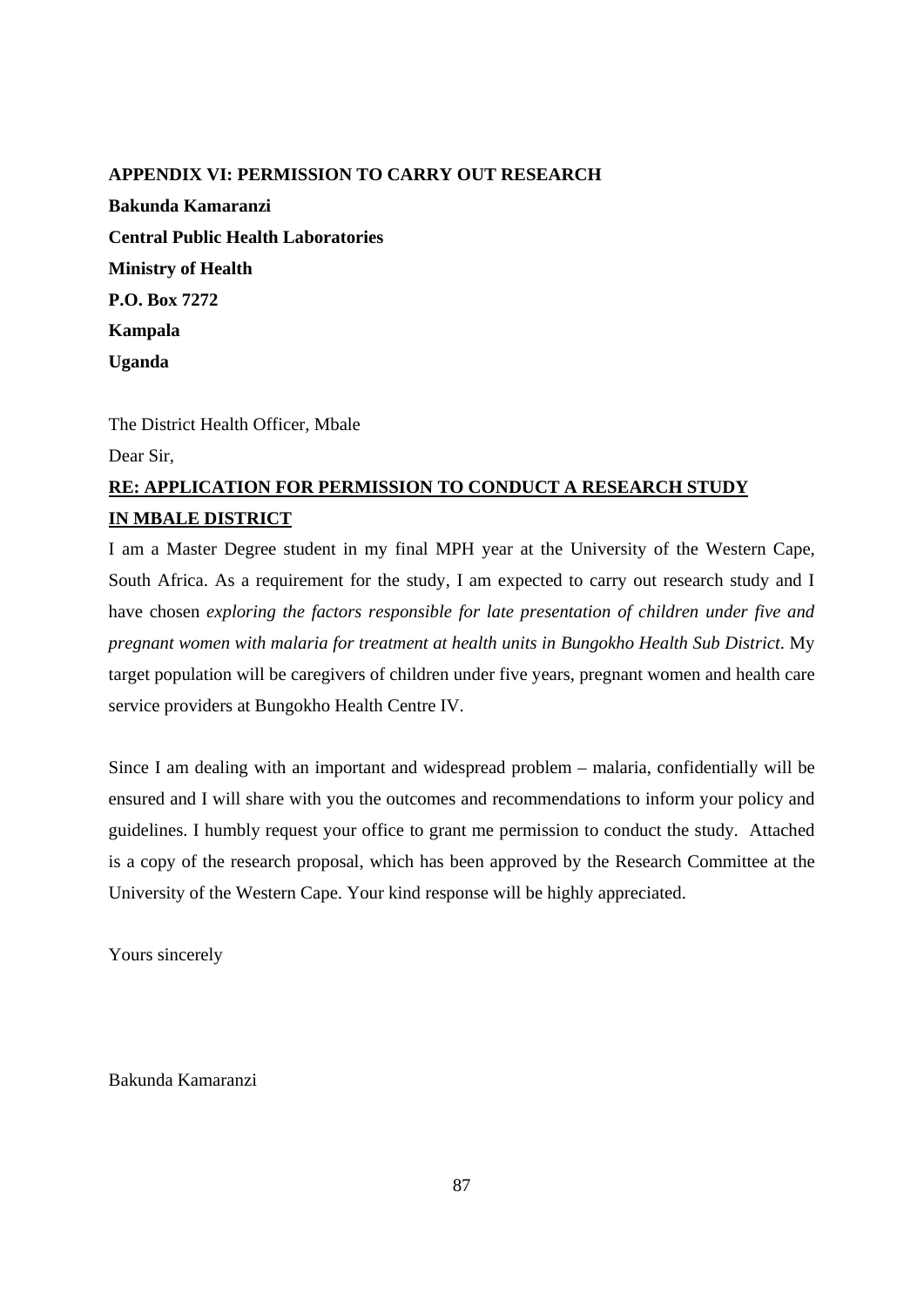## APPENDIX VI: PERMISSION TO CARRY OUT RESEARCH

**Bakunda Kamaranzi**
**Central Public Health Laboratories**
**Ministry of Health**
**P.O. Box 7272**
**Kampala**
**Uganda**

The District Health Officer, Mbale

Dear Sir,

**<u>RE: APPLICATION FOR PERMISSION TO CONDUCT A RESEARCH STUDY IN MBALE DISTRICT</u>**

I am a Master Degree student in my final MPH year at the University of the Western Cape, South Africa. As a requirement for the study, I am expected to carry out research study and I have chosen *exploring the factors responsible for late presentation of children under five and pregnant women with malaria for treatment at health units in Bungokho Health Sub District*. My target population will be caregivers of children under five years, pregnant women and health care service providers at Bungokho Health Centre IV.

Since I am dealing with an important and widespread problem – malaria, confidentially will be ensured and I will share with you the outcomes and recommendations to inform your policy and guidelines. I humbly request your office to grant me permission to conduct the study. Attached is a copy of the research proposal, which has been approved by the Research Committee at the University of the Western Cape. Your kind response will be highly appreciated.

Yours sincerely

Bakunda Kamaranzi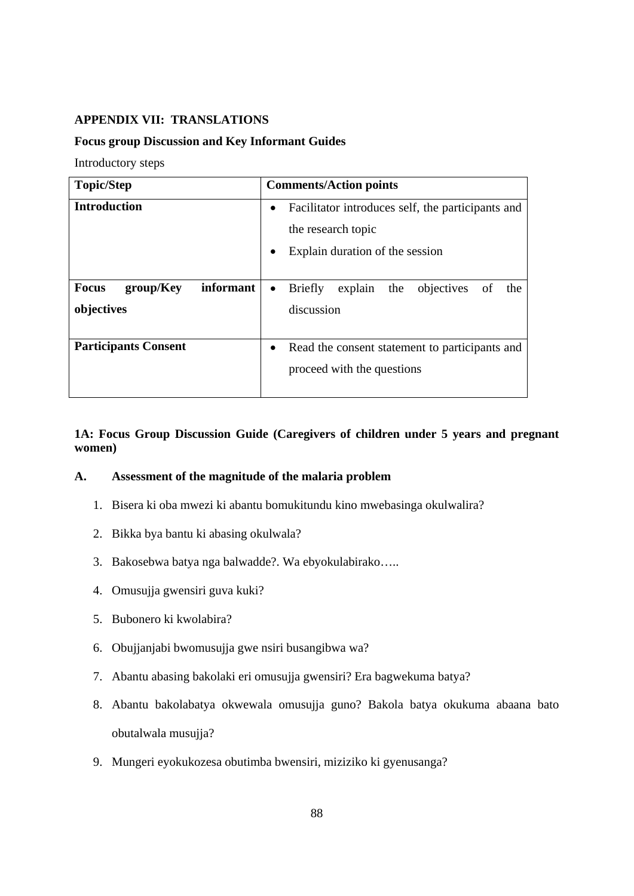**APPENDIX VII: TRANSLATIONS**

**Focus group Discussion and Key Informant Guides**

Introductory steps

| Topic/Step | Comments/Action points |
|---|---|
| **Introduction** | • Facilitator introduces self, the participants and the research topic<br>• Explain duration of the session |
| **Focus group/Key informant objectives** | • Briefly explain the objectives of the discussion |
| **Participants Consent** | • Read the consent statement to participants and proceed with the questions |

**1A: Focus Group Discussion Guide (Caregivers of children under 5 years and pregnant women)**

**A. Assessment of the magnitude of the malaria problem**

1. Bisera ki oba mwezi ki abantu bomukitundu kino mwebasinga okulwalira?
2. Bikka bya bantu ki abasing okulwala?
3. Bakosebwa batya nga balwadde?. Wa ebyokulabirako…..
4. Omusujja gwensiri guva kuki?
5. Bubonero ki kwolabira?
6. Obujjanjabi bwomusujja gwe nsiri busangibwa wa?
7. Abantu abasing bakolaki eri omusujja gwensiri? Era bagwekuma batya?
8. Abantu bakolabatya okwewala omusujja guno? Bakola batya okukuma abaana bato obutalwala musujja?
9. Mungeri eyokukozesa obutimba bwensiri, miziziko ki gyenusanga?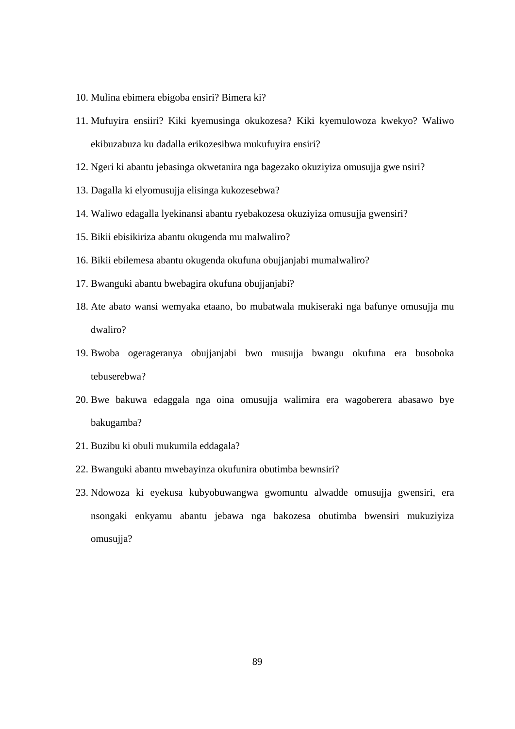10. Mulina ebimera ebigoba ensiri? Bimera ki?
11. Mufuyira ensiiri? Kiki kyemusinga okukozesa? Kiki kyemulowoza kwekyo? Waliwo ekibuzabuza ku dadalla erikozesibwa mukufuyira ensiri?
12. Ngeri ki abantu jebasinga okwetanira nga bagezako okuziyiza omusujja gwe nsiri?
13. Dagalla ki elyomusujja elisinga kukozesebwa?
14. Waliwo edagalla lyekinansi abantu ryebakozesa okuziyiza omusujja gwensiri?
15. Bikii ebisikiriza abantu okugenda mu malwaliro?
16. Bikii ebilemesa abantu okugenda okufuna obujjanjabi mumalwaliro?
17. Bwanguki abantu bwebagira okufuna obujjanjabi?
18. Ate abato wansi wemyaka etaano, bo mubatwala mukiseraki nga bafunye omusujja mu dwaliro?
19. Bwoba ogerageranya obujjanjabi bwo musujja bwangu okufuna era busoboka tebuserebwa?
20. Bwe bakuwa edaggala nga oina omusujja walimira era wagoberera abasawo bye bakugamba?
21. Buzibu ki obuli mukumila eddagala?
22. Bwanguki abantu mwebayinza okufunira obutimba bewnsiri?
23. Ndowoza ki eyekusa kubyobuwangwa gwomuntu alwadde omusujja gwensiri, era nsongaki enkyamu abantu jebawa nga bakozesa obutimba bwensiri mukuziyiza omusujja?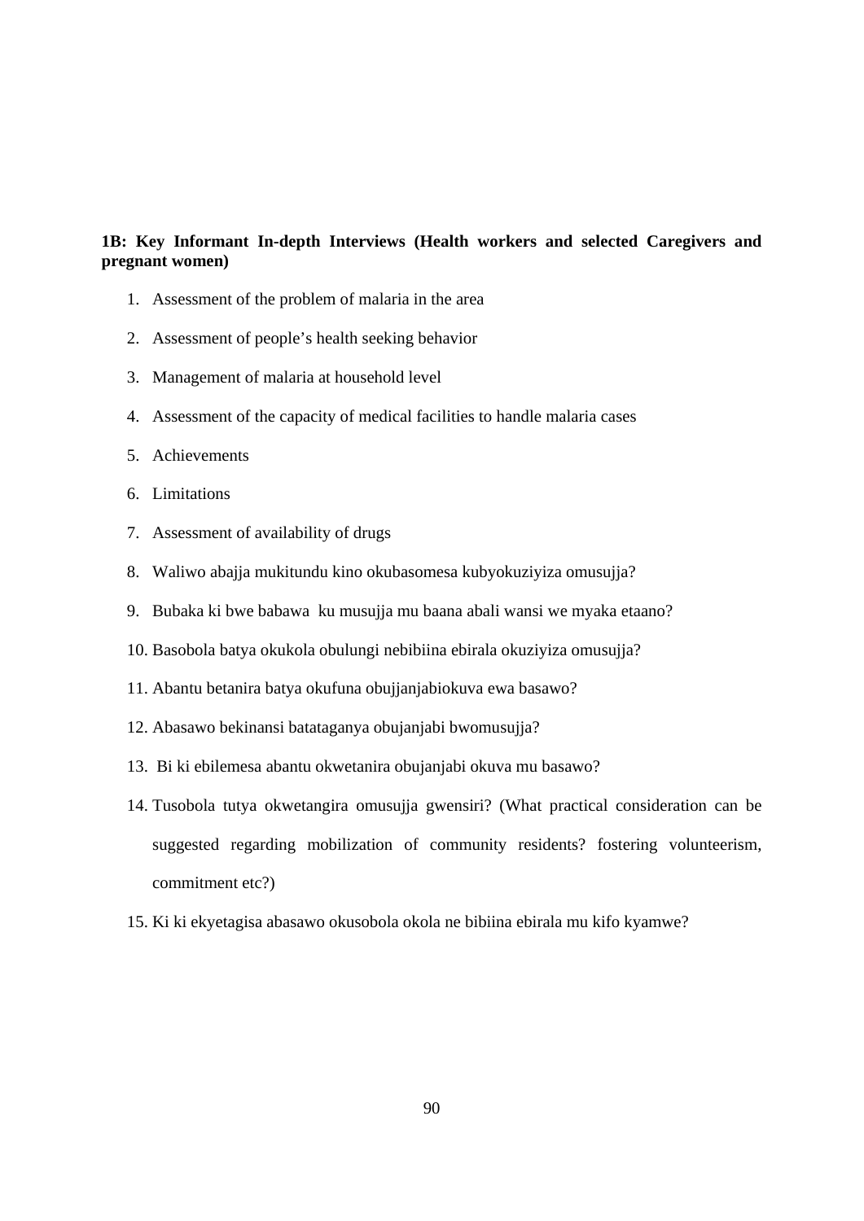**1B: Key Informant In-depth Interviews (Health workers and selected Caregivers and pregnant women)**

1. Assessment of the problem of malaria in the area
2. Assessment of people's health seeking behavior
3. Management of malaria at household level
4. Assessment of the capacity of medical facilities to handle malaria cases
5. Achievements
6. Limitations
7. Assessment of availability of drugs
8. Waliwo abajja mukitundu kino okubasomesa kubyokuziyiza omusujja?
9. Bubaka ki bwe babawa ku musujja mu baana abali wansi we myaka etaano?
10. Basobola batya okukola obulungi nebibiina ebirala okuziyiza omusujja?
11. Abantu betanira batya okufuna obujjanjabiokuva ewa basawo?
12. Abasawo bekinansi batataganya obujanjabi bwomusujja?
13. Bi ki ebilemesa abantu okwetanira obujanjabi okuva mu basawo?
14. Tusobola tutya okwetangira omusujja gwensiri? (What practical consideration can be suggested regarding mobilization of community residents? fostering volunteerism, commitment etc?)
15. Ki ki ekyetagisa abasawo okusobola okola ne bibiina ebirala mu kifo kyamwe?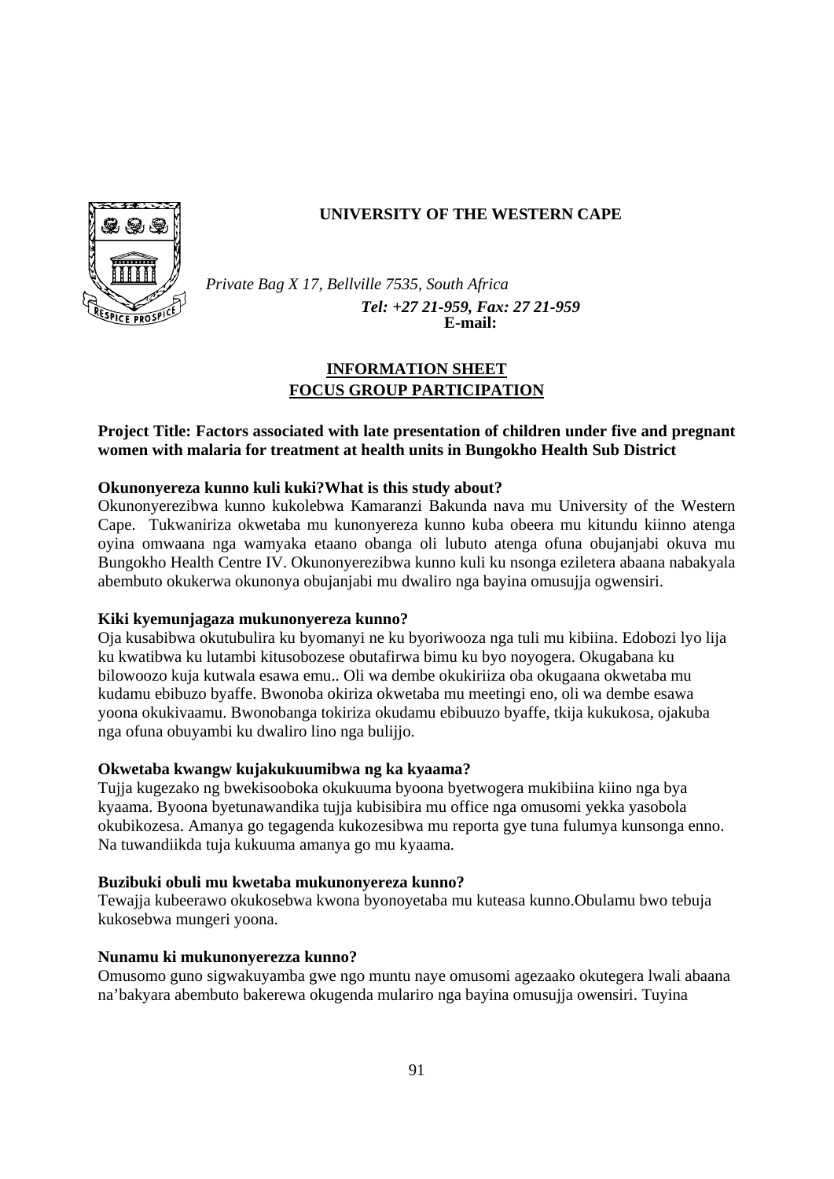**UNIVERSITY OF THE WESTERN CAPE**

*Private Bag X 17, Bellville 7535, South Africa*
***Tel: +27 21-959, Fax: 27 21-959***
**E-mail:**

**INFORMATION SHEET**
**FOCUS GROUP PARTICIPATION**

**Project Title: Factors associated with late presentation of children under five and pregnant women with malaria for treatment at health units in Bungokho Health Sub District**

**Okunonyereza kunno kuli kuki?What is this study about?**

Okunonyerezibwa kunno kukolebwa Kamaranzi Bakunda nava mu University of the Western Cape. Tukwaniriza okwetaba mu kunonyereza kunno kuba obeera mu kitundu kiinno atenga oyina omwaana nga wamyaka etaano obanga oli lubuto atenga ofuna obujanjabi okuva mu Bungokho Health Centre IV. Okunonyerezibwa kunno kuli ku nsonga eziletera abaana nabakyala abembuto okukerwa okunonya obujanjabi mu dwaliro nga bayina omusujja ogwensiri.

**Kiki kyemunjagaza mukunonyereza kunno?**

Oja kusabibwa okutubulira ku byomanyi ne ku byoriwooza nga tuli mu kibiina. Edobozi lyo lija ku kwatibwa ku lutambi kitusobozese obutafirwa bimu ku byo noyogera. Okugabana ku bilowoozo kuja kutwala esawa emu.. Oli wa dembe okukiriiza oba okugaana okwetaba mu kudamu ebibuzo byaffe. Bwonoba okiriza okwetaba mu meetingi eno, oli wa dembe esawa yoona okukivaamu. Bwonobanga tokiriza okudamu ebibuuzo byaffe, tkija kukukosa, ojakuba nga ofuna obuyambi ku dwaliro lino nga bulijjo.

**Okwetaba kwangw kujakukuumibwa ng ka kyaama?**

Tujja kugezako ng bwekisooboka okukuuma byoona byetwogera mukibiina kiino nga bya kyaama. Byoona byetunawandika tujja kubisibira mu office nga omusomi yekka yasobola okubikozesa. Amanya go tegagenda kukozesibwa mu reporta gye tuna fulumya kunsonga enno. Na tuwandiikda tuja kukuuma amanya go mu kyaama.

**Buzibuki obuli mu kwetaba mukunonyereza kunno?**

Tewajja kubeerawo okukosebwa kwona byonoyetaba mu kuteasa kunno.Obulamu bwo tebuja kukosebwa mungeri yoona.

**Nunamu ki mukunonyerezza kunno?**

Omusomo guno sigwakuyamba gwe ngo muntu naye omusomi agezaako okutegera lwali abaana na'bakyara abembuto bakerewa okugenda mulariro nga bayina omusujja owensiri. Tuyina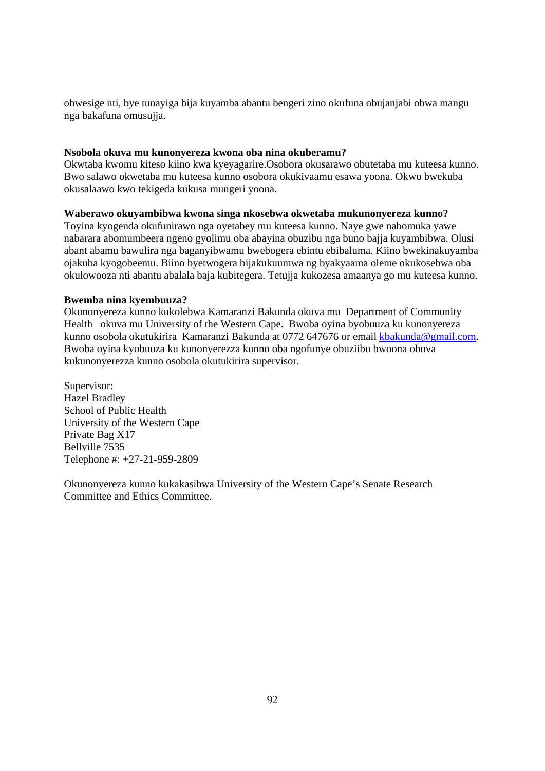obwesige nti, bye tunayiga bija kuyamba abantu bengeri zino okufuna obujanjabi obwa mangu nga bakafuna omusujja.

**Nsobola okuva mu kunonyereza kwona oba nina okuberamu?**
Okwtaba kwomu kiteso kiino kwa kyeyagarire.Osobora okusarawo obutetaba mu kuteesa kunno. Bwo salawo okwetaba mu kuteesa kunno osobora okukivaamu esawa yoona. Okwo bwekuba okusalaawo kwo tekigeda kukusa mungeri yoona.

**Waberawo okuyambibwa kwona singa nkosebwa okwetaba mukunonyereza kunno?**
Toyina kyogenda okufunirawo nga oyetabey mu kuteesa kunno. Naye gwe nabomuka yawe nabarara abomumbeera ngeno gyolimu oba abayina obuzibu nga buno bajja kuyambibwa. Olusi abant abamu bawulira nga baganyibwamu bwebogera ebintu ebibaluma. Kiino bwekinakuyamba ojakuba kyogobeemu. Biino byetwogera bijakukuumwa ng byakyaama oleme okukosebwa oba okulowooza nti abantu abalala baja kubitegera. Tetujja kukozesa amaanya go mu kuteesa kunno.

**Bwemba nina kyembuuza?**
Okunonyereza kunno kukolebwa Kamaranzi Bakunda okuva mu Department of Community Health okuva mu University of the Western Cape. Bwoba oyina byobuuza ku kunonyereza kunno osobola okutukirira Kamaranzi Bakunda at 0772 647676 or email kbakunda@gmail.com. Bwoba oyina kyobuuza ku kunonyerezza kunno oba ngofunye obuziibu bwoona obuva kukunonyerezza kunno osobola okutukirira supervisor.

Supervisor:
Hazel Bradley
School of Public Health
University of the Western Cape
Private Bag X17
Bellville 7535
Telephone #: +27-21-959-2809

Okunonyereza kunno kukakasibwa University of the Western Cape's Senate Research Committee and Ethics Committee.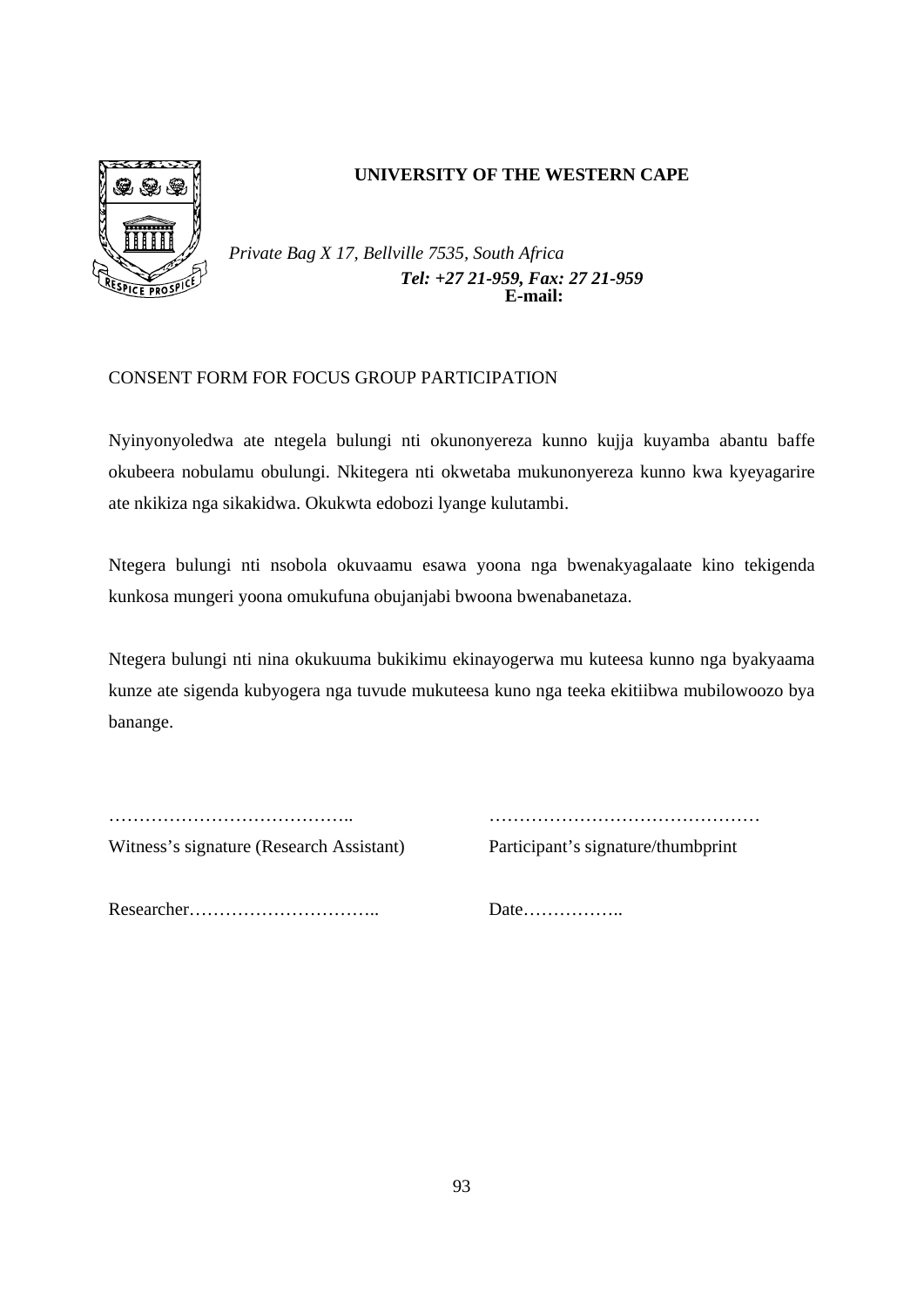**UNIVERSITY OF THE WESTERN CAPE**

*Private Bag X 17, Bellville 7535, South Africa*
***Tel: +27 21-959, Fax: 27 21-959***
**E-mail:**

CONSENT FORM FOR FOCUS GROUP PARTICIPATION

Nyinyonyoledwa ate ntegela bulungi nti okunonyereza kunno kujja kuyamba abantu baffe okubeera nobulamu obulungi. Nkitegera nti okwetaba mukunonyereza kunno kwa kyeyagarire ate nkikiza nga sikakidwa. Okukwta edobozi lyange kulutambi.

Ntegera bulungi nti nsobola okuvaamu esawa yoona nga bwenakyagalaate kino tekigenda kunkosa mungeri yoona omukufuna obujanjabi bwoona bwenabanetaza.

Ntegera bulungi nti nina okukuuma bukikimu ekinayogerwa mu kuteesa kunno nga byakyaama kunze ate sigenda kubyogera nga tuvude mukuteesa kuno nga teeka ekitiibwa mubilowoozo bya banange.

| | |
|---|---|
| ………………………………….. | ……………………………………… |
| Witness's signature (Research Assistant) | Participant's signature/thumbprint |
| Researcher………………………….. | Date…………….. |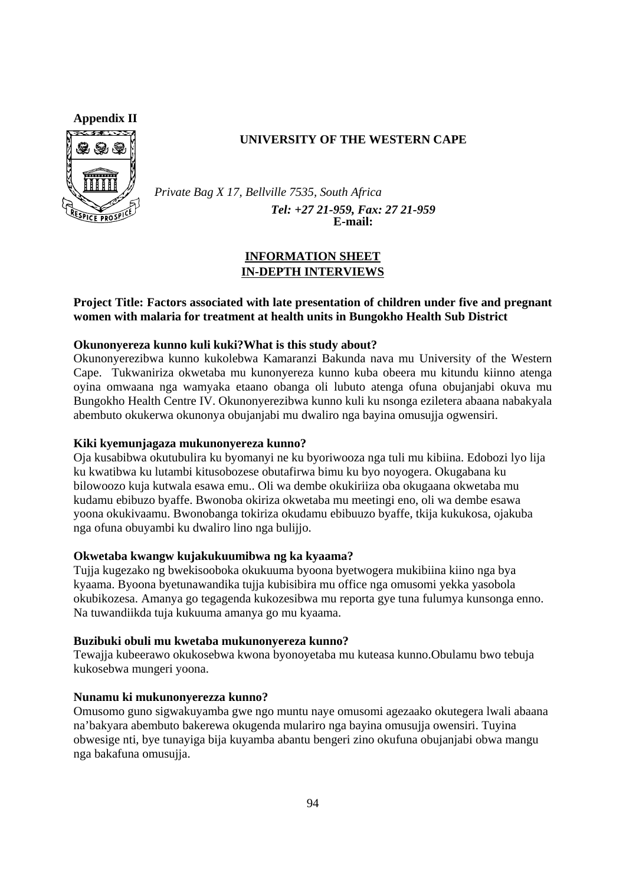**Appendix II**

**UNIVERSITY OF THE WESTERN CAPE**

*Private Bag X 17, Bellville 7535, South Africa*
***Tel: +27 21-959, Fax: 27 21-959***
**E-mail:**

**INFORMATION SHEET**
**IN-DEPTH INTERVIEWS**

**Project Title: Factors associated with late presentation of children under five and pregnant women with malaria for treatment at health units in Bungokho Health Sub District**

**Okunonyereza kunno kuli kuki?What is this study about?**

Okunonyerezibwa kunno kukolebwa Kamaranzi Bakunda nava mu University of the Western Cape. Tukwaniriza okwetaba mu kunonyereza kunno kuba obeera mu kitundu kiinno atenga oyina omwaana nga wamyaka etaano obanga oli lubuto atenga ofuna obujanjabi okuva mu Bungokho Health Centre IV. Okunonyerezibwa kunno kuli ku nsonga eziletera abaana nabakyala abembuto okukerwa okunonya obujanjabi mu dwaliro nga bayina omusujja ogwensiri.

**Kiki kyemunjagaza mukunonyereza kunno?**

Oja kusabibwa okutubulira ku byomanyi ne ku byoriwooza nga tuli mu kibiina. Edobozi lyo lija ku kwatibwa ku lutambi kitusobozese obutafirwa bimu ku byo noyogera. Okugabana ku bilowoozo kuja kutwala esawa emu.. Oli wa dembe okukiriiza oba okugaana okwetaba mu kudamu ebibuzo byaffe. Bwonoba okiriza okwetaba mu meetingi eno, oli wa dembe esawa yoona okukivaamu. Bwonobanga tokiriza okudamu ebibuuzo byaffe, tkija kukukosa, ojakuba nga ofuna obuyambi ku dwaliro lino nga bulijjo.

**Okwetaba kwangw kujakukuumibwa ng ka kyaama?**

Tujja kugezako ng bwekisooboka okukuuma byoona byetwogera mukibiina kiino nga bya kyaama. Byoona byetunawandika tujja kubisibira mu office nga omusomi yekka yasobola okubikozesa. Amanya go tegagenda kukozesibwa mu reporta gye tuna fulumya kunsonga enno. Na tuwandiikda tuja kukuuma amanya go mu kyaama.

**Buzibuki obuli mu kwetaba mukunonyereza kunno?**

Tewajja kubeerawo okukosebwa kwona byonoyetaba mu kuteasa kunno.Obulamu bwo tebuja kukosebwa mungeri yoona.

**Nunamu ki mukunonyerezza kunno?**

Omusomo guno sigwakuyamba gwe ngo muntu naye omusomi agezaako okutegera lwali abaana na'bakyara abembuto bakerewa okugenda mulariro nga bayina omusujja owensiri. Tuyina obwesige nti, bye tunayiga bija kuyamba abantu bengeri zino okufuna obujanjabi obwa mangu nga bakafuna omusujja.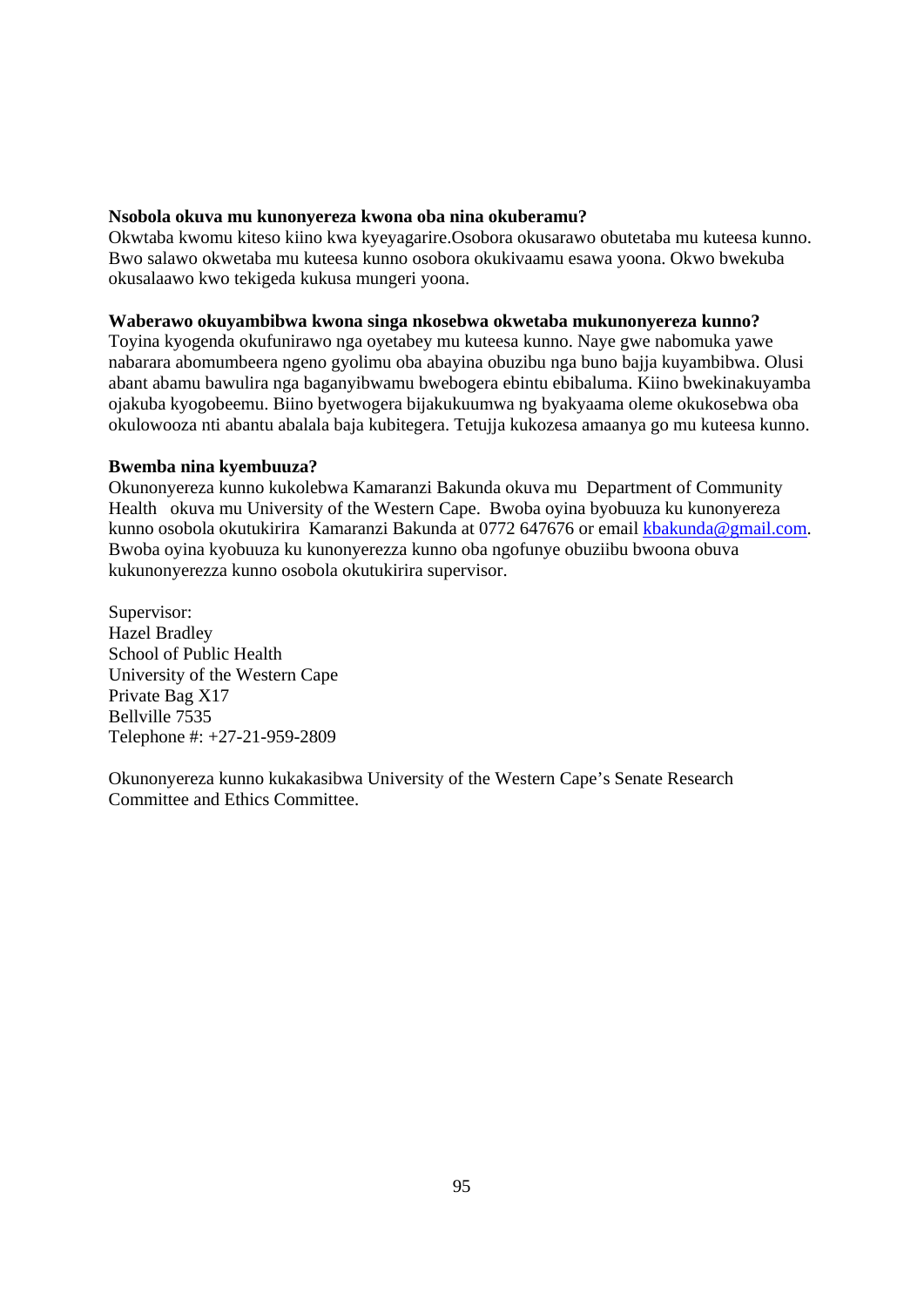**Nsobola okuva mu kunonyereza kwona oba nina okuberamu?**

Okwtaba kwomu kiteso kiino kwa kyeyagarire.Osobora okusarawo obutetaba mu kuteesa kunno. Bwo salawo okwetaba mu kuteesa kunno osobora okukivaamu esawa yoona. Okwo bwekuba okusalaawo kwo tekigeda kukusa mungeri yoona.

**Waberawo okuyambibwa kwona singa nkosebwa okwetaba mukunonyereza kunno?**

Toyina kyogenda okufunirawo nga oyetabey mu kuteesa kunno. Naye gwe nabomuka yawe nabarara abomumbeera ngeno gyolimu oba abayina obuzibu nga buno bajja kuyambibwa. Olusi abant abamu bawulira nga baganyibwamu bwebogera ebintu ebibaluma. Kiino bwekinakuyamba ojakuba kyogobeemu. Biino byetwogera bijakukuumwa ng byakyaama oleme okukosebwa oba okulowooza nti abantu abalala baja kubitegera. Tetujja kukozesa amaanya go mu kuteesa kunno.

**Bwemba nina kyembuuza?**

Okunonyereza kunno kukolebwa Kamaranzi Bakunda okuva mu Department of Community Health okuva mu University of the Western Cape. Bwoba oyina byobuuza ku kunonyereza kunno osobola okutukirira Kamaranzi Bakunda at 0772 647676 or email kbakunda@gmail.com. Bwoba oyina kyobuuza ku kunonyerezza kunno oba ngofunye obuziibu bwoona obuva kukunonyerezza kunno osobola okutukirira supervisor.

Supervisor:
Hazel Bradley
School of Public Health
University of the Western Cape
Private Bag X17
Bellville 7535
Telephone #: +27-21-959-2809

Okunonyereza kunno kukakasibwa University of the Western Cape's Senate Research Committee and Ethics Committee.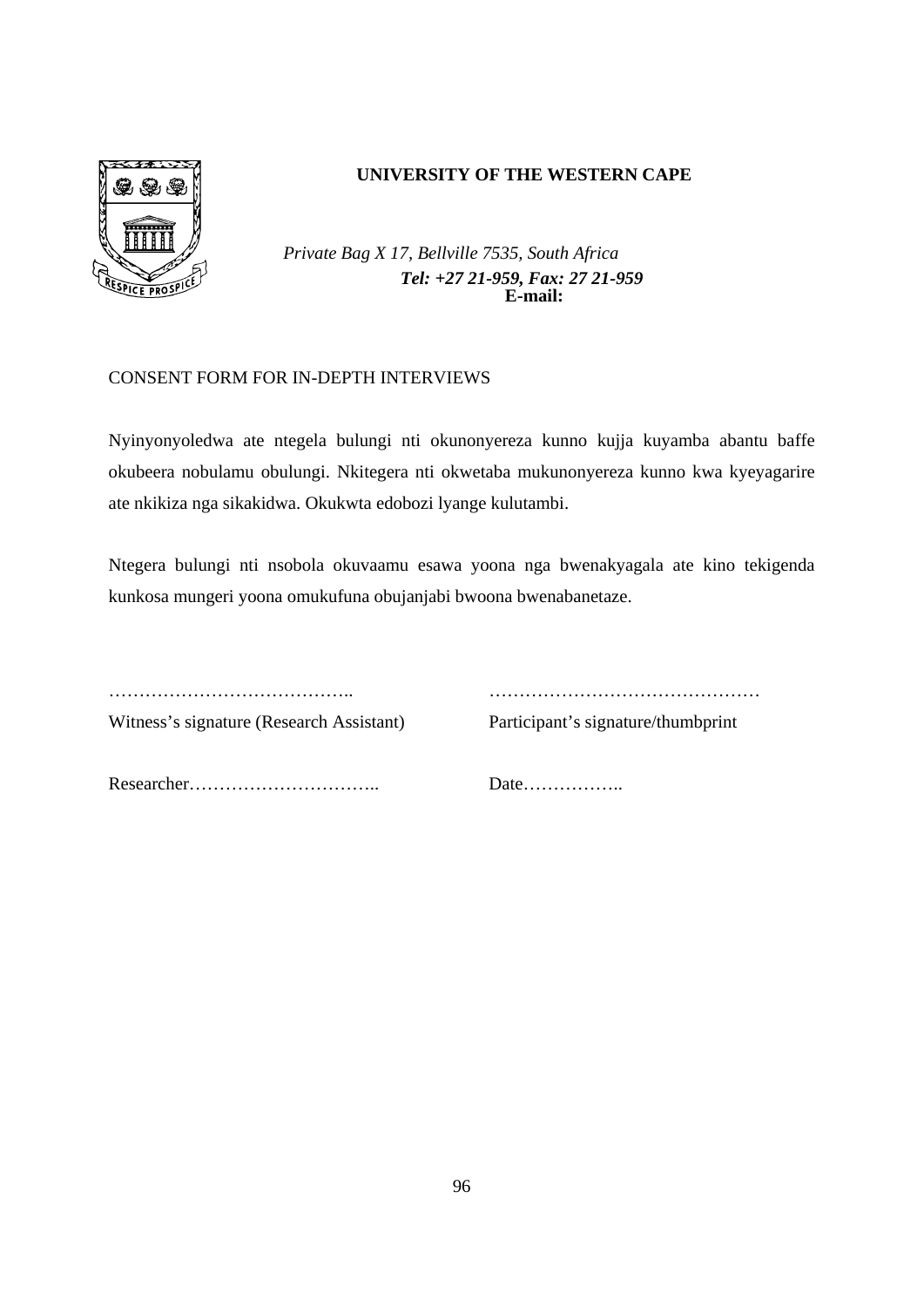**UNIVERSITY OF THE WESTERN CAPE**

*Private Bag X 17, Bellville 7535, South Africa*
***Tel: +27 21-959, Fax: 27 21-959***
**E-mail:**

CONSENT FORM FOR IN-DEPTH INTERVIEWS

Nyinyonyoledwa ate ntegela bulungi nti okunonyereza kunno kujja kuyamba abantu baffe okubeera nobulamu obulungi. Nkitegera nti okwetaba mukunonyereza kunno kwa kyeyagarire ate nkikiza nga sikakidwa. Okukwta edobozi lyange kulutambi.

Ntegera bulungi nti nsobola okuvaamu esawa yoona nga bwenakyagala ate kino tekigenda kunkosa mungeri yoona omukufuna obujanjabi bwoona bwenabanetaze.

| | |
|---|---|
| ………………………………….. | ……………………………………… |
| Witness's signature (Research Assistant) | Participant's signature/thumbprint |
| Researcher………………………….. | Date…………….. |